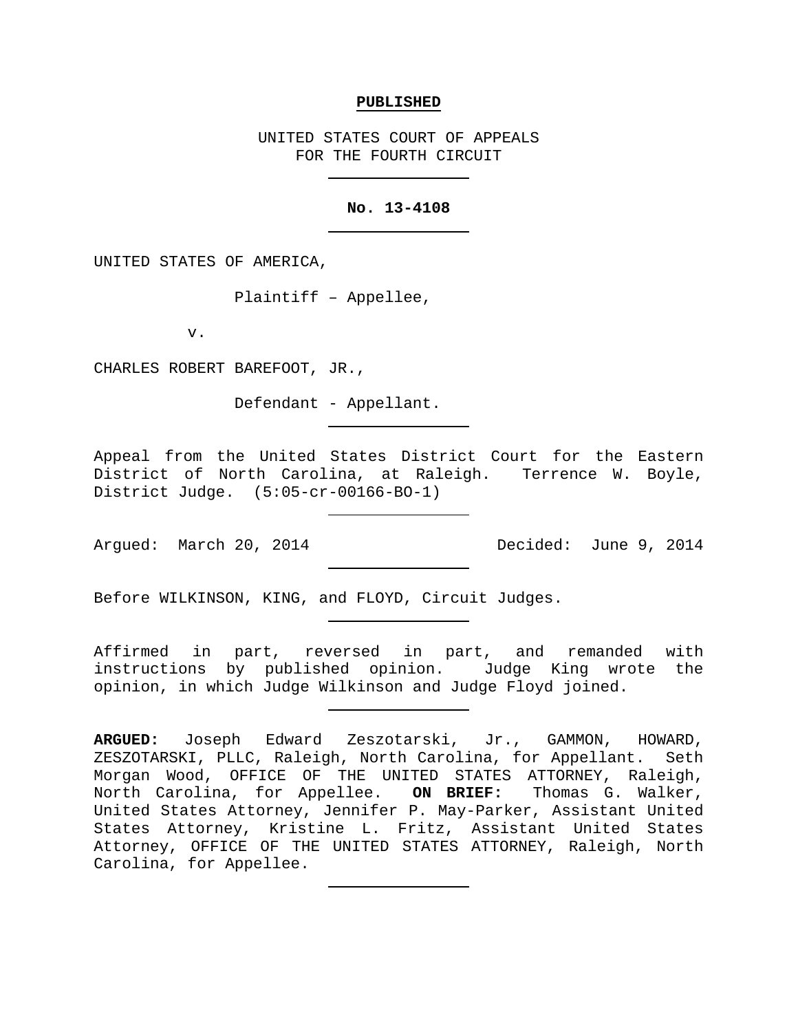**PUBLISHED**

UNITED STATES COURT OF APPEALS
FOR THE FOURTH CIRCUIT

---

**No. 13-4108**

---

UNITED STATES OF AMERICA,

Plaintiff – Appellee,

v.

CHARLES ROBERT BAREFOOT, JR.,

Defendant - Appellant.

---

Appeal from the United States District Court for the Eastern District of North Carolina, at Raleigh. Terrence W. Boyle, District Judge. (5:05-cr-00166-BO-1)

---

Argued: March 20, 2014 Decided: June 9, 2014

---

Before WILKINSON, KING, and FLOYD, Circuit Judges.

---

Affirmed in part, reversed in part, and remanded with instructions by published opinion. Judge King wrote the opinion, in which Judge Wilkinson and Judge Floyd joined.

---

**ARGUED:** Joseph Edward Zeszotarski, Jr., GAMMON, HOWARD, ZESZOTARSKI, PLLC, Raleigh, North Carolina, for Appellant. Seth Morgan Wood, OFFICE OF THE UNITED STATES ATTORNEY, Raleigh, North Carolina, for Appellee. **ON BRIEF:** Thomas G. Walker, United States Attorney, Jennifer P. May-Parker, Assistant United States Attorney, Kristine L. Fritz, Assistant United States Attorney, OFFICE OF THE UNITED STATES ATTORNEY, Raleigh, North Carolina, for Appellee.

---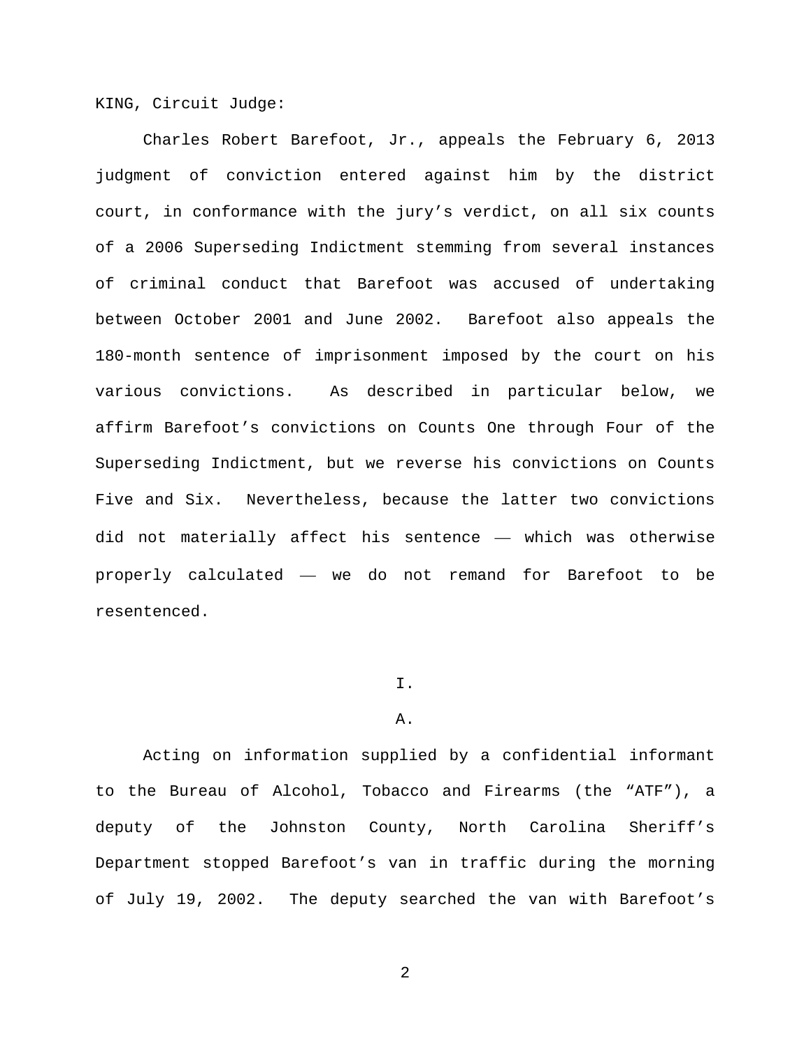KING, Circuit Judge:

Charles Robert Barefoot, Jr., appeals the February 6, 2013 judgment of conviction entered against him by the district court, in conformance with the jury's verdict, on all six counts of a 2006 Superseding Indictment stemming from several instances of criminal conduct that Barefoot was accused of undertaking between October 2001 and June 2002. Barefoot also appeals the 180-month sentence of imprisonment imposed by the court on his various convictions. As described in particular below, we affirm Barefoot's convictions on Counts One through Four of the Superseding Indictment, but we reverse his convictions on Counts Five and Six. Nevertheless, because the latter two convictions did not materially affect his sentence — which was otherwise properly calculated — we do not remand for Barefoot to be resentenced.

# I.

## A.

Acting on information supplied by a confidential informant to the Bureau of Alcohol, Tobacco and Firearms (the "ATF"), a deputy of the Johnston County, North Carolina Sheriff's Department stopped Barefoot's van in traffic during the morning of July 19, 2002. The deputy searched the van with Barefoot's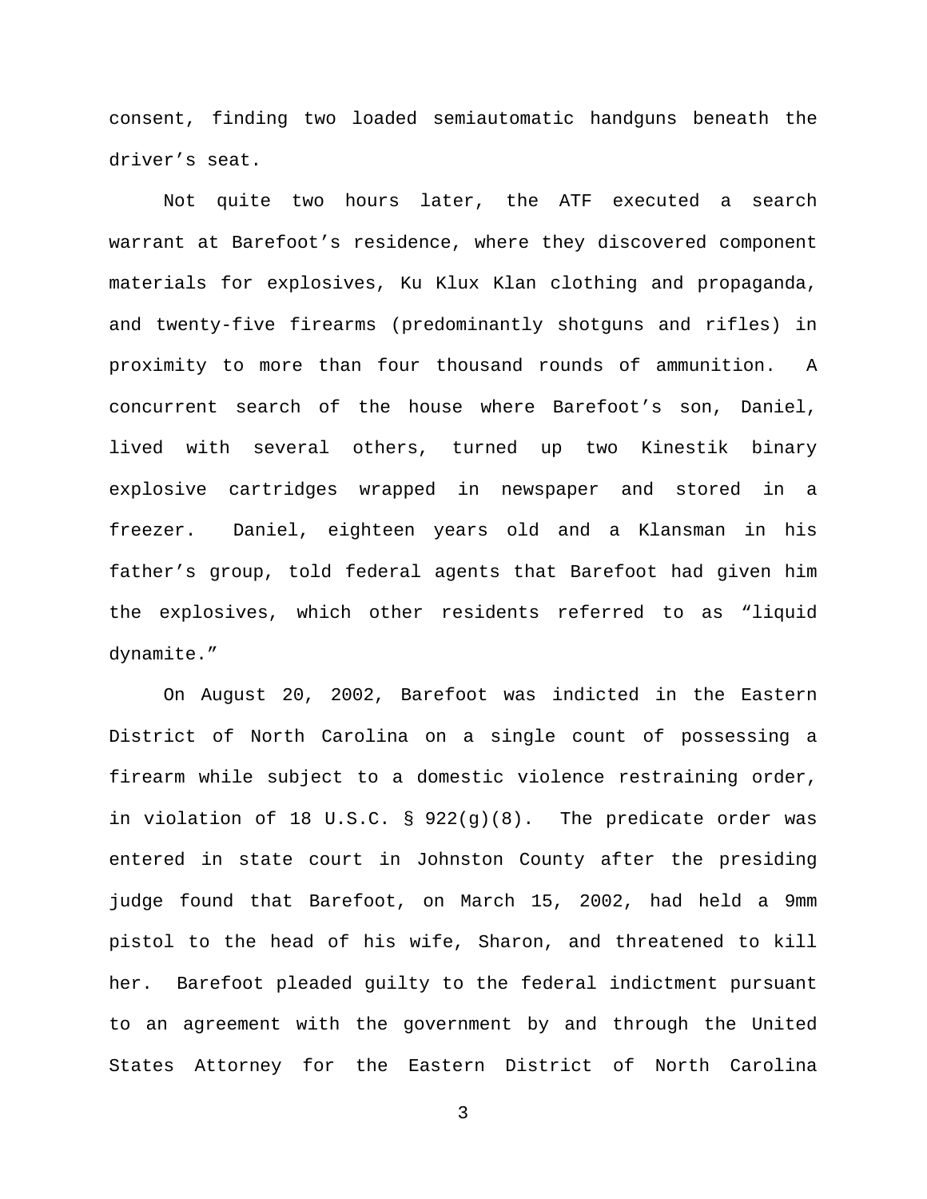consent, finding two loaded semiautomatic handguns beneath the driver's seat.

Not quite two hours later, the ATF executed a search warrant at Barefoot's residence, where they discovered component materials for explosives, Ku Klux Klan clothing and propaganda, and twenty-five firearms (predominantly shotguns and rifles) in proximity to more than four thousand rounds of ammunition. A concurrent search of the house where Barefoot's son, Daniel, lived with several others, turned up two Kinestik binary explosive cartridges wrapped in newspaper and stored in a freezer. Daniel, eighteen years old and a Klansman in his father's group, told federal agents that Barefoot had given him the explosives, which other residents referred to as "liquid dynamite."

On August 20, 2002, Barefoot was indicted in the Eastern District of North Carolina on a single count of possessing a firearm while subject to a domestic violence restraining order, in violation of 18 U.S.C. § 922(g)(8). The predicate order was entered in state court in Johnston County after the presiding judge found that Barefoot, on March 15, 2002, had held a 9mm pistol to the head of his wife, Sharon, and threatened to kill her. Barefoot pleaded guilty to the federal indictment pursuant to an agreement with the government by and through the United States Attorney for the Eastern District of North Carolina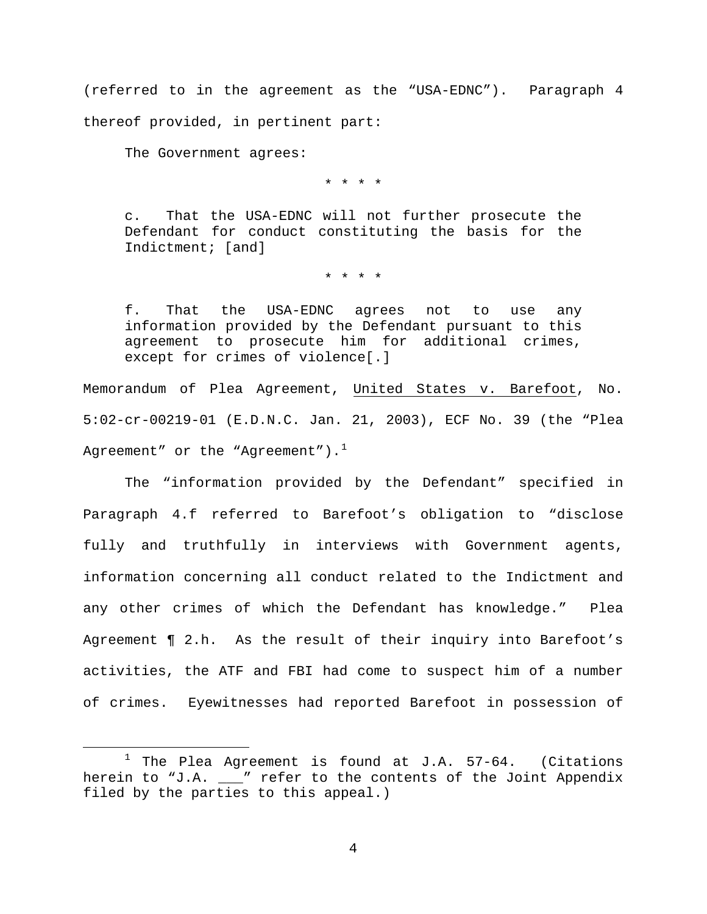(referred to in the agreement as the "USA-EDNC"). Paragraph 4 thereof provided, in pertinent part:

> The Government agrees:
>
> \* \* \* \*
>
> c. That the USA-EDNC will not further prosecute the Defendant for conduct constituting the basis for the Indictment; [and]
>
> \* \* \* \*
>
> f. That the USA-EDNC agrees not to use any information provided by the Defendant pursuant to this agreement to prosecute him for additional crimes, except for crimes of violence[.]

Memorandum of Plea Agreement, United States v. Barefoot, No. 5:02-cr-00219-01 (E.D.N.C. Jan. 21, 2003), ECF No. 39 (the "Plea Agreement" or the "Agreement").[1]

The "information provided by the Defendant" specified in Paragraph 4.f referred to Barefoot's obligation to "disclose fully and truthfully in interviews with Government agents, information concerning all conduct related to the Indictment and any other crimes of which the Defendant has knowledge." Plea Agreement ¶ 2.h. As the result of their inquiry into Barefoot's activities, the ATF and FBI had come to suspect him of a number of crimes. Eyewitnesses had reported Barefoot in possession of

---

[1] The Plea Agreement is found at J.A. 57-64. (Citations herein to "J.A. ___" refer to the contents of the Joint Appendix filed by the parties to this appeal.)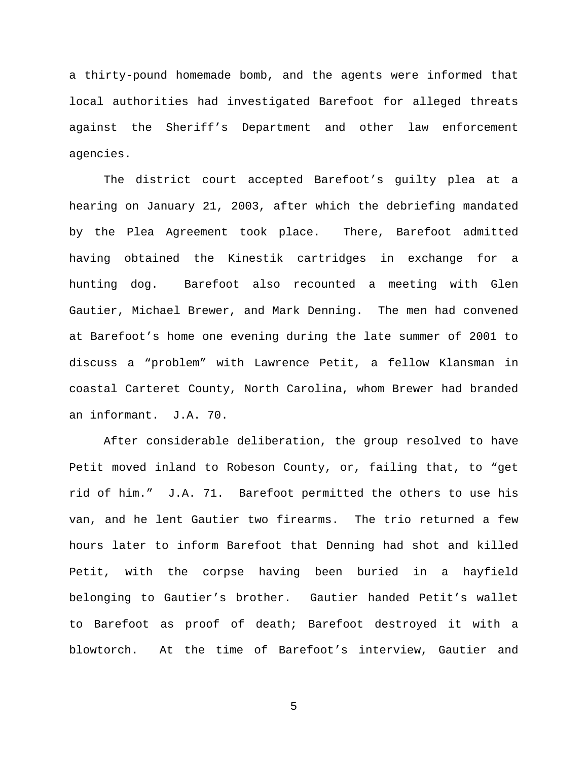a thirty-pound homemade bomb, and the agents were informed that local authorities had investigated Barefoot for alleged threats against the Sheriff's Department and other law enforcement agencies.

The district court accepted Barefoot's guilty plea at a hearing on January 21, 2003, after which the debriefing mandated by the Plea Agreement took place. There, Barefoot admitted having obtained the Kinestik cartridges in exchange for a hunting dog. Barefoot also recounted a meeting with Glen Gautier, Michael Brewer, and Mark Denning. The men had convened at Barefoot's home one evening during the late summer of 2001 to discuss a "problem" with Lawrence Petit, a fellow Klansman in coastal Carteret County, North Carolina, whom Brewer had branded an informant. J.A. 70.

After considerable deliberation, the group resolved to have Petit moved inland to Robeson County, or, failing that, to "get rid of him." J.A. 71. Barefoot permitted the others to use his van, and he lent Gautier two firearms. The trio returned a few hours later to inform Barefoot that Denning had shot and killed Petit, with the corpse having been buried in a hayfield belonging to Gautier's brother. Gautier handed Petit's wallet to Barefoot as proof of death; Barefoot destroyed it with a blowtorch. At the time of Barefoot's interview, Gautier and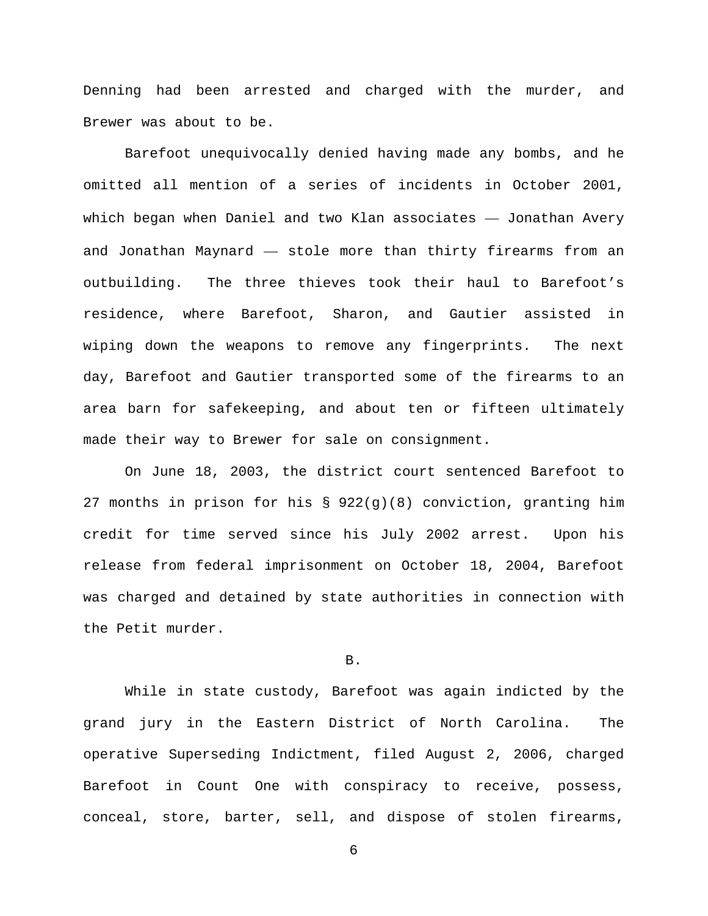Denning had been arrested and charged with the murder, and Brewer was about to be.

Barefoot unequivocally denied having made any bombs, and he omitted all mention of a series of incidents in October 2001, which began when Daniel and two Klan associates — Jonathan Avery and Jonathan Maynard — stole more than thirty firearms from an outbuilding. The three thieves took their haul to Barefoot's residence, where Barefoot, Sharon, and Gautier assisted in wiping down the weapons to remove any fingerprints. The next day, Barefoot and Gautier transported some of the firearms to an area barn for safekeeping, and about ten or fifteen ultimately made their way to Brewer for sale on consignment.

On June 18, 2003, the district court sentenced Barefoot to 27 months in prison for his § 922(g)(8) conviction, granting him credit for time served since his July 2002 arrest. Upon his release from federal imprisonment on October 18, 2004, Barefoot was charged and detained by state authorities in connection with the Petit murder.

B.

While in state custody, Barefoot was again indicted by the grand jury in the Eastern District of North Carolina. The operative Superseding Indictment, filed August 2, 2006, charged Barefoot in Count One with conspiracy to receive, possess, conceal, store, barter, sell, and dispose of stolen firearms,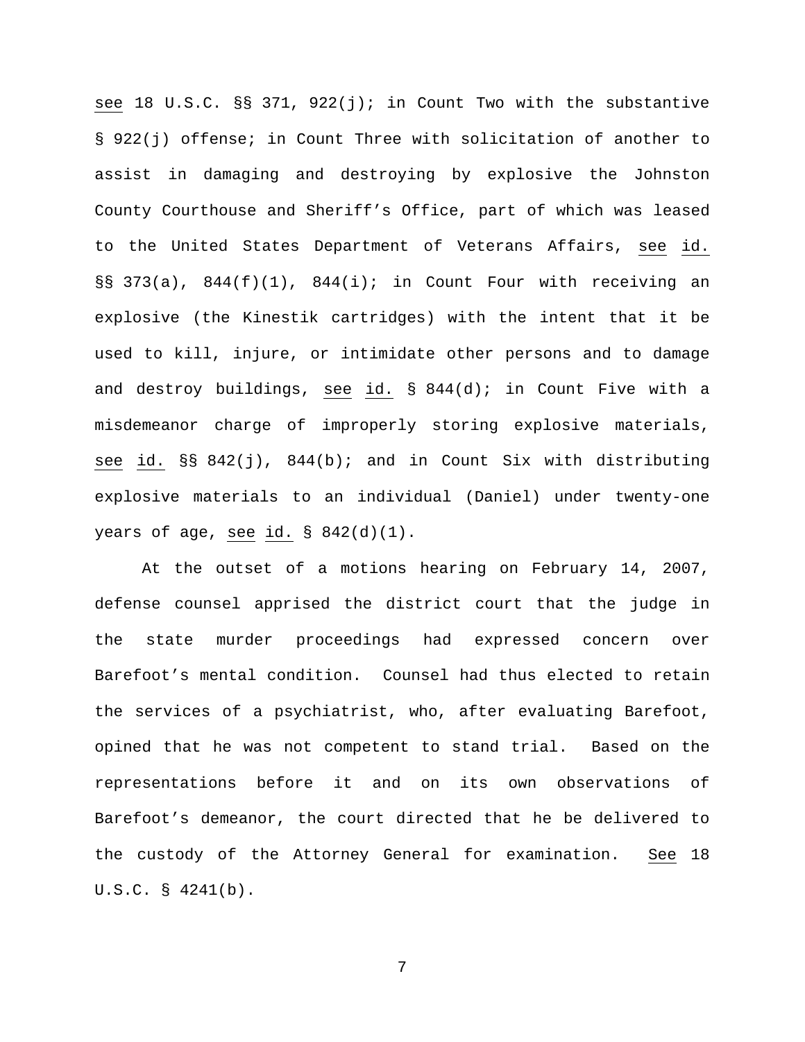see 18 U.S.C. §§ 371, 922(j); in Count Two with the substantive § 922(j) offense; in Count Three with solicitation of another to assist in damaging and destroying by explosive the Johnston County Courthouse and Sheriff's Office, part of which was leased to the United States Department of Veterans Affairs, see id. §§ 373(a), 844(f)(1), 844(i); in Count Four with receiving an explosive (the Kinestik cartridges) with the intent that it be used to kill, injure, or intimidate other persons and to damage and destroy buildings, see id. § 844(d); in Count Five with a misdemeanor charge of improperly storing explosive materials, see id. §§ 842(j), 844(b); and in Count Six with distributing explosive materials to an individual (Daniel) under twenty-one years of age, see id. § 842(d)(1).

At the outset of a motions hearing on February 14, 2007, defense counsel apprised the district court that the judge in the state murder proceedings had expressed concern over Barefoot's mental condition. Counsel had thus elected to retain the services of a psychiatrist, who, after evaluating Barefoot, opined that he was not competent to stand trial. Based on the representations before it and on its own observations of Barefoot's demeanor, the court directed that he be delivered to the custody of the Attorney General for examination. See 18 U.S.C. § 4241(b).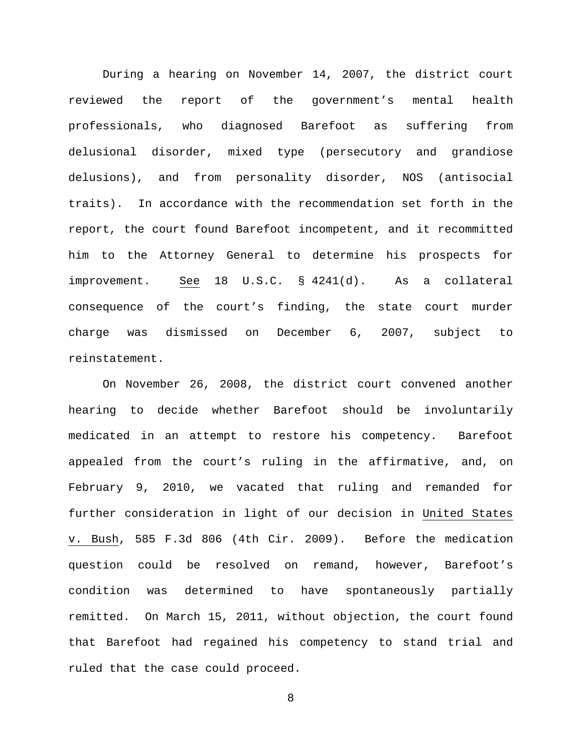During a hearing on November 14, 2007, the district court reviewed the report of the government's mental health professionals, who diagnosed Barefoot as suffering from delusional disorder, mixed type (persecutory and grandiose delusions), and from personality disorder, NOS (antisocial traits). In accordance with the recommendation set forth in the report, the court found Barefoot incompetent, and it recommitted him to the Attorney General to determine his prospects for improvement. See 18 U.S.C. § 4241(d). As a collateral consequence of the court's finding, the state court murder charge was dismissed on December 6, 2007, subject to reinstatement.

On November 26, 2008, the district court convened another hearing to decide whether Barefoot should be involuntarily medicated in an attempt to restore his competency. Barefoot appealed from the court's ruling in the affirmative, and, on February 9, 2010, we vacated that ruling and remanded for further consideration in light of our decision in United States v. Bush, 585 F.3d 806 (4th Cir. 2009). Before the medication question could be resolved on remand, however, Barefoot's condition was determined to have spontaneously partially remitted. On March 15, 2011, without objection, the court found that Barefoot had regained his competency to stand trial and ruled that the case could proceed.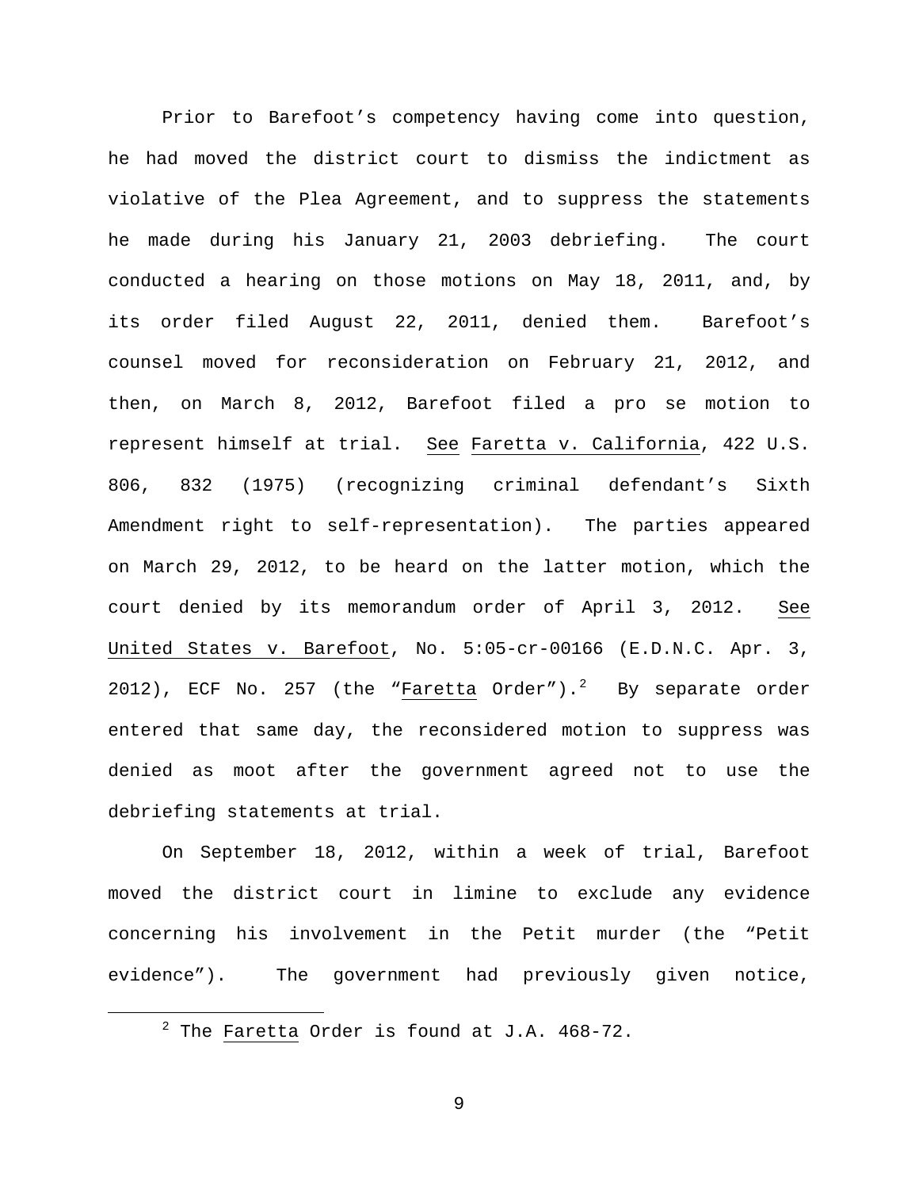Prior to Barefoot's competency having come into question, he had moved the district court to dismiss the indictment as violative of the Plea Agreement, and to suppress the statements he made during his January 21, 2003 debriefing. The court conducted a hearing on those motions on May 18, 2011, and, by its order filed August 22, 2011, denied them. Barefoot's counsel moved for reconsideration on February 21, 2012, and then, on March 8, 2012, Barefoot filed a pro se motion to represent himself at trial. _See_ _Faretta v. California_, 422 U.S. 806, 832 (1975) (recognizing criminal defendant's Sixth Amendment right to self-representation). The parties appeared on March 29, 2012, to be heard on the latter motion, which the court denied by its memorandum order of April 3, 2012. _See_ _United States v. Barefoot_, No. 5:05-cr-00166 (E.D.N.C. Apr. 3, 2012), ECF No. 257 (the "_Faretta_ Order").[2] By separate order entered that same day, the reconsidered motion to suppress was denied as moot after the government agreed not to use the debriefing statements at trial.

On September 18, 2012, within a week of trial, Barefoot moved the district court in limine to exclude any evidence concerning his involvement in the Petit murder (the "Petit evidence"). The government had previously given notice,

[2] The _Faretta_ Order is found at J.A. 468-72.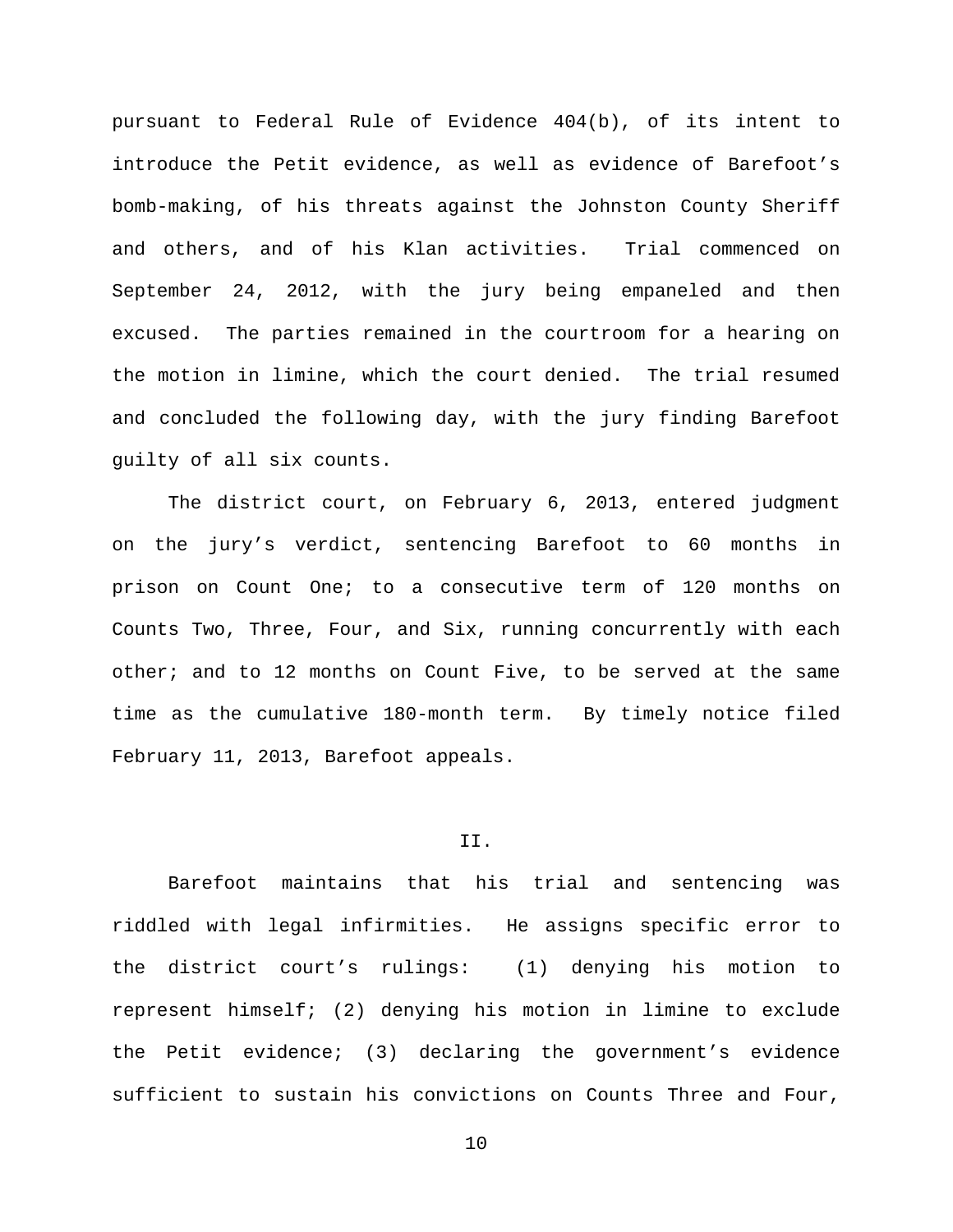pursuant to Federal Rule of Evidence 404(b), of its intent to introduce the Petit evidence, as well as evidence of Barefoot's bomb-making, of his threats against the Johnston County Sheriff and others, and of his Klan activities. Trial commenced on September 24, 2012, with the jury being empaneled and then excused. The parties remained in the courtroom for a hearing on the motion in limine, which the court denied. The trial resumed and concluded the following day, with the jury finding Barefoot guilty of all six counts.

The district court, on February 6, 2013, entered judgment on the jury's verdict, sentencing Barefoot to 60 months in prison on Count One; to a consecutive term of 120 months on Counts Two, Three, Four, and Six, running concurrently with each other; and to 12 months on Count Five, to be served at the same time as the cumulative 180-month term. By timely notice filed February 11, 2013, Barefoot appeals.

## II.

Barefoot maintains that his trial and sentencing was riddled with legal infirmities. He assigns specific error to the district court's rulings: (1) denying his motion to represent himself; (2) denying his motion in limine to exclude the Petit evidence; (3) declaring the government's evidence sufficient to sustain his convictions on Counts Three and Four,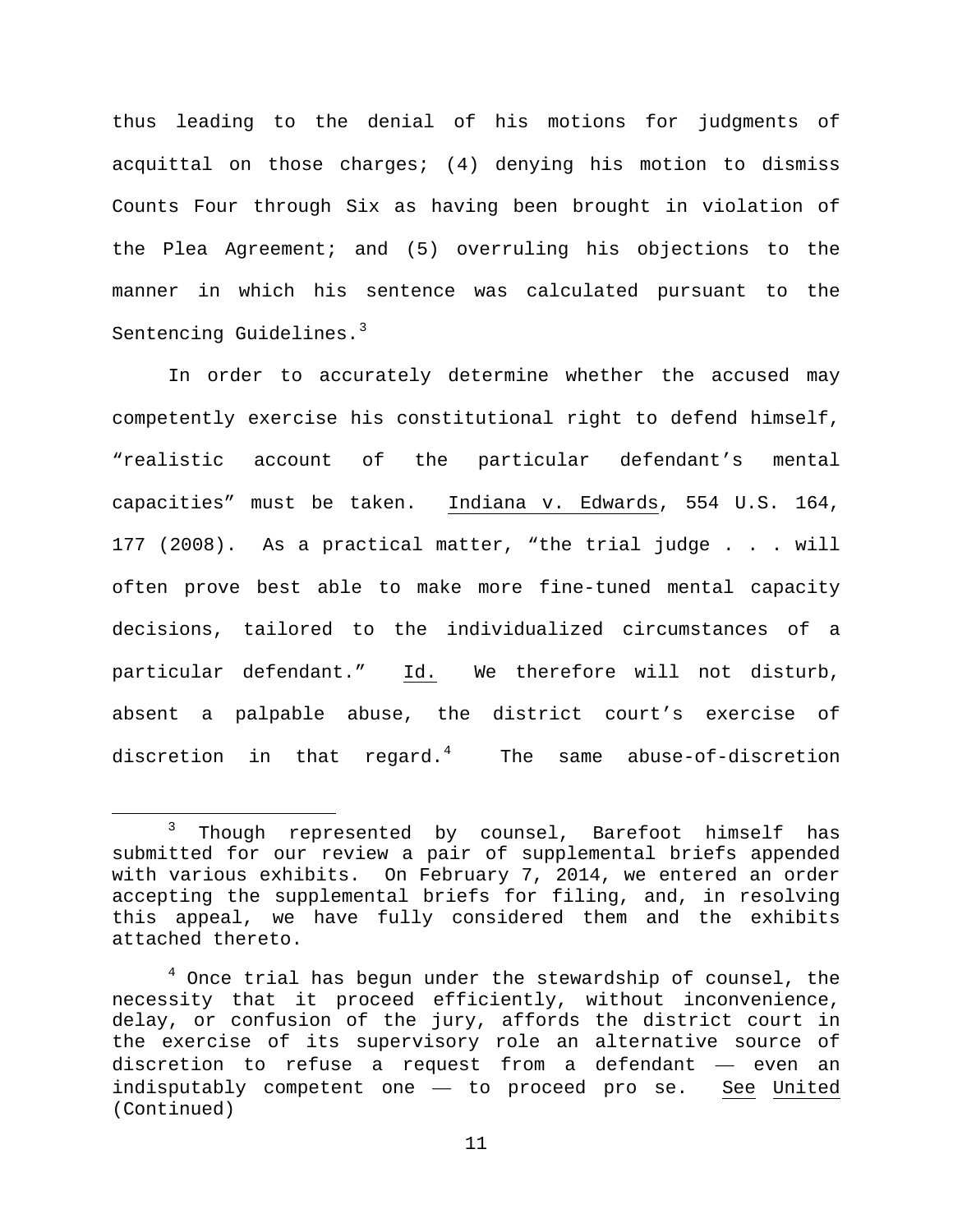thus leading to the denial of his motions for judgments of acquittal on those charges; (4) denying his motion to dismiss Counts Four through Six as having been brought in violation of the Plea Agreement; and (5) overruling his objections to the manner in which his sentence was calculated pursuant to the Sentencing Guidelines.[3]

In order to accurately determine whether the accused may competently exercise his constitutional right to defend himself, "realistic account of the particular defendant's mental capacities" must be taken. Indiana v. Edwards, 554 U.S. 164, 177 (2008). As a practical matter, "the trial judge . . . will often prove best able to make more fine-tuned mental capacity decisions, tailored to the individualized circumstances of a particular defendant." Id. We therefore will not disturb, absent a palpable abuse, the district court's exercise of discretion in that regard.[4] The same abuse-of-discretion

---

[3] Though represented by counsel, Barefoot himself has submitted for our review a pair of supplemental briefs appended with various exhibits. On February 7, 2014, we entered an order accepting the supplemental briefs for filing, and, in resolving this appeal, we have fully considered them and the exhibits attached thereto.

[4] Once trial has begun under the stewardship of counsel, the necessity that it proceed efficiently, without inconvenience, delay, or confusion of the jury, affords the district court in the exercise of its supervisory role an alternative source of discretion to refuse a request from a defendant — even an indisputably competent one — to proceed pro se. See United (Continued)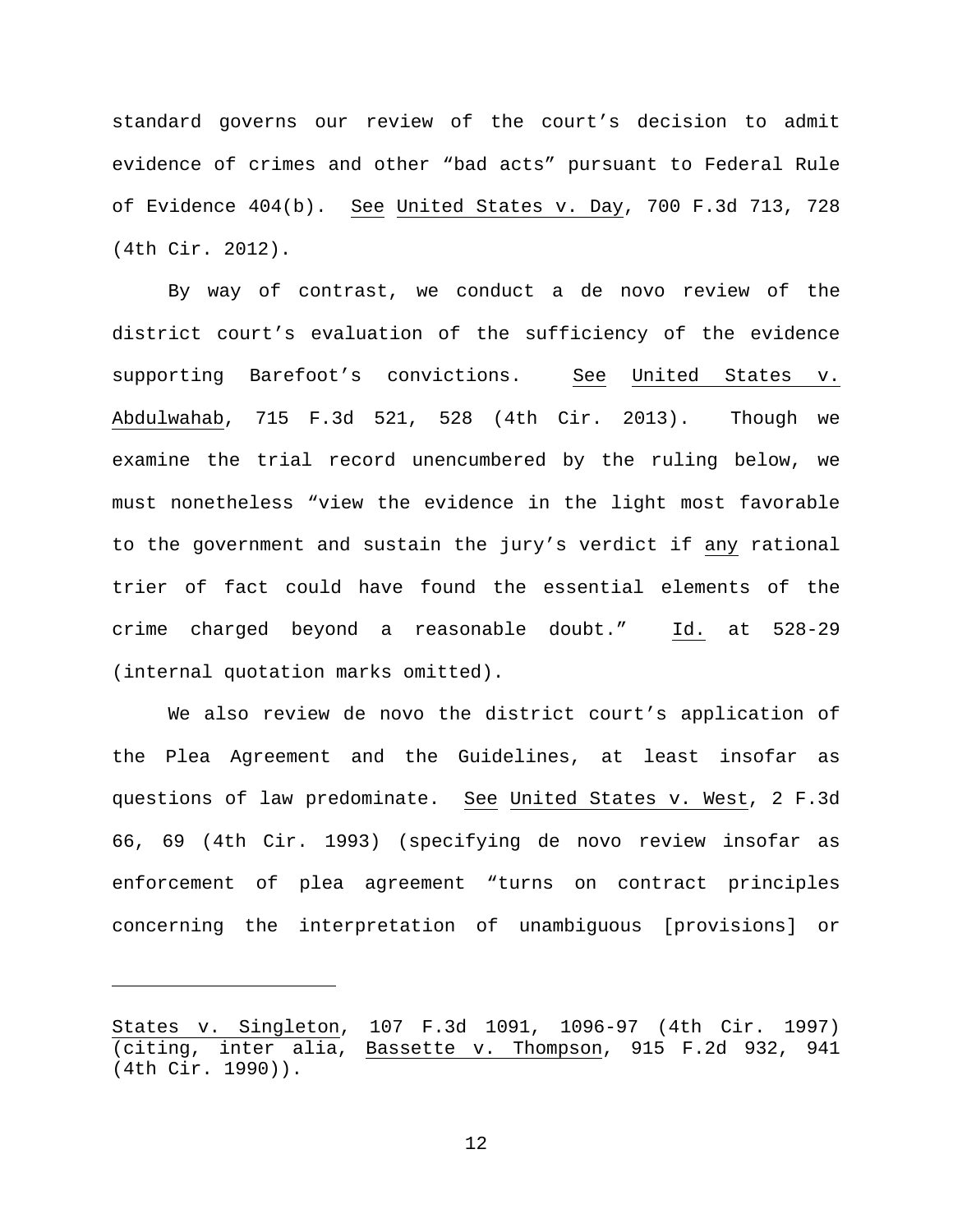standard governs our review of the court's decision to admit evidence of crimes and other "bad acts" pursuant to Federal Rule of Evidence 404(b). See United States v. Day, 700 F.3d 713, 728 (4th Cir. 2012).

By way of contrast, we conduct a de novo review of the district court's evaluation of the sufficiency of the evidence supporting Barefoot's convictions. See United States v. Abdulwahab, 715 F.3d 521, 528 (4th Cir. 2013). Though we examine the trial record unencumbered by the ruling below, we must nonetheless "view the evidence in the light most favorable to the government and sustain the jury's verdict if any rational trier of fact could have found the essential elements of the crime charged beyond a reasonable doubt." Id. at 528-29 (internal quotation marks omitted).

We also review de novo the district court's application of the Plea Agreement and the Guidelines, at least insofar as questions of law predominate. See United States v. West, 2 F.3d 66, 69 (4th Cir. 1993) (specifying de novo review insofar as enforcement of plea agreement "turns on contract principles concerning the interpretation of unambiguous [provisions] or

---

States v. Singleton, 107 F.3d 1091, 1096-97 (4th Cir. 1997) (citing, inter alia, Bassette v. Thompson, 915 F.2d 932, 941 (4th Cir. 1990)).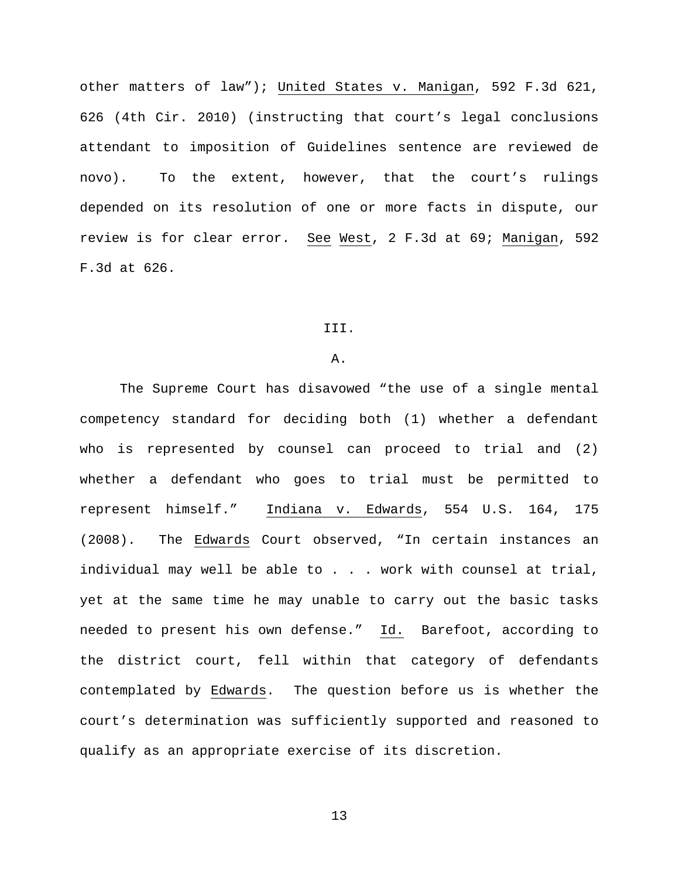other matters of law"); United States v. Manigan, 592 F.3d 621, 626 (4th Cir. 2010) (instructing that court's legal conclusions attendant to imposition of Guidelines sentence are reviewed de novo). To the extent, however, that the court's rulings depended on its resolution of one or more facts in dispute, our review is for clear error. See West, 2 F.3d at 69; Manigan, 592 F.3d at 626.

## III.

### A.

The Supreme Court has disavowed "the use of a single mental competency standard for deciding both (1) whether a defendant who is represented by counsel can proceed to trial and (2) whether a defendant who goes to trial must be permitted to represent himself." Indiana v. Edwards, 554 U.S. 164, 175 (2008). The Edwards Court observed, "In certain instances an individual may well be able to . . . work with counsel at trial, yet at the same time he may unable to carry out the basic tasks needed to present his own defense." Id. Barefoot, according to the district court, fell within that category of defendants contemplated by Edwards. The question before us is whether the court's determination was sufficiently supported and reasoned to qualify as an appropriate exercise of its discretion.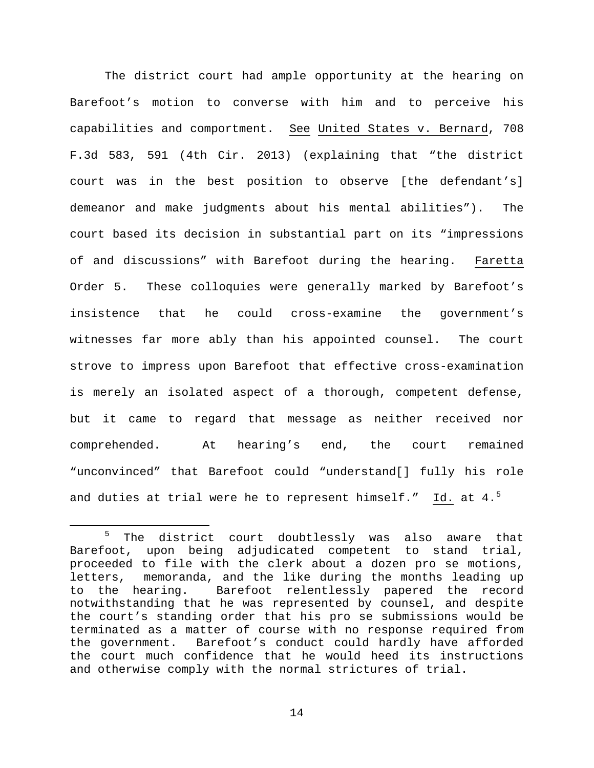The district court had ample opportunity at the hearing on Barefoot's motion to converse with him and to perceive his capabilities and comportment. See United States v. Bernard, 708 F.3d 583, 591 (4th Cir. 2013) (explaining that "the district court was in the best position to observe [the defendant's] demeanor and make judgments about his mental abilities"). The court based its decision in substantial part on its "impressions of and discussions" with Barefoot during the hearing. Faretta Order 5. These colloquies were generally marked by Barefoot's insistence that he could cross-examine the government's witnesses far more ably than his appointed counsel. The court strove to impress upon Barefoot that effective cross-examination is merely an isolated aspect of a thorough, competent defense, but it came to regard that message as neither received nor comprehended. At hearing's end, the court remained "unconvinced" that Barefoot could "understand[] fully his role and duties at trial were he to represent himself." Id. at 4.[5]

[5] The district court doubtlessly was also aware that Barefoot, upon being adjudicated competent to stand trial, proceeded to file with the clerk about a dozen pro se motions, letters, memoranda, and the like during the months leading up to the hearing. Barefoot relentlessly papered the record notwithstanding that he was represented by counsel, and despite the court's standing order that his pro se submissions would be terminated as a matter of course with no response required from the government. Barefoot's conduct could hardly have afforded the court much confidence that he would heed its instructions and otherwise comply with the normal strictures of trial.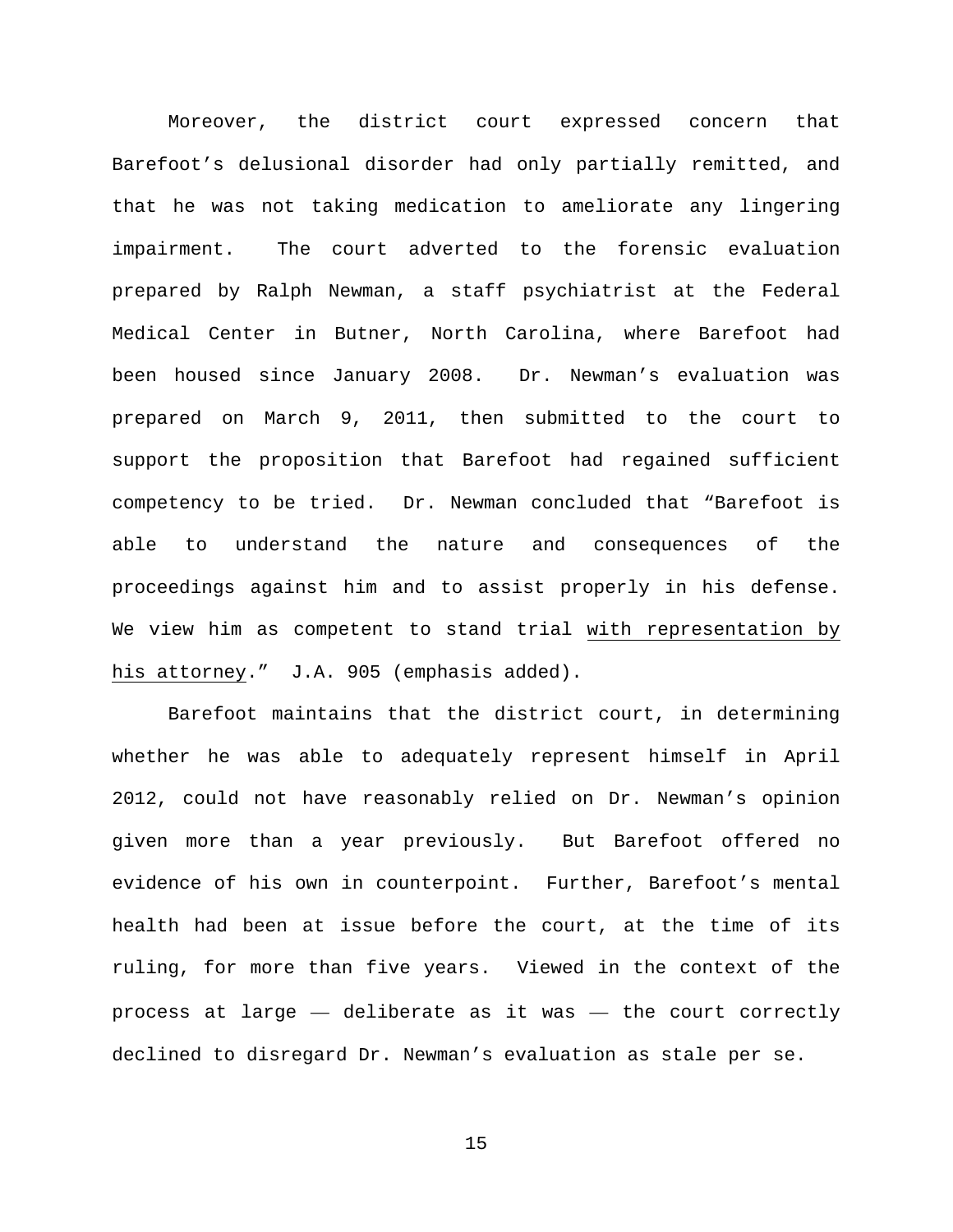Moreover, the district court expressed concern that Barefoot's delusional disorder had only partially remitted, and that he was not taking medication to ameliorate any lingering impairment. The court adverted to the forensic evaluation prepared by Ralph Newman, a staff psychiatrist at the Federal Medical Center in Butner, North Carolina, where Barefoot had been housed since January 2008. Dr. Newman's evaluation was prepared on March 9, 2011, then submitted to the court to support the proposition that Barefoot had regained sufficient competency to be tried. Dr. Newman concluded that "Barefoot is able to understand the nature and consequences of the proceedings against him and to assist properly in his defense. We view him as competent to stand trial <u>with representation by his attorney</u>." J.A. 905 (emphasis added).

Barefoot maintains that the district court, in determining whether he was able to adequately represent himself in April 2012, could not have reasonably relied on Dr. Newman's opinion given more than a year previously. But Barefoot offered no evidence of his own in counterpoint. Further, Barefoot's mental health had been at issue before the court, at the time of its ruling, for more than five years. Viewed in the context of the process at large — deliberate as it was — the court correctly declined to disregard Dr. Newman's evaluation as stale per se.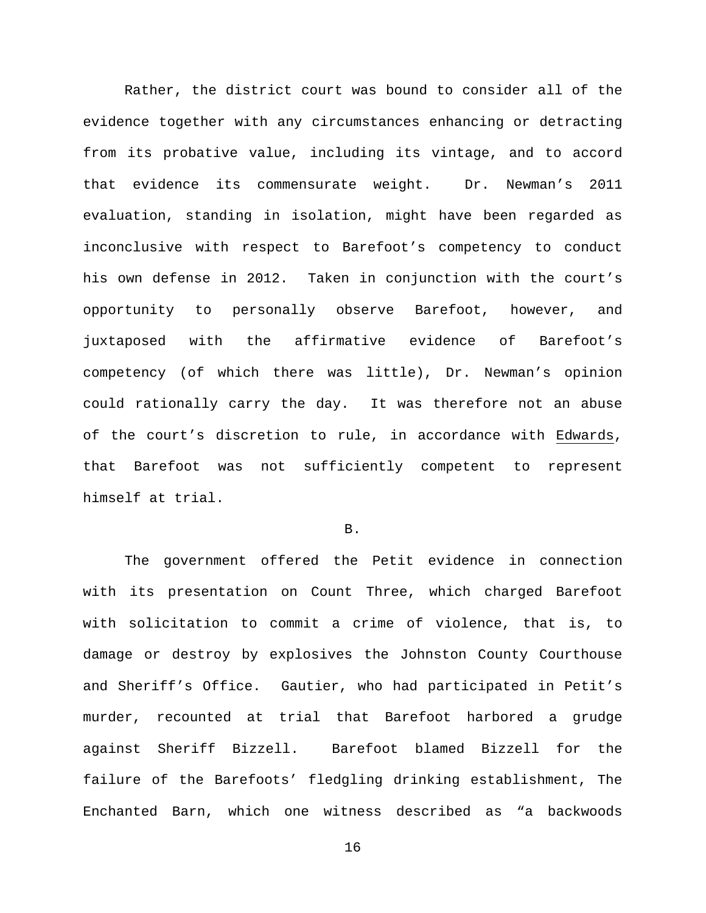Rather, the district court was bound to consider all of the evidence together with any circumstances enhancing or detracting from its probative value, including its vintage, and to accord that evidence its commensurate weight. Dr. Newman's 2011 evaluation, standing in isolation, might have been regarded as inconclusive with respect to Barefoot's competency to conduct his own defense in 2012. Taken in conjunction with the court's opportunity to personally observe Barefoot, however, and juxtaposed with the affirmative evidence of Barefoot's competency (of which there was little), Dr. Newman's opinion could rationally carry the day. It was therefore not an abuse of the court's discretion to rule, in accordance with Edwards, that Barefoot was not sufficiently competent to represent himself at trial.

B.

The government offered the Petit evidence in connection with its presentation on Count Three, which charged Barefoot with solicitation to commit a crime of violence, that is, to damage or destroy by explosives the Johnston County Courthouse and Sheriff's Office. Gautier, who had participated in Petit's murder, recounted at trial that Barefoot harbored a grudge against Sheriff Bizzell. Barefoot blamed Bizzell for the failure of the Barefoots' fledgling drinking establishment, The Enchanted Barn, which one witness described as "a backwoods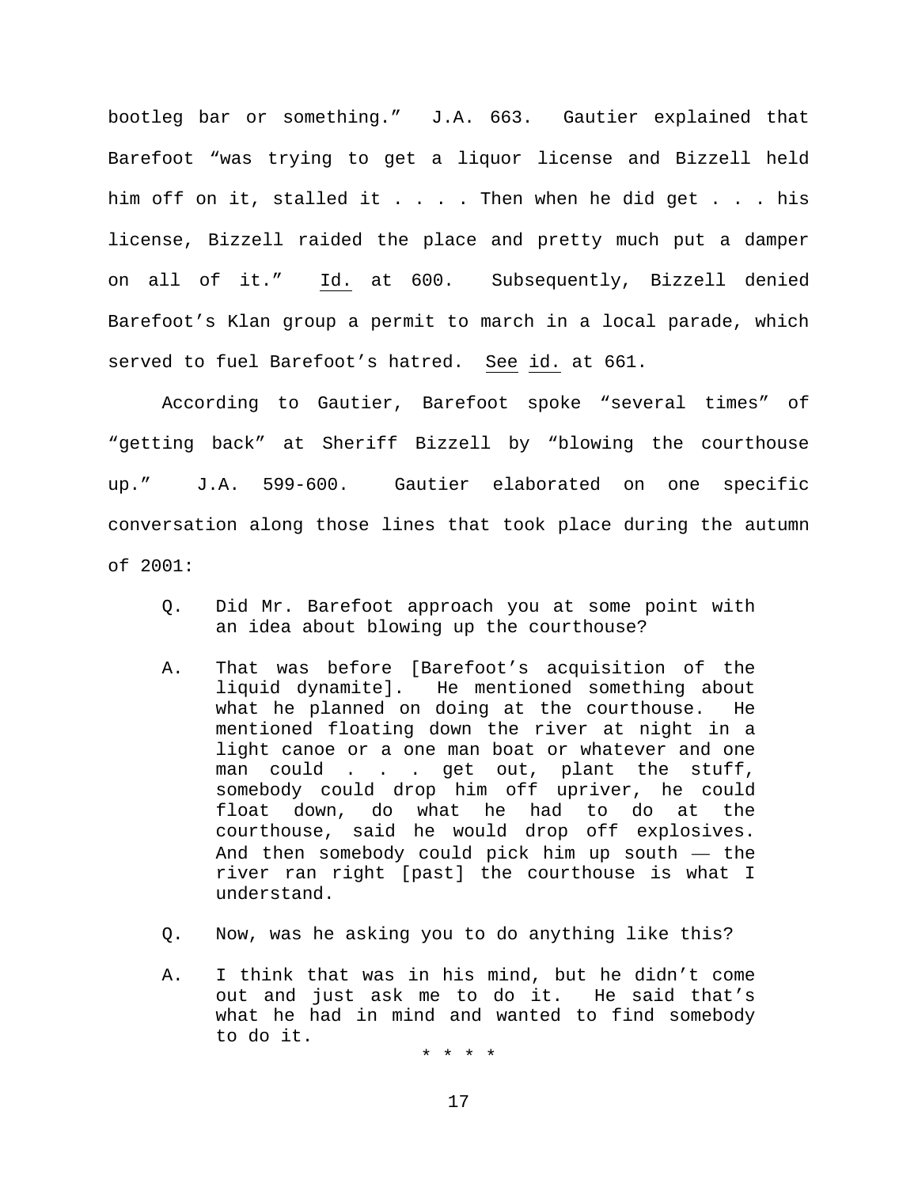bootleg bar or something." J.A. 663. Gautier explained that Barefoot "was trying to get a liquor license and Bizzell held him off on it, stalled it . . . . Then when he did get . . . his license, Bizzell raided the place and pretty much put a damper on all of it." Id. at 600. Subsequently, Bizzell denied Barefoot's Klan group a permit to march in a local parade, which served to fuel Barefoot's hatred. See id. at 661.

According to Gautier, Barefoot spoke "several times" of "getting back" at Sheriff Bizzell by "blowing the courthouse up." J.A. 599-600. Gautier elaborated on one specific conversation along those lines that took place during the autumn of 2001:

> Q. Did Mr. Barefoot approach you at some point with an idea about blowing up the courthouse?
>
> A. That was before [Barefoot's acquisition of the liquid dynamite]. He mentioned something about what he planned on doing at the courthouse. He mentioned floating down the river at night in a light canoe or a one man boat or whatever and one man could . . . get out, plant the stuff, somebody could drop him off upriver, he could float down, do what he had to do at the courthouse, said he would drop off explosives. And then somebody could pick him up south — the river ran right [past] the courthouse is what I understand.
>
> Q. Now, was he asking you to do anything like this?
>
> A. I think that was in his mind, but he didn't come out and just ask me to do it. He said that's what he had in mind and wanted to find somebody to do it.
>
> \* \* \* \*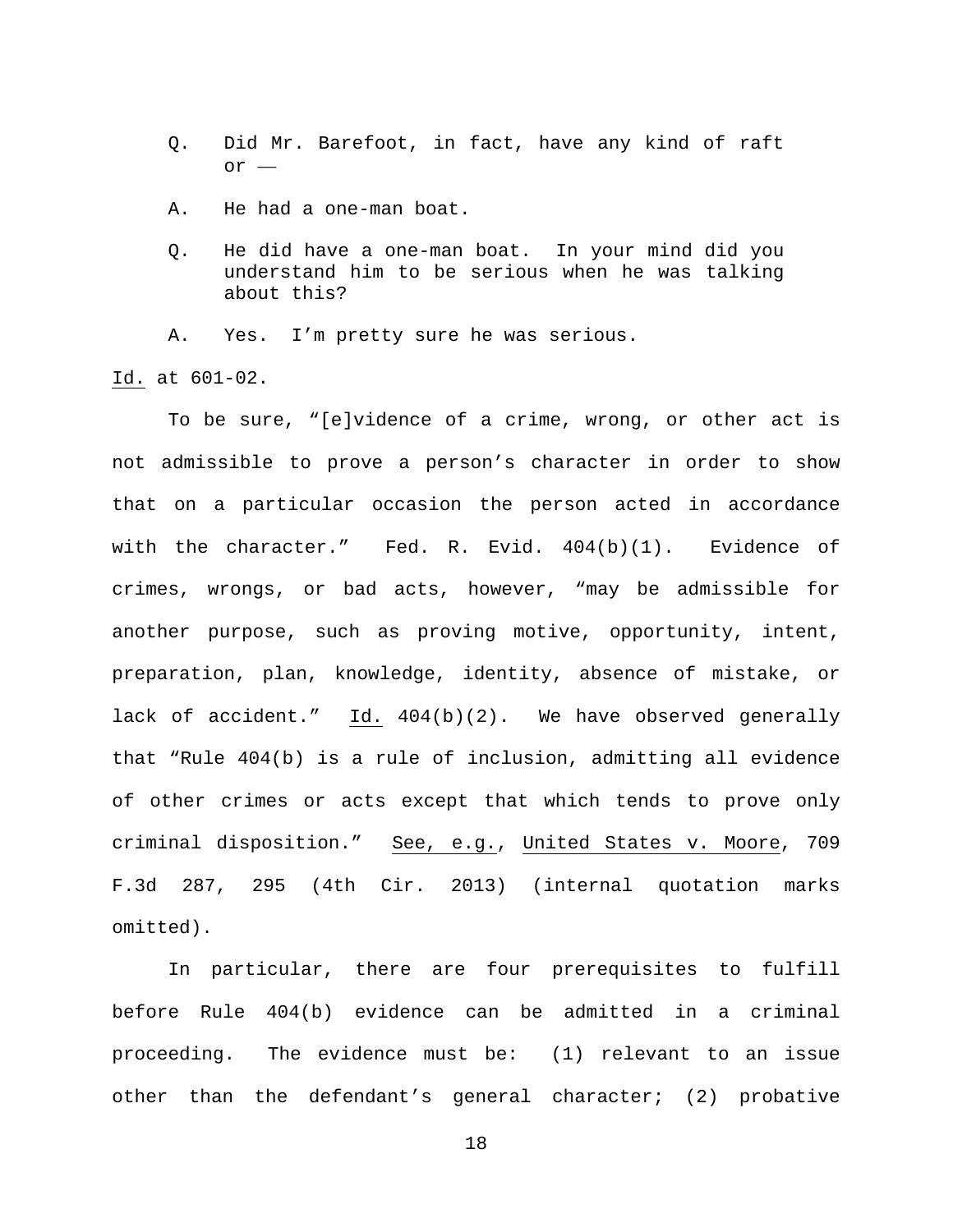Q. Did Mr. Barefoot, in fact, have any kind of raft or ––

A. He had a one-man boat.

Q. He did have a one-man boat. In your mind did you understand him to be serious when he was talking about this?

A. Yes. I'm pretty sure he was serious.

Id. at 601-02.

To be sure, "[e]vidence of a crime, wrong, or other act is not admissible to prove a person's character in order to show that on a particular occasion the person acted in accordance with the character." Fed. R. Evid. 404(b)(1). Evidence of crimes, wrongs, or bad acts, however, "may be admissible for another purpose, such as proving motive, opportunity, intent, preparation, plan, knowledge, identity, absence of mistake, or lack of accident." Id. 404(b)(2). We have observed generally that "Rule 404(b) is a rule of inclusion, admitting all evidence of other crimes or acts except that which tends to prove only criminal disposition." See, e.g., United States v. Moore, 709 F.3d 287, 295 (4th Cir. 2013) (internal quotation marks omitted).

In particular, there are four prerequisites to fulfill before Rule 404(b) evidence can be admitted in a criminal proceeding. The evidence must be: (1) relevant to an issue other than the defendant's general character; (2) probative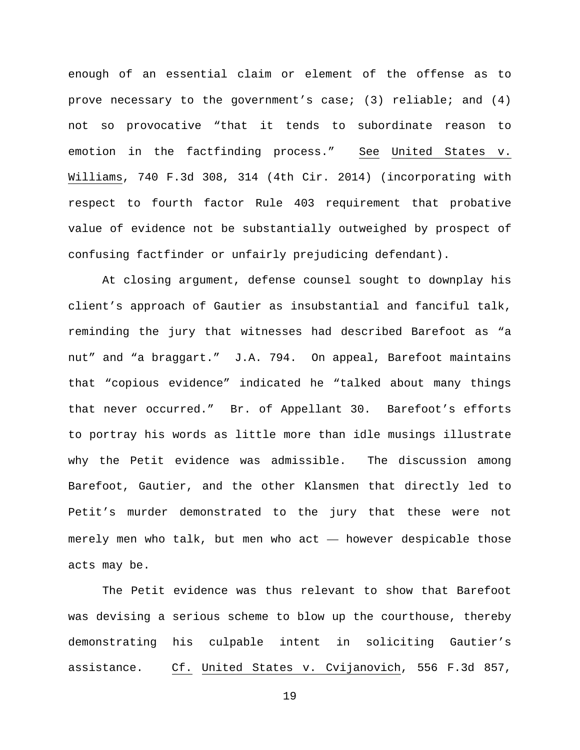enough of an essential claim or element of the offense as to prove necessary to the government's case; (3) reliable; and (4) not so provocative "that it tends to subordinate reason to emotion in the factfinding process." See United States v. Williams, 740 F.3d 308, 314 (4th Cir. 2014) (incorporating with respect to fourth factor Rule 403 requirement that probative value of evidence not be substantially outweighed by prospect of confusing factfinder or unfairly prejudicing defendant).

At closing argument, defense counsel sought to downplay his client's approach of Gautier as insubstantial and fanciful talk, reminding the jury that witnesses had described Barefoot as "a nut" and "a braggart." J.A. 794. On appeal, Barefoot maintains that "copious evidence" indicated he "talked about many things that never occurred." Br. of Appellant 30. Barefoot's efforts to portray his words as little more than idle musings illustrate why the Petit evidence was admissible. The discussion among Barefoot, Gautier, and the other Klansmen that directly led to Petit's murder demonstrated to the jury that these were not merely men who talk, but men who act —— however despicable those acts may be.

The Petit evidence was thus relevant to show that Barefoot was devising a serious scheme to blow up the courthouse, thereby demonstrating his culpable intent in soliciting Gautier's assistance. Cf. United States v. Cvijanovich, 556 F.3d 857,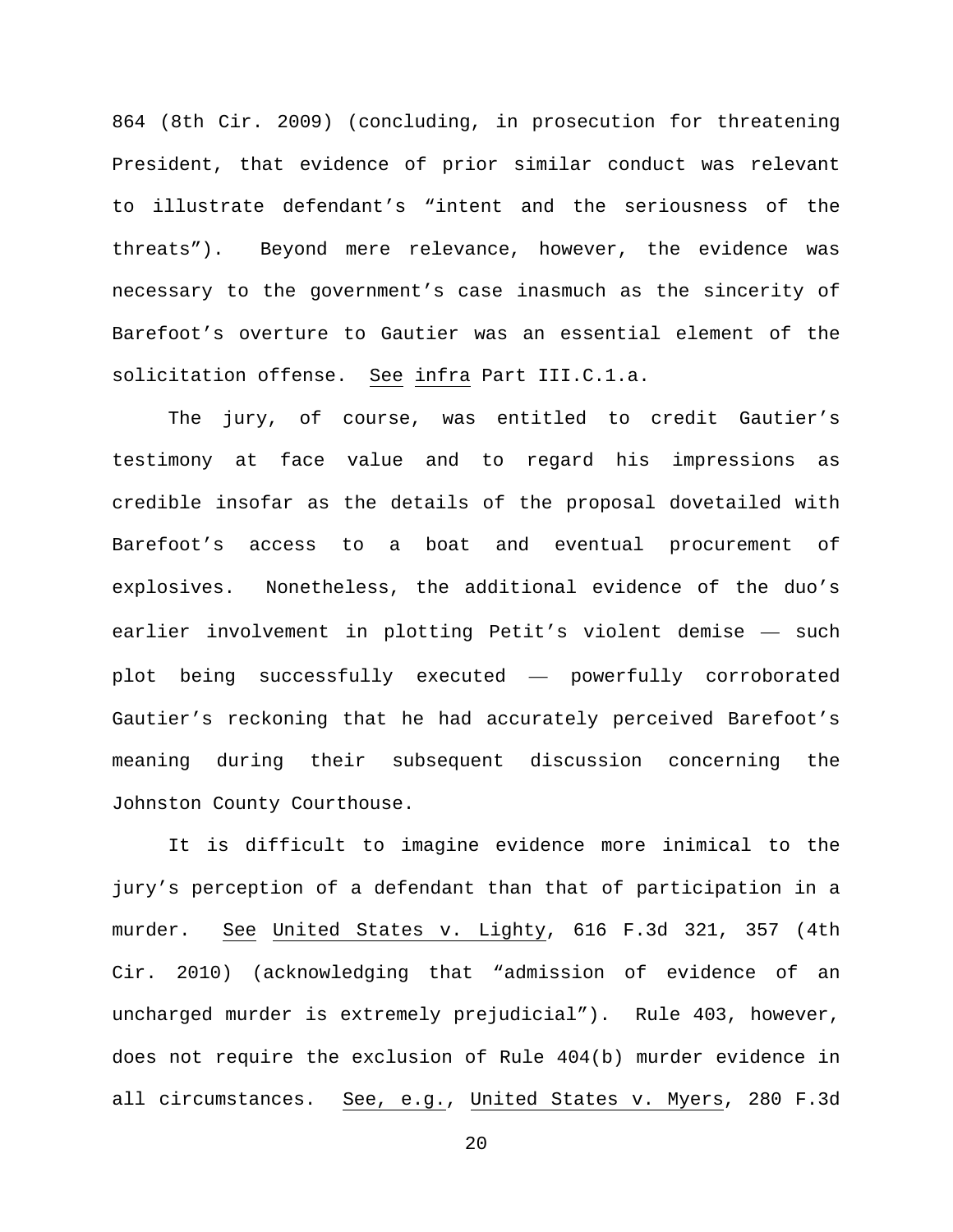864 (8th Cir. 2009) (concluding, in prosecution for threatening President, that evidence of prior similar conduct was relevant to illustrate defendant's "intent and the seriousness of the threats"). Beyond mere relevance, however, the evidence was necessary to the government's case inasmuch as the sincerity of Barefoot's overture to Gautier was an essential element of the solicitation offense. See infra Part III.C.1.a.

The jury, of course, was entitled to credit Gautier's testimony at face value and to regard his impressions as credible insofar as the details of the proposal dovetailed with Barefoot's access to a boat and eventual procurement of explosives. Nonetheless, the additional evidence of the duo's earlier involvement in plotting Petit's violent demise — such plot being successfully executed — powerfully corroborated Gautier's reckoning that he had accurately perceived Barefoot's meaning during their subsequent discussion concerning the Johnston County Courthouse.

It is difficult to imagine evidence more inimical to the jury's perception of a defendant than that of participation in a murder. See United States v. Lighty, 616 F.3d 321, 357 (4th Cir. 2010) (acknowledging that "admission of evidence of an uncharged murder is extremely prejudicial"). Rule 403, however, does not require the exclusion of Rule 404(b) murder evidence in all circumstances. See, e.g., United States v. Myers, 280 F.3d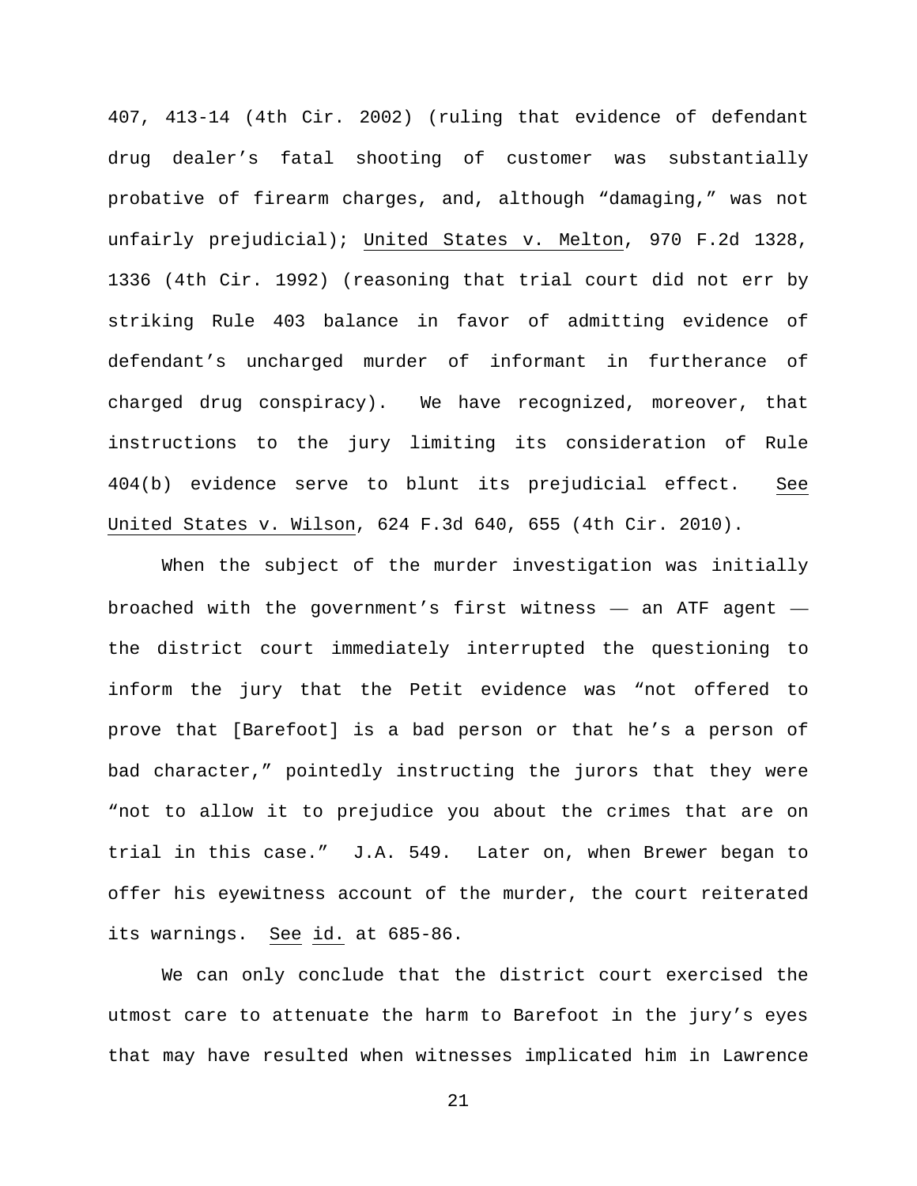407, 413-14 (4th Cir. 2002) (ruling that evidence of defendant drug dealer's fatal shooting of customer was substantially probative of firearm charges, and, although "damaging," was not unfairly prejudicial); United States v. Melton, 970 F.2d 1328, 1336 (4th Cir. 1992) (reasoning that trial court did not err by striking Rule 403 balance in favor of admitting evidence of defendant's uncharged murder of informant in furtherance of charged drug conspiracy). We have recognized, moreover, that instructions to the jury limiting its consideration of Rule 404(b) evidence serve to blunt its prejudicial effect. See United States v. Wilson, 624 F.3d 640, 655 (4th Cir. 2010).

When the subject of the murder investigation was initially broached with the government's first witness —— an ATF agent —— the district court immediately interrupted the questioning to inform the jury that the Petit evidence was "not offered to prove that [Barefoot] is a bad person or that he's a person of bad character," pointedly instructing the jurors that they were "not to allow it to prejudice you about the crimes that are on trial in this case." J.A. 549. Later on, when Brewer began to offer his eyewitness account of the murder, the court reiterated its warnings. See id. at 685-86.

We can only conclude that the district court exercised the utmost care to attenuate the harm to Barefoot in the jury's eyes that may have resulted when witnesses implicated him in Lawrence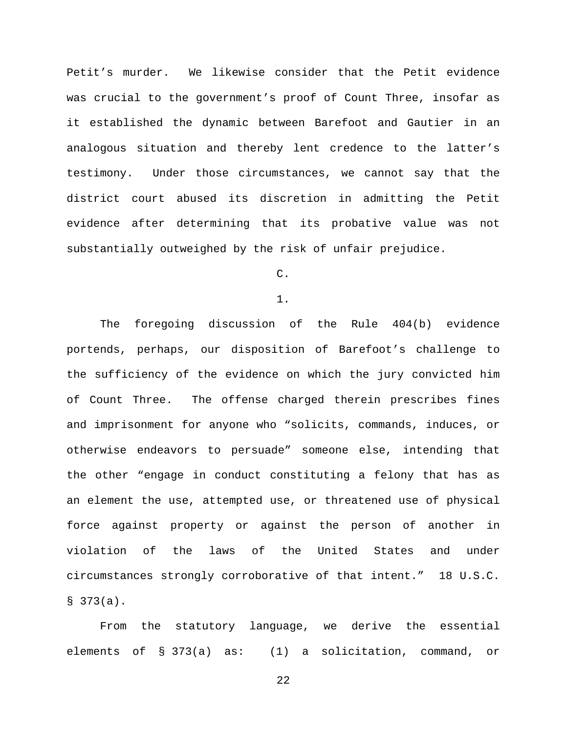Petit's murder. We likewise consider that the Petit evidence was crucial to the government's proof of Count Three, insofar as it established the dynamic between Barefoot and Gautier in an analogous situation and thereby lent credence to the latter's testimony. Under those circumstances, we cannot say that the district court abused its discretion in admitting the Petit evidence after determining that its probative value was not substantially outweighed by the risk of unfair prejudice.

C.

1.

The foregoing discussion of the Rule 404(b) evidence portends, perhaps, our disposition of Barefoot's challenge to the sufficiency of the evidence on which the jury convicted him of Count Three. The offense charged therein prescribes fines and imprisonment for anyone who "solicits, commands, induces, or otherwise endeavors to persuade" someone else, intending that the other "engage in conduct constituting a felony that has as an element the use, attempted use, or threatened use of physical force against property or against the person of another in violation of the laws of the United States and under circumstances strongly corroborative of that intent." 18 U.S.C. § 373(a).

From the statutory language, we derive the essential elements of § 373(a) as: (1) a solicitation, command, or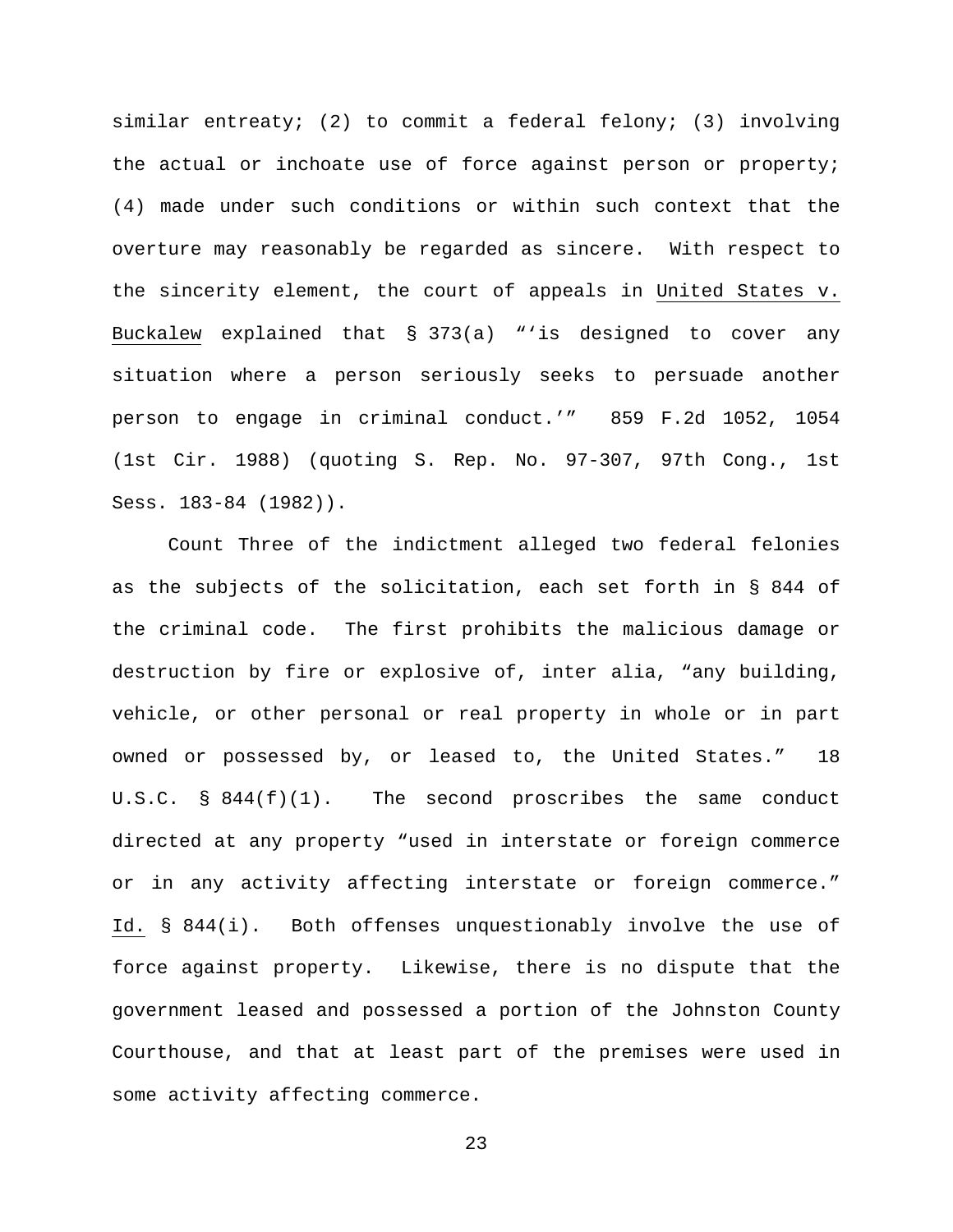similar entreaty; (2) to commit a federal felony; (3) involving the actual or inchoate use of force against person or property; (4) made under such conditions or within such context that the overture may reasonably be regarded as sincere. With respect to the sincerity element, the court of appeals in United States v. Buckalew explained that § 373(a) "'is designed to cover any situation where a person seriously seeks to persuade another person to engage in criminal conduct.'" 859 F.2d 1052, 1054 (1st Cir. 1988) (quoting S. Rep. No. 97-307, 97th Cong., 1st Sess. 183-84 (1982)).

Count Three of the indictment alleged two federal felonies as the subjects of the solicitation, each set forth in § 844 of the criminal code. The first prohibits the malicious damage or destruction by fire or explosive of, inter alia, "any building, vehicle, or other personal or real property in whole or in part owned or possessed by, or leased to, the United States." 18 U.S.C. § 844(f)(1). The second proscribes the same conduct directed at any property "used in interstate or foreign commerce or in any activity affecting interstate or foreign commerce." Id. § 844(i). Both offenses unquestionably involve the use of force against property. Likewise, there is no dispute that the government leased and possessed a portion of the Johnston County Courthouse, and that at least part of the premises were used in some activity affecting commerce.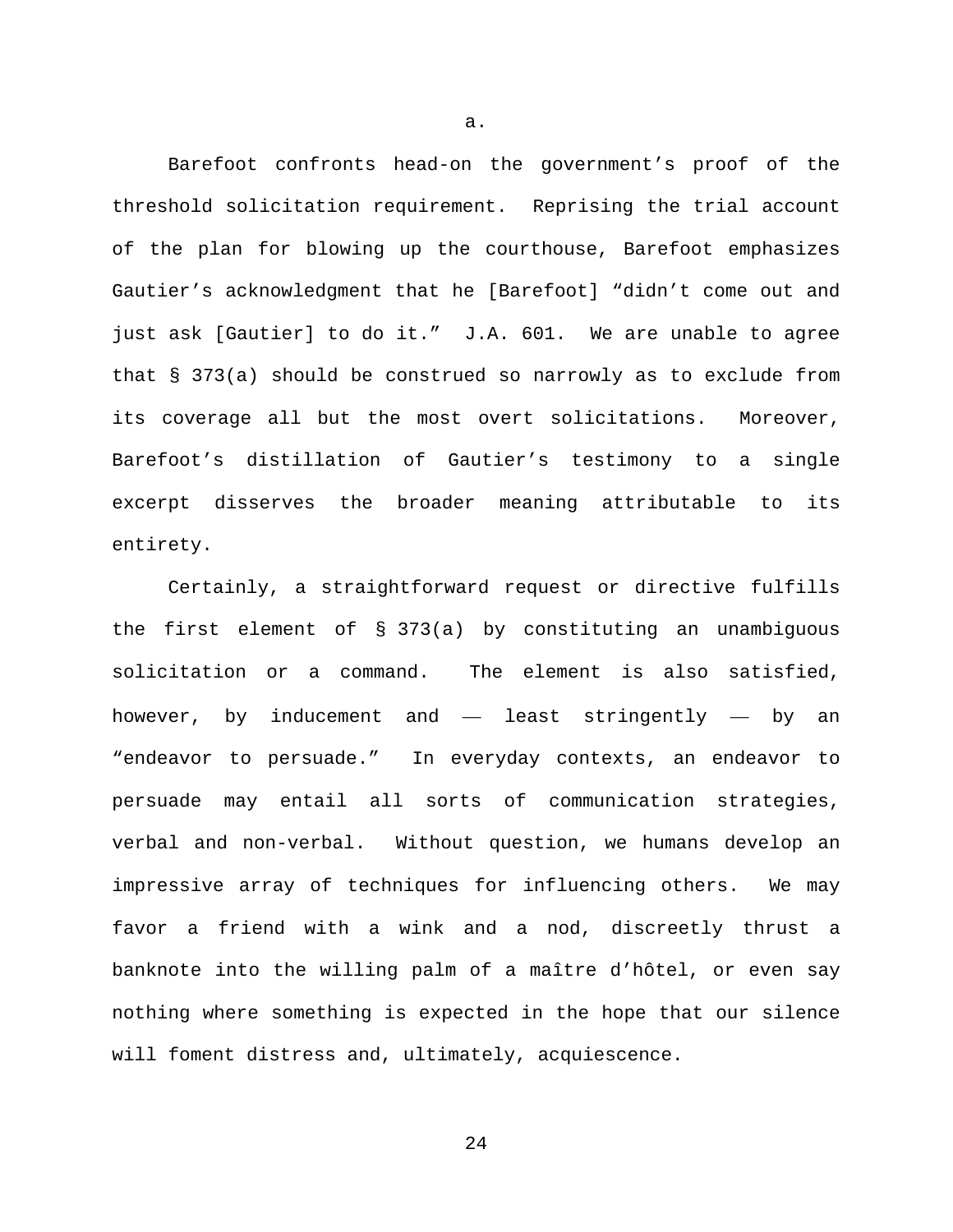a.

Barefoot confronts head-on the government's proof of the threshold solicitation requirement. Reprising the trial account of the plan for blowing up the courthouse, Barefoot emphasizes Gautier's acknowledgment that he [Barefoot] "didn't come out and just ask [Gautier] to do it." J.A. 601. We are unable to agree that § 373(a) should be construed so narrowly as to exclude from its coverage all but the most overt solicitations. Moreover, Barefoot's distillation of Gautier's testimony to a single excerpt disserves the broader meaning attributable to its entirety.

Certainly, a straightforward request or directive fulfills the first element of § 373(a) by constituting an unambiguous solicitation or a command. The element is also satisfied, however, by inducement and — least stringently — by an "endeavor to persuade." In everyday contexts, an endeavor to persuade may entail all sorts of communication strategies, verbal and non-verbal. Without question, we humans develop an impressive array of techniques for influencing others. We may favor a friend with a wink and a nod, discreetly thrust a banknote into the willing palm of a maître d'hôtel, or even say nothing where something is expected in the hope that our silence will foment distress and, ultimately, acquiescence.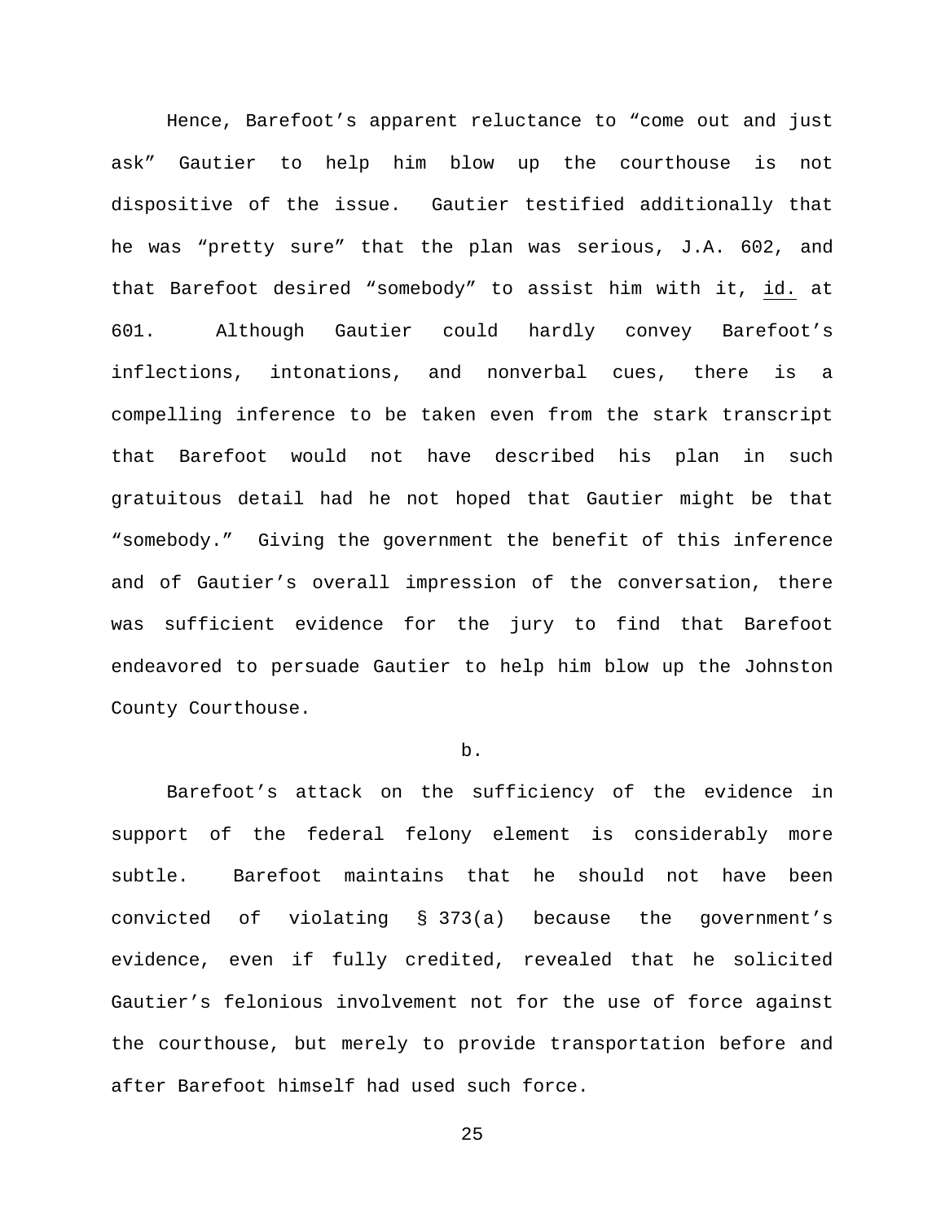Hence, Barefoot's apparent reluctance to "come out and just ask" Gautier to help him blow up the courthouse is not dispositive of the issue. Gautier testified additionally that he was "pretty sure" that the plan was serious, J.A. 602, and that Barefoot desired "somebody" to assist him with it, id. at 601. Although Gautier could hardly convey Barefoot's inflections, intonations, and nonverbal cues, there is a compelling inference to be taken even from the stark transcript that Barefoot would not have described his plan in such gratuitous detail had he not hoped that Gautier might be that "somebody." Giving the government the benefit of this inference and of Gautier's overall impression of the conversation, there was sufficient evidence for the jury to find that Barefoot endeavored to persuade Gautier to help him blow up the Johnston County Courthouse.

b.

Barefoot's attack on the sufficiency of the evidence in support of the federal felony element is considerably more subtle. Barefoot maintains that he should not have been convicted of violating § 373(a) because the government's evidence, even if fully credited, revealed that he solicited Gautier's felonious involvement not for the use of force against the courthouse, but merely to provide transportation before and after Barefoot himself had used such force.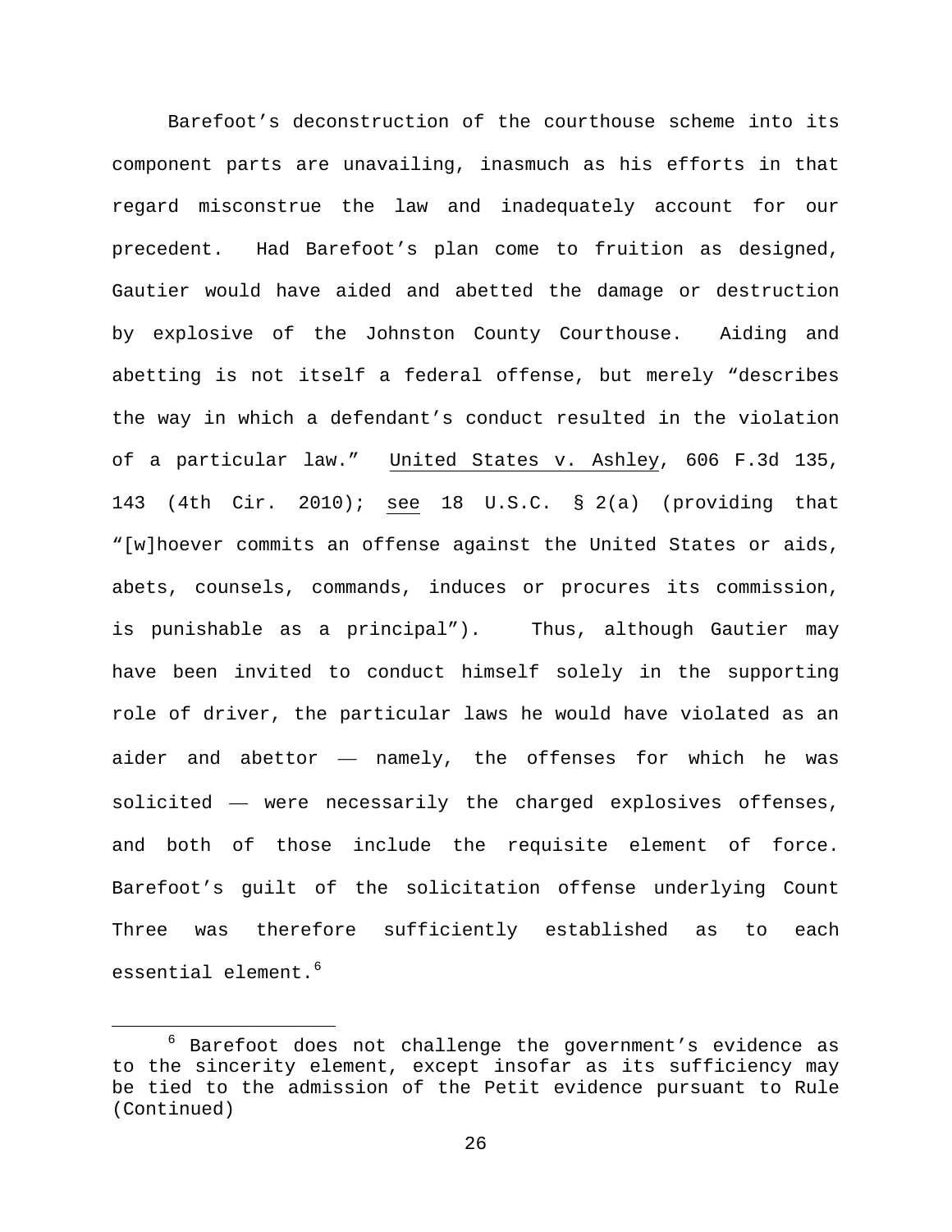Barefoot's deconstruction of the courthouse scheme into its component parts are unavailing, inasmuch as his efforts in that regard misconstrue the law and inadequately account for our precedent. Had Barefoot's plan come to fruition as designed, Gautier would have aided and abetted the damage or destruction by explosive of the Johnston County Courthouse. Aiding and abetting is not itself a federal offense, but merely "describes the way in which a defendant's conduct resulted in the violation of a particular law." United States v. Ashley, 606 F.3d 135, 143 (4th Cir. 2010); see 18 U.S.C. § 2(a) (providing that "[w]hoever commits an offense against the United States or aids, abets, counsels, commands, induces or procures its commission, is punishable as a principal"). Thus, although Gautier may have been invited to conduct himself solely in the supporting role of driver, the particular laws he would have violated as an aider and abettor — namely, the offenses for which he was solicited — were necessarily the charged explosives offenses, and both of those include the requisite element of force. Barefoot's guilt of the solicitation offense underlying Count Three was therefore sufficiently established as to each essential element.[6]

---

[6] Barefoot does not challenge the government's evidence as to the sincerity element, except insofar as its sufficiency may be tied to the admission of the Petit evidence pursuant to Rule (Continued)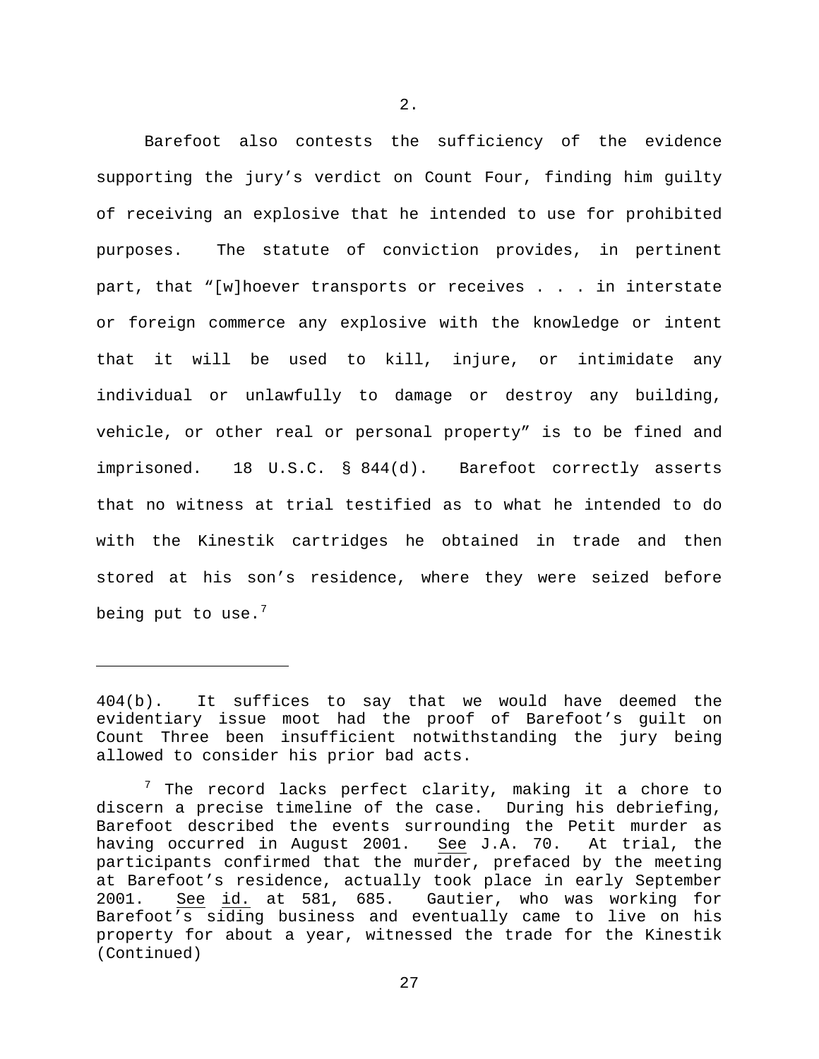2.

Barefoot also contests the sufficiency of the evidence supporting the jury's verdict on Count Four, finding him guilty of receiving an explosive that he intended to use for prohibited purposes. The statute of conviction provides, in pertinent part, that "[w]hoever transports or receives . . . in interstate or foreign commerce any explosive with the knowledge or intent that it will be used to kill, injure, or intimidate any individual or unlawfully to damage or destroy any building, vehicle, or other real or personal property" is to be fined and imprisoned. 18 U.S.C. § 844(d). Barefoot correctly asserts that no witness at trial testified as to what he intended to do with the Kinestik cartridges he obtained in trade and then stored at his son's residence, where they were seized before being put to use.[7]

---

404(b). It suffices to say that we would have deemed the evidentiary issue moot had the proof of Barefoot's guilt on Count Three been insufficient notwithstanding the jury being allowed to consider his prior bad acts.

[7] The record lacks perfect clarity, making it a chore to discern a precise timeline of the case. During his debriefing, Barefoot described the events surrounding the Petit murder as having occurred in August 2001. See J.A. 70. At trial, the participants confirmed that the murder, prefaced by the meeting at Barefoot's residence, actually took place in early September 2001. See id. at 581, 685. Gautier, who was working for Barefoot's siding business and eventually came to live on his property for about a year, witnessed the trade for the Kinestik (Continued)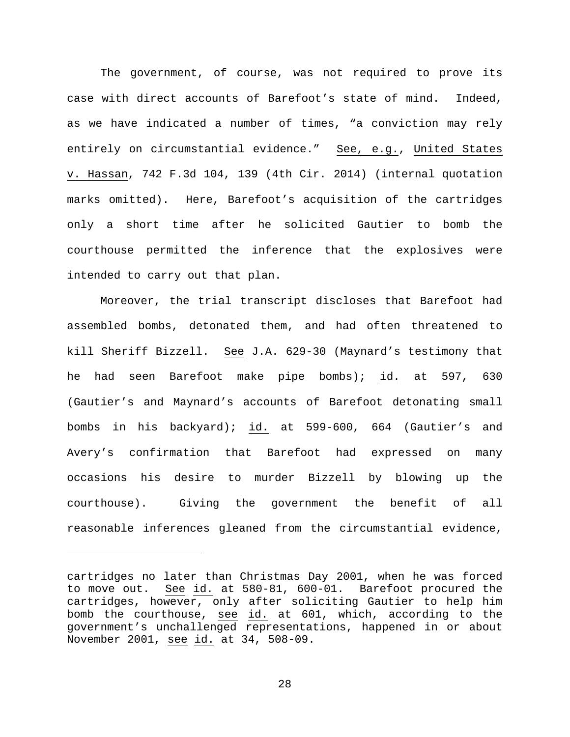The government, of course, was not required to prove its case with direct accounts of Barefoot's state of mind. Indeed, as we have indicated a number of times, "a conviction may rely entirely on circumstantial evidence." See, e.g., United States v. Hassan, 742 F.3d 104, 139 (4th Cir. 2014) (internal quotation marks omitted). Here, Barefoot's acquisition of the cartridges only a short time after he solicited Gautier to bomb the courthouse permitted the inference that the explosives were intended to carry out that plan.

Moreover, the trial transcript discloses that Barefoot had assembled bombs, detonated them, and had often threatened to kill Sheriff Bizzell. See J.A. 629-30 (Maynard's testimony that he had seen Barefoot make pipe bombs); id. at 597, 630 (Gautier's and Maynard's accounts of Barefoot detonating small bombs in his backyard); id. at 599-600, 664 (Gautier's and Avery's confirmation that Barefoot had expressed on many occasions his desire to murder Bizzell by blowing up the courthouse). Giving the government the benefit of all reasonable inferences gleaned from the circumstantial evidence,

---

cartridges no later than Christmas Day 2001, when he was forced to move out. See id. at 580-81, 600-01. Barefoot procured the cartridges, however, only after soliciting Gautier to help him bomb the courthouse, see id. at 601, which, according to the government's unchallenged representations, happened in or about November 2001, see id. at 34, 508-09.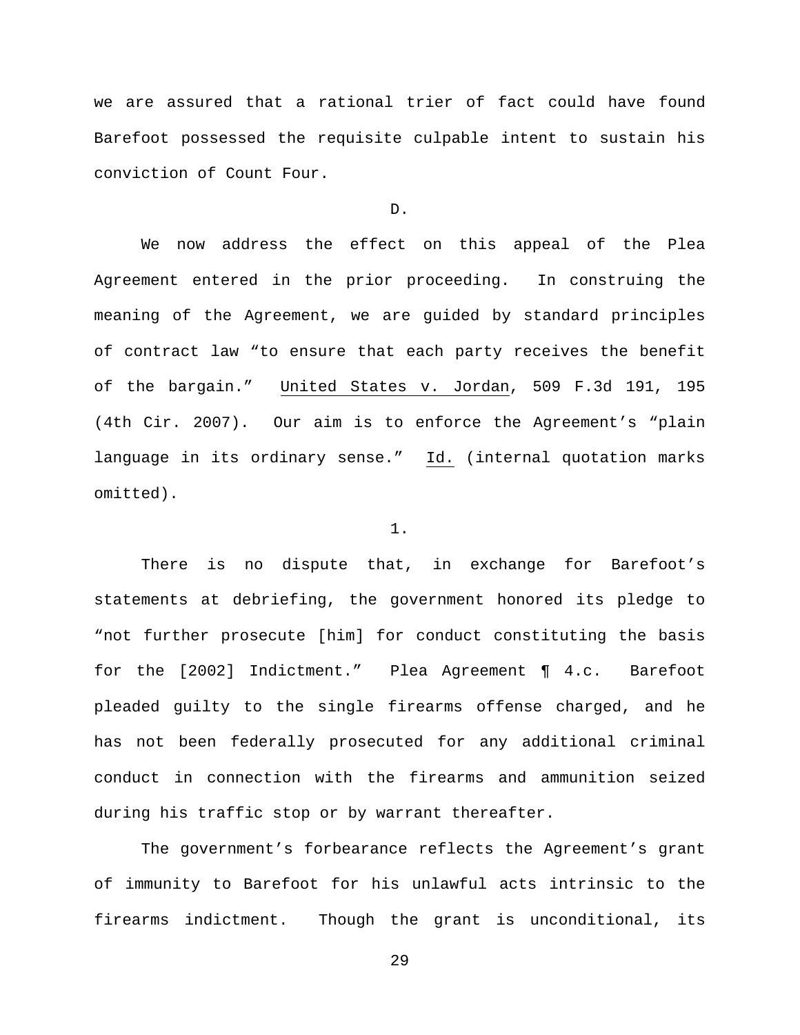we are assured that a rational trier of fact could have found Barefoot possessed the requisite culpable intent to sustain his conviction of Count Four.

D.

We now address the effect on this appeal of the Plea Agreement entered in the prior proceeding. In construing the meaning of the Agreement, we are guided by standard principles of contract law "to ensure that each party receives the benefit of the bargain." United States v. Jordan, 509 F.3d 191, 195 (4th Cir. 2007). Our aim is to enforce the Agreement's "plain language in its ordinary sense." Id. (internal quotation marks omitted).

1.

There is no dispute that, in exchange for Barefoot's statements at debriefing, the government honored its pledge to "not further prosecute [him] for conduct constituting the basis for the [2002] Indictment." Plea Agreement ¶ 4.c. Barefoot pleaded guilty to the single firearms offense charged, and he has not been federally prosecuted for any additional criminal conduct in connection with the firearms and ammunition seized during his traffic stop or by warrant thereafter.

The government's forbearance reflects the Agreement's grant of immunity to Barefoot for his unlawful acts intrinsic to the firearms indictment. Though the grant is unconditional, its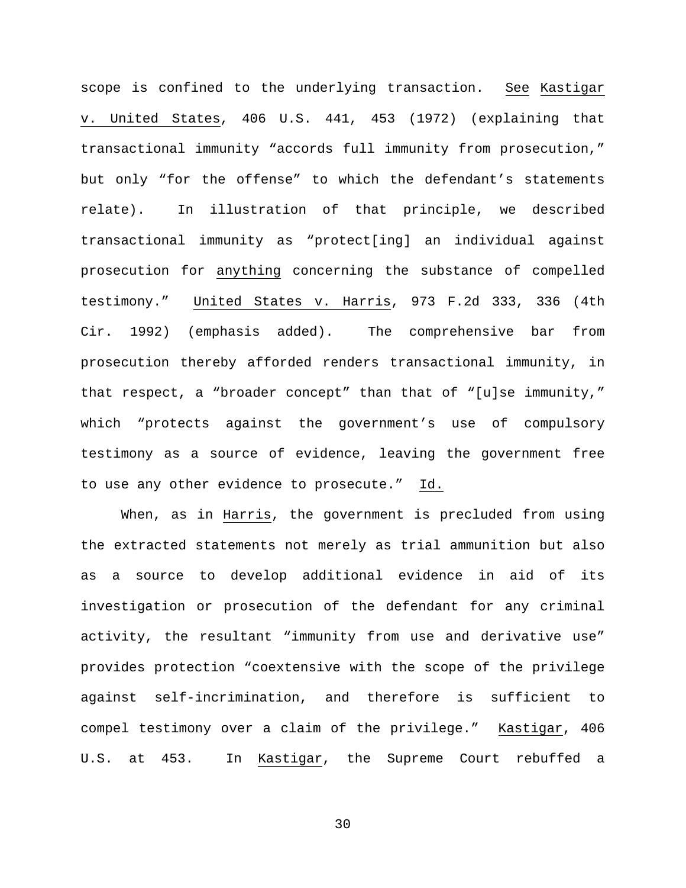scope is confined to the underlying transaction. See Kastigar v. United States, 406 U.S. 441, 453 (1972) (explaining that transactional immunity "accords full immunity from prosecution," but only "for the offense" to which the defendant's statements relate). In illustration of that principle, we described transactional immunity as "protect[ing] an individual against prosecution for anything concerning the substance of compelled testimony." United States v. Harris, 973 F.2d 333, 336 (4th Cir. 1992) (emphasis added). The comprehensive bar from prosecution thereby afforded renders transactional immunity, in that respect, a "broader concept" than that of "[u]se immunity," which "protects against the government's use of compulsory testimony as a source of evidence, leaving the government free to use any other evidence to prosecute." Id.

When, as in Harris, the government is precluded from using the extracted statements not merely as trial ammunition but also as a source to develop additional evidence in aid of its investigation or prosecution of the defendant for any criminal activity, the resultant "immunity from use and derivative use" provides protection "coextensive with the scope of the privilege against self-incrimination, and therefore is sufficient to compel testimony over a claim of the privilege." Kastigar, 406 U.S. at 453. In Kastigar, the Supreme Court rebuffed a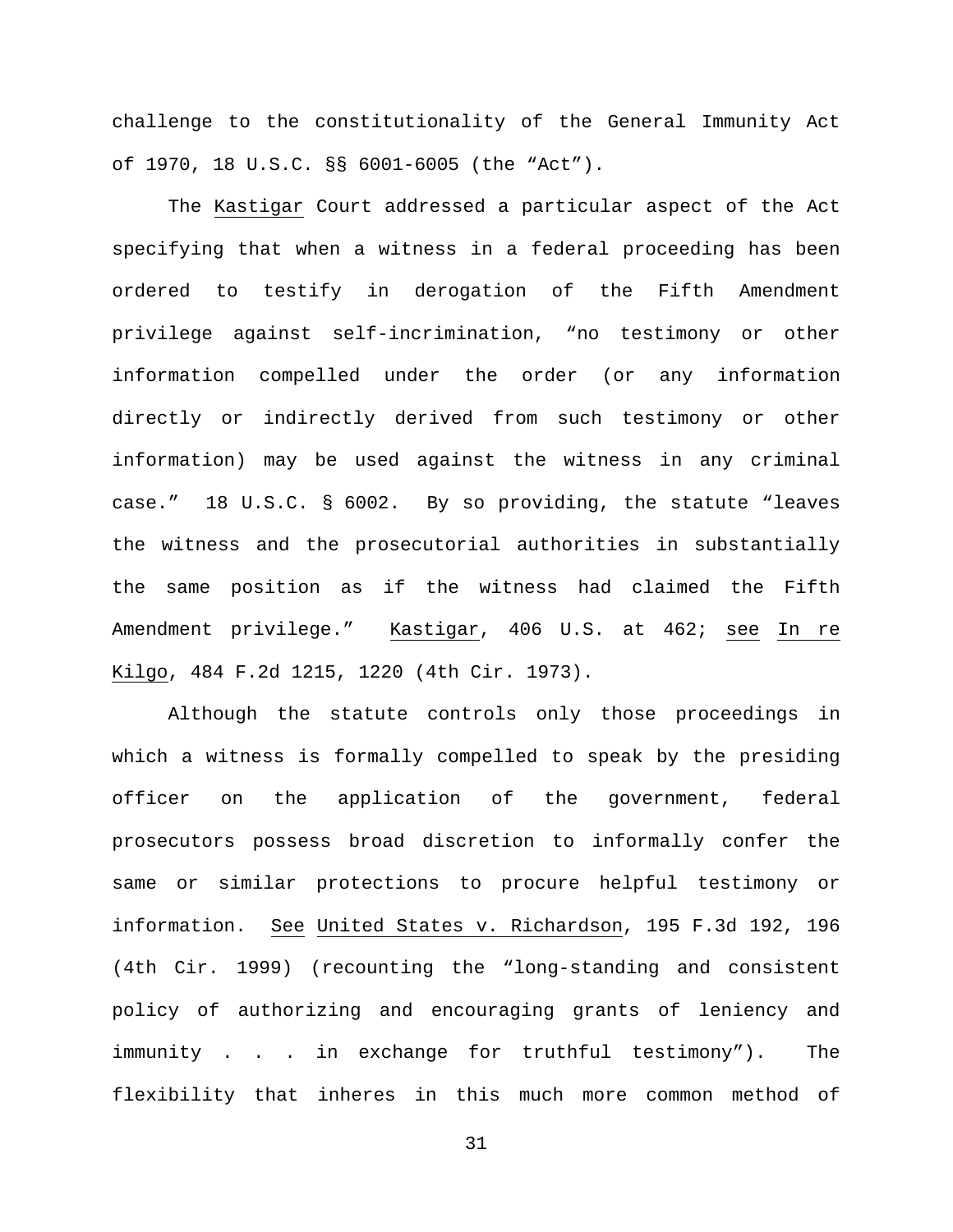challenge to the constitutionality of the General Immunity Act of 1970, 18 U.S.C. §§ 6001-6005 (the "Act").

The Kastigar Court addressed a particular aspect of the Act specifying that when a witness in a federal proceeding has been ordered to testify in derogation of the Fifth Amendment privilege against self-incrimination, "no testimony or other information compelled under the order (or any information directly or indirectly derived from such testimony or other information) may be used against the witness in any criminal case." 18 U.S.C. § 6002. By so providing, the statute "leaves the witness and the prosecutorial authorities in substantially the same position as if the witness had claimed the Fifth Amendment privilege." Kastigar, 406 U.S. at 462; see In re Kilgo, 484 F.2d 1215, 1220 (4th Cir. 1973).

Although the statute controls only those proceedings in which a witness is formally compelled to speak by the presiding officer on the application of the government, federal prosecutors possess broad discretion to informally confer the same or similar protections to procure helpful testimony or information. See United States v. Richardson, 195 F.3d 192, 196 (4th Cir. 1999) (recounting the "long-standing and consistent policy of authorizing and encouraging grants of leniency and immunity . . . in exchange for truthful testimony"). The flexibility that inheres in this much more common method of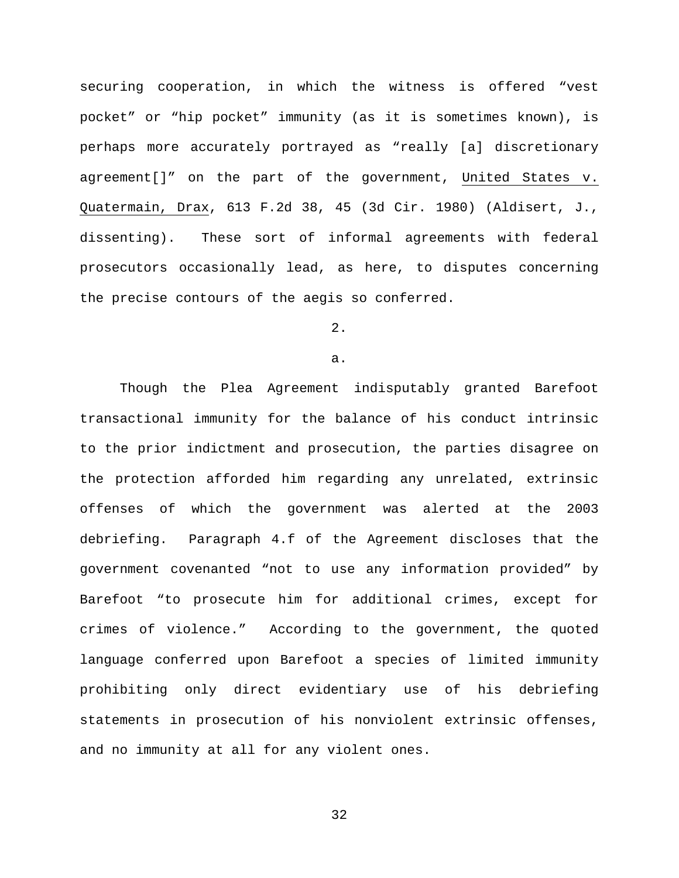securing cooperation, in which the witness is offered "vest pocket" or "hip pocket" immunity (as it is sometimes known), is perhaps more accurately portrayed as "really [a] discretionary agreement[]" on the part of the government, United States v. Quatermain, Drax, 613 F.2d 38, 45 (3d Cir. 1980) (Aldisert, J., dissenting). These sort of informal agreements with federal prosecutors occasionally lead, as here, to disputes concerning the precise contours of the aegis so conferred.

2.

a.

Though the Plea Agreement indisputably granted Barefoot transactional immunity for the balance of his conduct intrinsic to the prior indictment and prosecution, the parties disagree on the protection afforded him regarding any unrelated, extrinsic offenses of which the government was alerted at the 2003 debriefing. Paragraph 4.f of the Agreement discloses that the government covenanted "not to use any information provided" by Barefoot "to prosecute him for additional crimes, except for crimes of violence." According to the government, the quoted language conferred upon Barefoot a species of limited immunity prohibiting only direct evidentiary use of his debriefing statements in prosecution of his nonviolent extrinsic offenses, and no immunity at all for any violent ones.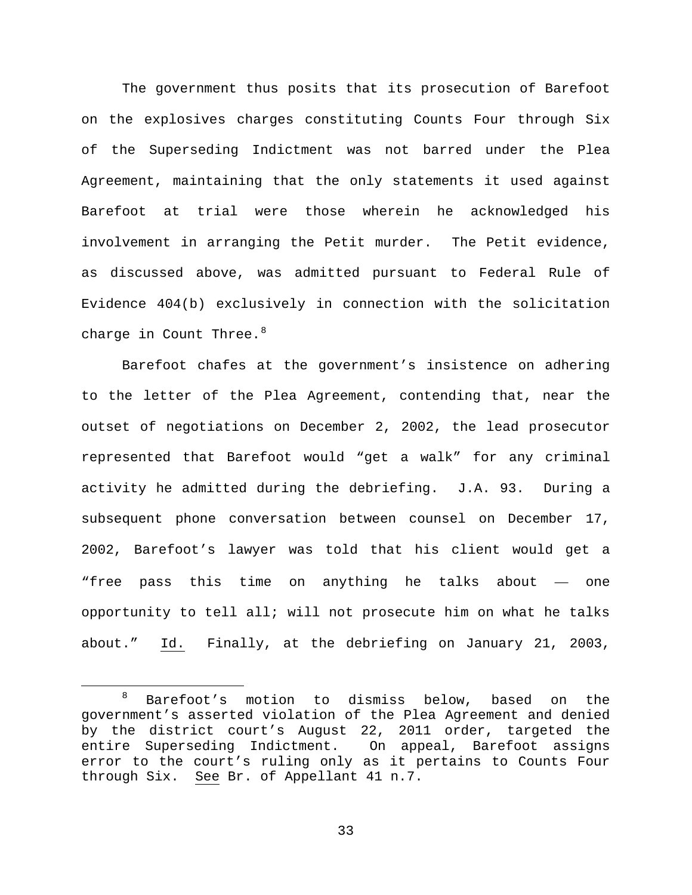The government thus posits that its prosecution of Barefoot on the explosives charges constituting Counts Four through Six of the Superseding Indictment was not barred under the Plea Agreement, maintaining that the only statements it used against Barefoot at trial were those wherein he acknowledged his involvement in arranging the Petit murder. The Petit evidence, as discussed above, was admitted pursuant to Federal Rule of Evidence 404(b) exclusively in connection with the solicitation charge in Count Three.[8]

Barefoot chafes at the government's insistence on adhering to the letter of the Plea Agreement, contending that, near the outset of negotiations on December 2, 2002, the lead prosecutor represented that Barefoot would "get a walk" for any criminal activity he admitted during the debriefing. J.A. 93. During a subsequent phone conversation between counsel on December 17, 2002, Barefoot's lawyer was told that his client would get a "free pass this time on anything he talks about — one opportunity to tell all; will not prosecute him on what he talks about." Id. Finally, at the debriefing on January 21, 2003,

[8] Barefoot's motion to dismiss below, based on the government's asserted violation of the Plea Agreement and denied by the district court's August 22, 2011 order, targeted the entire Superseding Indictment. On appeal, Barefoot assigns error to the court's ruling only as it pertains to Counts Four through Six. See Br. of Appellant 41 n.7.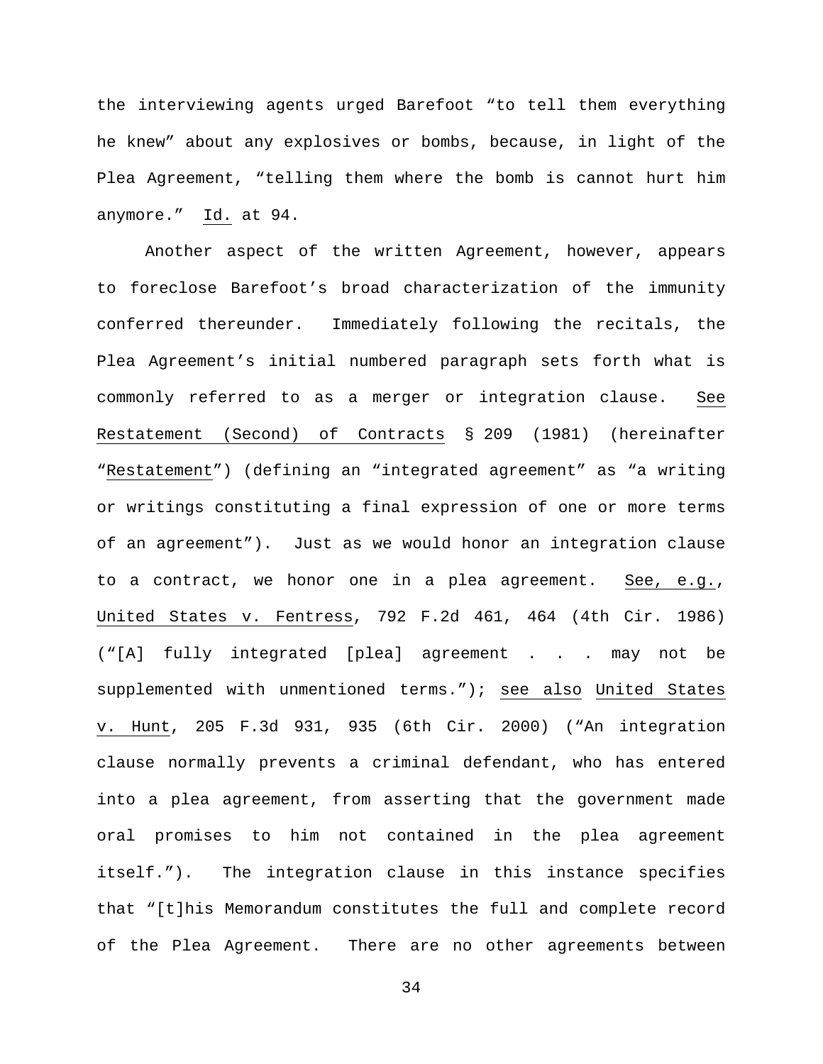the interviewing agents urged Barefoot "to tell them everything he knew" about any explosives or bombs, because, in light of the Plea Agreement, "telling them where the bomb is cannot hurt him anymore." Id. at 94.

Another aspect of the written Agreement, however, appears to foreclose Barefoot's broad characterization of the immunity conferred thereunder. Immediately following the recitals, the Plea Agreement's initial numbered paragraph sets forth what is commonly referred to as a merger or integration clause. See Restatement (Second) of Contracts § 209 (1981) (hereinafter "Restatement") (defining an "integrated agreement" as "a writing or writings constituting a final expression of one or more terms of an agreement"). Just as we would honor an integration clause to a contract, we honor one in a plea agreement. See, e.g., United States v. Fentress, 792 F.2d 461, 464 (4th Cir. 1986) ("[A] fully integrated [plea] agreement . . . may not be supplemented with unmentioned terms."); see also United States v. Hunt, 205 F.3d 931, 935 (6th Cir. 2000) ("An integration clause normally prevents a criminal defendant, who has entered into a plea agreement, from asserting that the government made oral promises to him not contained in the plea agreement itself."). The integration clause in this instance specifies that "[t]his Memorandum constitutes the full and complete record of the Plea Agreement. There are no other agreements between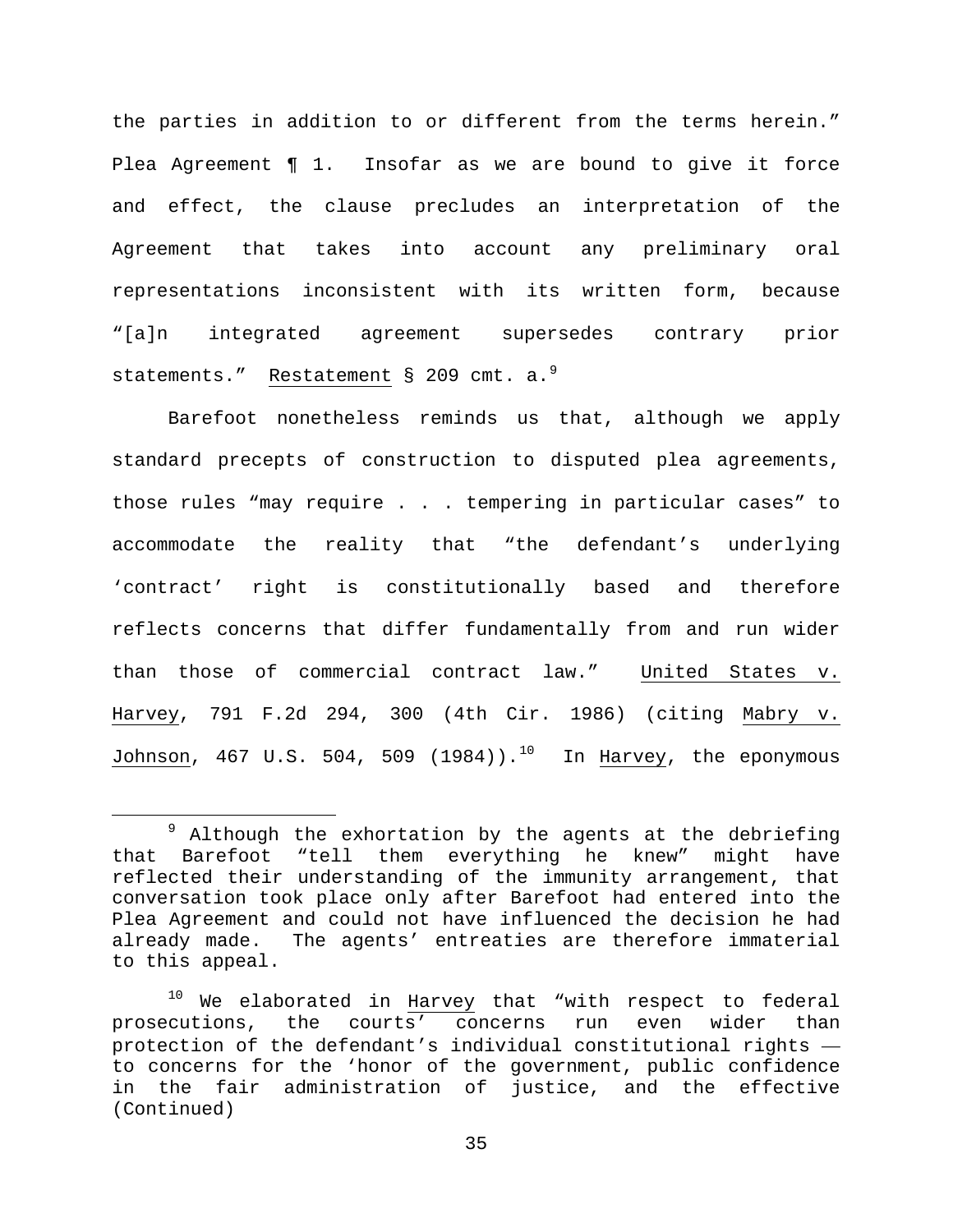the parties in addition to or different from the terms herein." Plea Agreement ¶ 1. Insofar as we are bound to give it force and effect, the clause precludes an interpretation of the Agreement that takes into account any preliminary oral representations inconsistent with its written form, because "[a]n integrated agreement supersedes contrary prior statements." Restatement § 209 cmt. a.[9]

Barefoot nonetheless reminds us that, although we apply standard precepts of construction to disputed plea agreements, those rules "may require . . . tempering in particular cases" to accommodate the reality that "the defendant's underlying 'contract' right is constitutionally based and therefore reflects concerns that differ fundamentally from and run wider than those of commercial contract law." United States v. Harvey, 791 F.2d 294, 300 (4th Cir. 1986) (citing Mabry v. Johnson, 467 U.S. 504, 509 (1984)).[10] In Harvey, the eponymous

---

[9] Although the exhortation by the agents at the debriefing that Barefoot "tell them everything he knew" might have reflected their understanding of the immunity arrangement, that conversation took place only after Barefoot had entered into the Plea Agreement and could not have influenced the decision he had already made. The agents' entreaties are therefore immaterial to this appeal.

[10] We elaborated in Harvey that "with respect to federal prosecutions, the courts' concerns run even wider than protection of the defendant's individual constitutional rights — to concerns for the 'honor of the government, public confidence in the fair administration of justice, and the effective (Continued)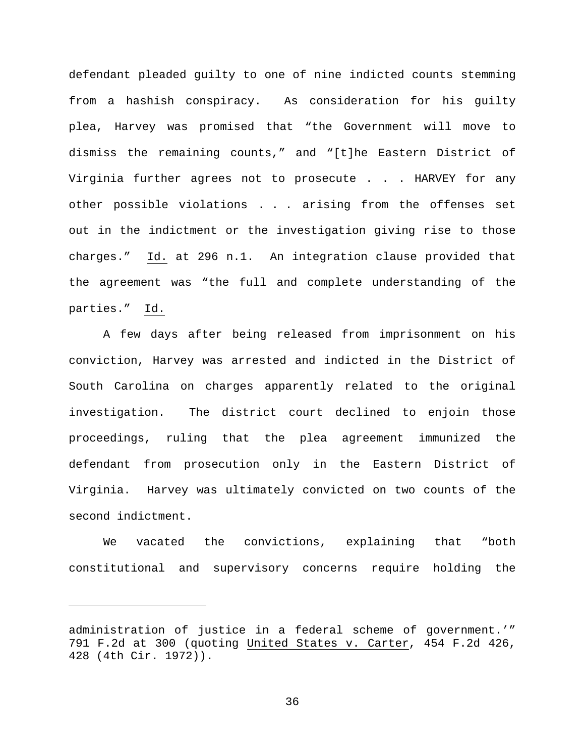defendant pleaded guilty to one of nine indicted counts stemming from a hashish conspiracy. As consideration for his guilty plea, Harvey was promised that "the Government will move to dismiss the remaining counts," and "[t]he Eastern District of Virginia further agrees not to prosecute . . . HARVEY for any other possible violations . . . arising from the offenses set out in the indictment or the investigation giving rise to those charges." Id. at 296 n.1. An integration clause provided that the agreement was "the full and complete understanding of the parties." Id.

A few days after being released from imprisonment on his conviction, Harvey was arrested and indicted in the District of South Carolina on charges apparently related to the original investigation. The district court declined to enjoin those proceedings, ruling that the plea agreement immunized the defendant from prosecution only in the Eastern District of Virginia. Harvey was ultimately convicted on two counts of the second indictment.

We vacated the convictions, explaining that "both constitutional and supervisory concerns require holding the

---

administration of justice in a federal scheme of government.'" 791 F.2d at 300 (quoting United States v. Carter, 454 F.2d 426, 428 (4th Cir. 1972)).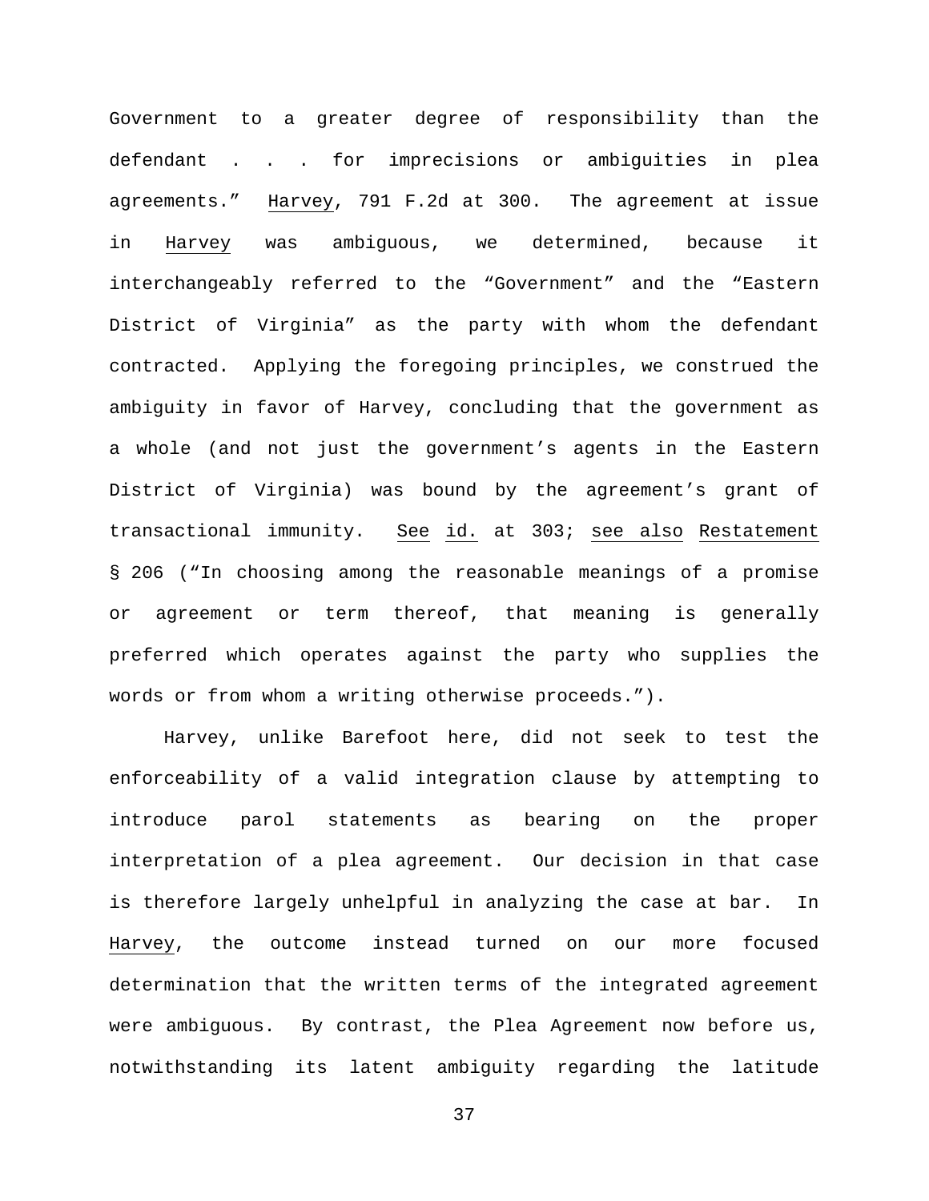Government to a greater degree of responsibility than the defendant . . . for imprecisions or ambiguities in plea agreements." Harvey, 791 F.2d at 300. The agreement at issue in Harvey was ambiguous, we determined, because it interchangeably referred to the "Government" and the "Eastern District of Virginia" as the party with whom the defendant contracted. Applying the foregoing principles, we construed the ambiguity in favor of Harvey, concluding that the government as a whole (and not just the government's agents in the Eastern District of Virginia) was bound by the agreement's grant of transactional immunity. See id. at 303; see also Restatement § 206 ("In choosing among the reasonable meanings of a promise or agreement or term thereof, that meaning is generally preferred which operates against the party who supplies the words or from whom a writing otherwise proceeds.").

Harvey, unlike Barefoot here, did not seek to test the enforceability of a valid integration clause by attempting to introduce parol statements as bearing on the proper interpretation of a plea agreement. Our decision in that case is therefore largely unhelpful in analyzing the case at bar. In Harvey, the outcome instead turned on our more focused determination that the written terms of the integrated agreement were ambiguous. By contrast, the Plea Agreement now before us, notwithstanding its latent ambiguity regarding the latitude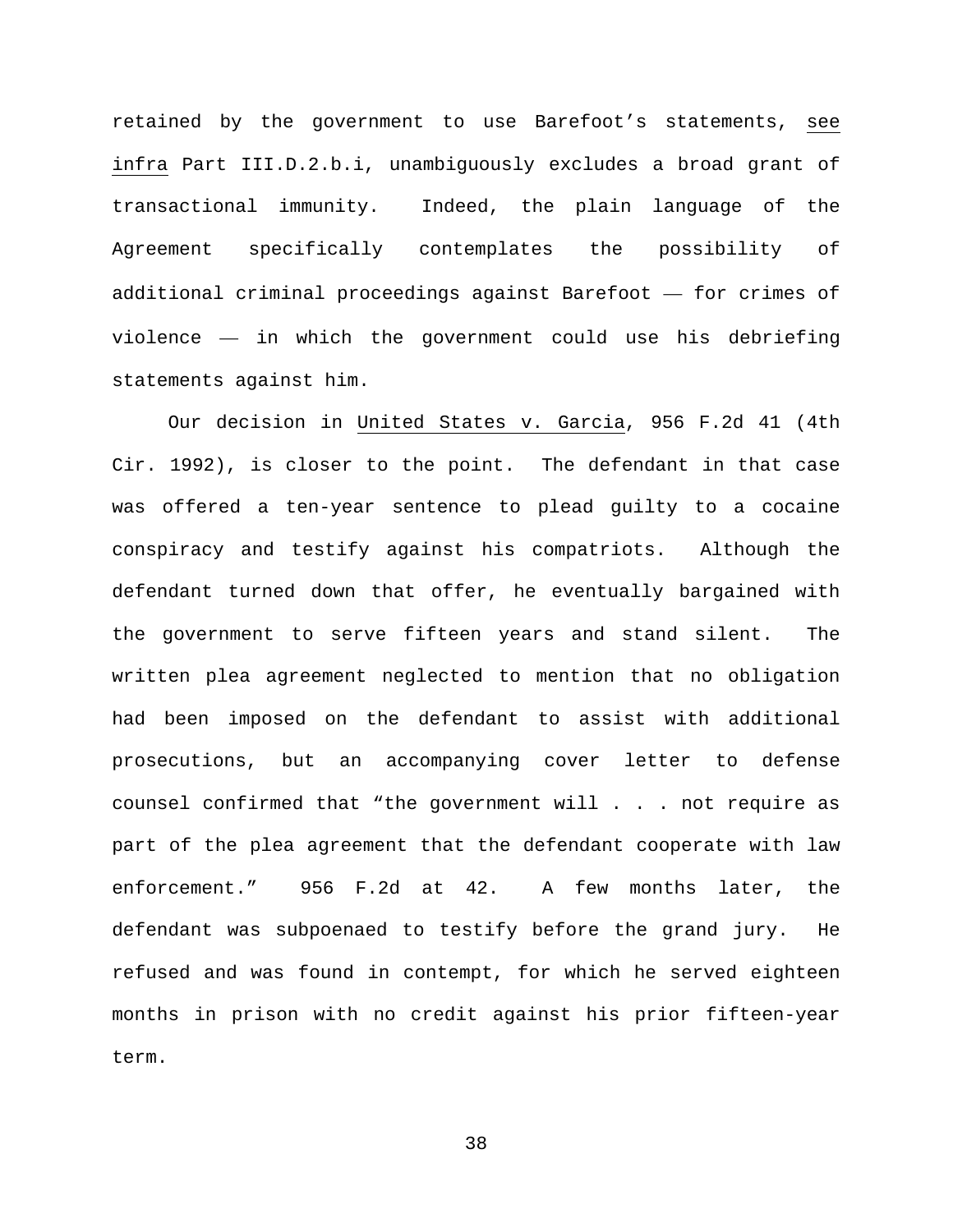retained by the government to use Barefoot's statements, see infra Part III.D.2.b.i, unambiguously excludes a broad grant of transactional immunity. Indeed, the plain language of the Agreement specifically contemplates the possibility of additional criminal proceedings against Barefoot — for crimes of violence — in which the government could use his debriefing statements against him.

Our decision in United States v. Garcia, 956 F.2d 41 (4th Cir. 1992), is closer to the point. The defendant in that case was offered a ten-year sentence to plead guilty to a cocaine conspiracy and testify against his compatriots. Although the defendant turned down that offer, he eventually bargained with the government to serve fifteen years and stand silent. The written plea agreement neglected to mention that no obligation had been imposed on the defendant to assist with additional prosecutions, but an accompanying cover letter to defense counsel confirmed that "the government will . . . not require as part of the plea agreement that the defendant cooperate with law enforcement." 956 F.2d at 42. A few months later, the defendant was subpoenaed to testify before the grand jury. He refused and was found in contempt, for which he served eighteen months in prison with no credit against his prior fifteen-year term.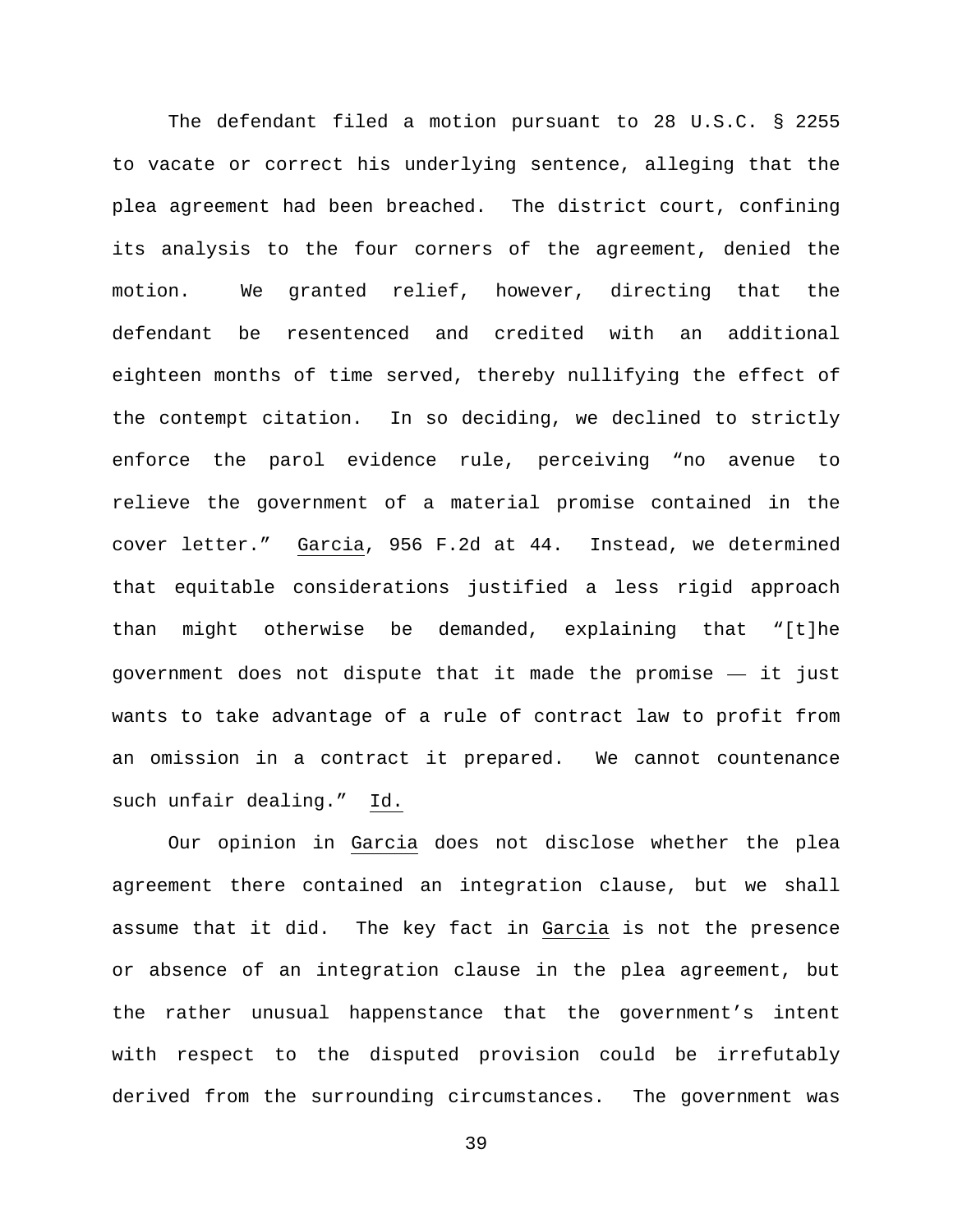The defendant filed a motion pursuant to 28 U.S.C. § 2255 to vacate or correct his underlying sentence, alleging that the plea agreement had been breached. The district court, confining its analysis to the four corners of the agreement, denied the motion. We granted relief, however, directing that the defendant be resentenced and credited with an additional eighteen months of time served, thereby nullifying the effect of the contempt citation. In so deciding, we declined to strictly enforce the parol evidence rule, perceiving "no avenue to relieve the government of a material promise contained in the cover letter." Garcia, 956 F.2d at 44. Instead, we determined that equitable considerations justified a less rigid approach than might otherwise be demanded, explaining that "[t]he government does not dispute that it made the promise — it just wants to take advantage of a rule of contract law to profit from an omission in a contract it prepared. We cannot countenance such unfair dealing." Id.

Our opinion in Garcia does not disclose whether the plea agreement there contained an integration clause, but we shall assume that it did. The key fact in Garcia is not the presence or absence of an integration clause in the plea agreement, but the rather unusual happenstance that the government's intent with respect to the disputed provision could be irrefutably derived from the surrounding circumstances. The government was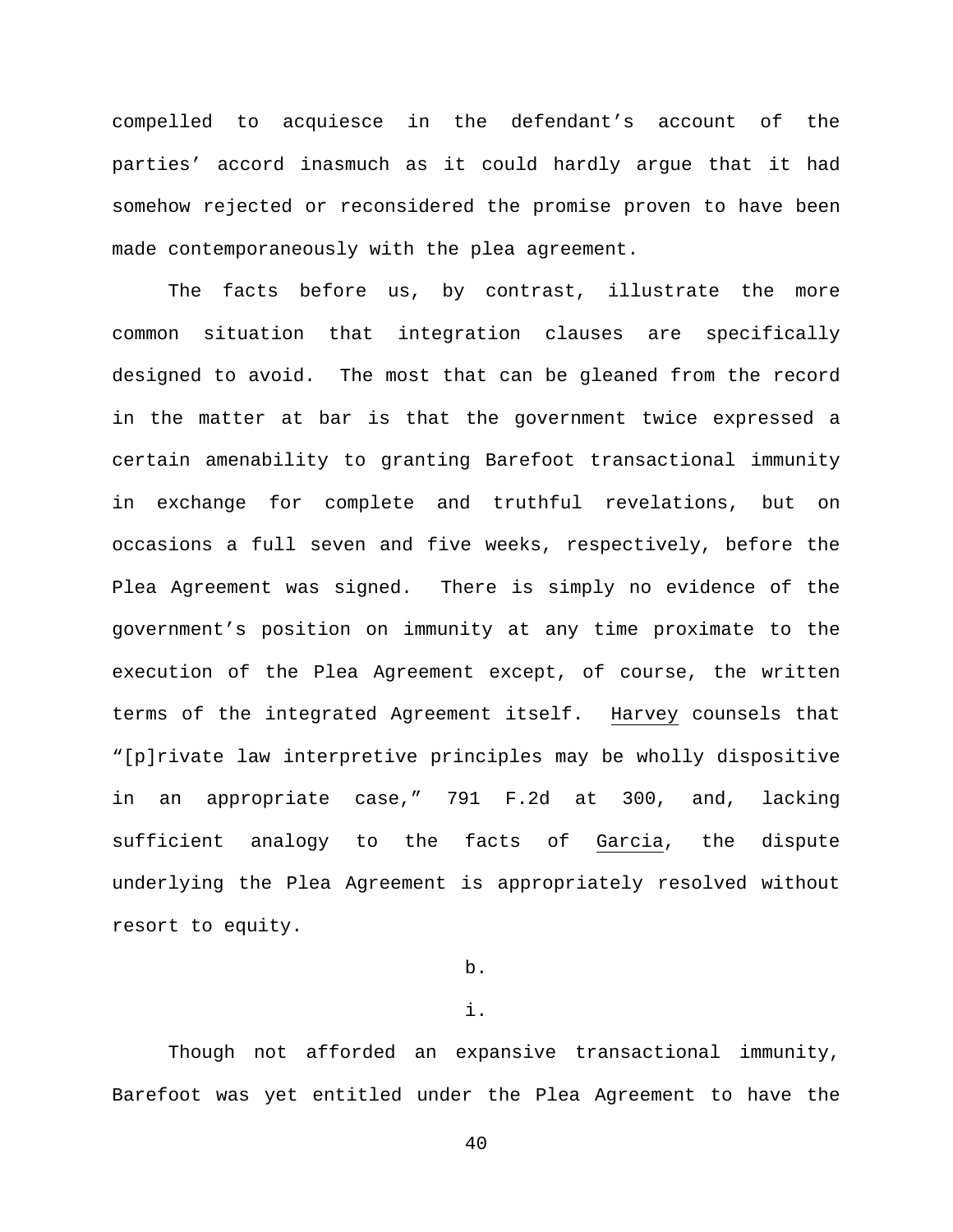compelled to acquiesce in the defendant's account of the parties' accord inasmuch as it could hardly argue that it had somehow rejected or reconsidered the promise proven to have been made contemporaneously with the plea agreement.

The facts before us, by contrast, illustrate the more common situation that integration clauses are specifically designed to avoid. The most that can be gleaned from the record in the matter at bar is that the government twice expressed a certain amenability to granting Barefoot transactional immunity in exchange for complete and truthful revelations, but on occasions a full seven and five weeks, respectively, before the Plea Agreement was signed. There is simply no evidence of the government's position on immunity at any time proximate to the execution of the Plea Agreement except, of course, the written terms of the integrated Agreement itself. Harvey counsels that "[p]rivate law interpretive principles may be wholly dispositive in an appropriate case," 791 F.2d at 300, and, lacking sufficient analogy to the facts of Garcia, the dispute underlying the Plea Agreement is appropriately resolved without resort to equity.

b.

i.

Though not afforded an expansive transactional immunity, Barefoot was yet entitled under the Plea Agreement to have the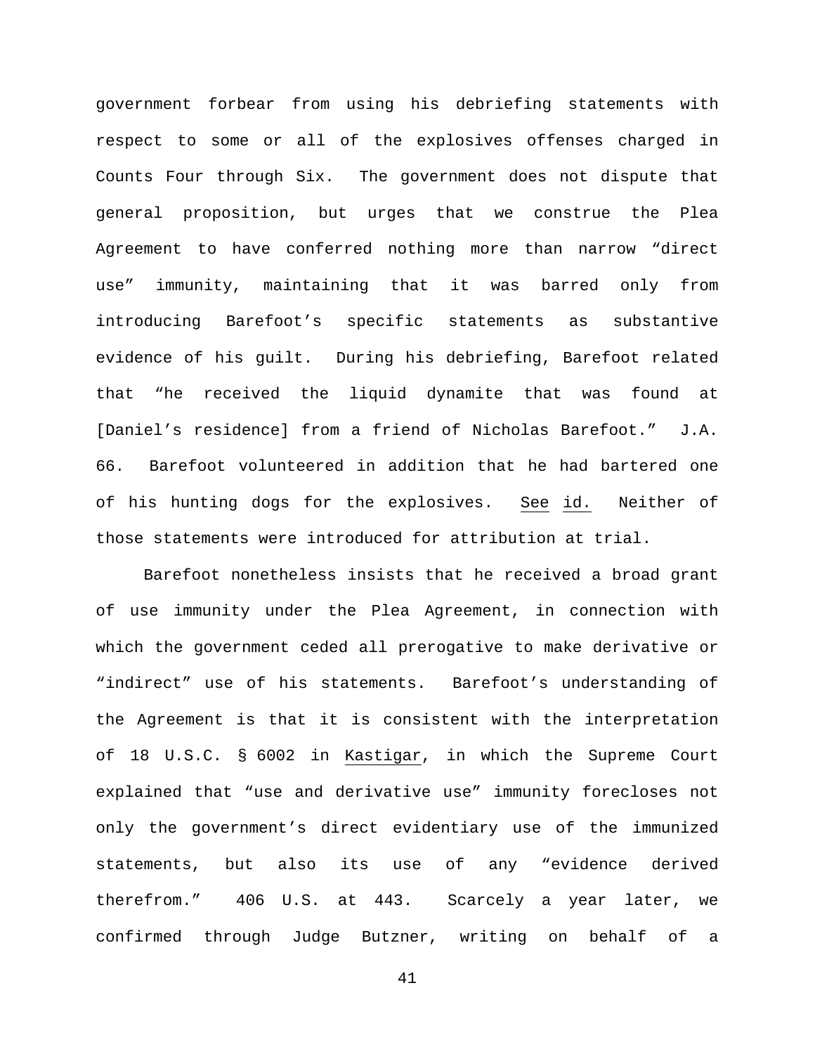government forbear from using his debriefing statements with respect to some or all of the explosives offenses charged in Counts Four through Six. The government does not dispute that general proposition, but urges that we construe the Plea Agreement to have conferred nothing more than narrow "direct use" immunity, maintaining that it was barred only from introducing Barefoot's specific statements as substantive evidence of his guilt. During his debriefing, Barefoot related that "he received the liquid dynamite that was found at [Daniel's residence] from a friend of Nicholas Barefoot." J.A. 66. Barefoot volunteered in addition that he had bartered one of his hunting dogs for the explosives. See id. Neither of those statements were introduced for attribution at trial.

Barefoot nonetheless insists that he received a broad grant of use immunity under the Plea Agreement, in connection with which the government ceded all prerogative to make derivative or "indirect" use of his statements. Barefoot's understanding of the Agreement is that it is consistent with the interpretation of 18 U.S.C. § 6002 in Kastigar, in which the Supreme Court explained that "use and derivative use" immunity forecloses not only the government's direct evidentiary use of the immunized statements, but also its use of any "evidence derived therefrom." 406 U.S. at 443. Scarcely a year later, we confirmed through Judge Butzner, writing on behalf of a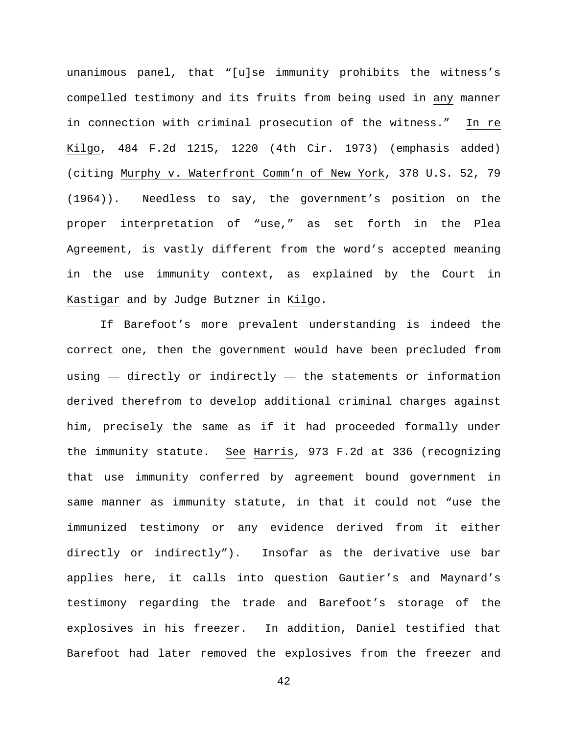unanimous panel, that "[u]se immunity prohibits the witness's compelled testimony and its fruits from being used in <u>any</u> manner in connection with criminal prosecution of the witness." <u>In re Kilgo</u>, 484 F.2d 1215, 1220 (4th Cir. 1973) (emphasis added) (citing <u>Murphy v. Waterfront Comm'n of New York</u>, 378 U.S. 52, 79 (1964)). Needless to say, the government's position on the proper interpretation of "use," as set forth in the Plea Agreement, is vastly different from the word's accepted meaning in the use immunity context, as explained by the Court in <u>Kastigar</u> and by Judge Butzner in <u>Kilgo</u>.

If Barefoot's more prevalent understanding is indeed the correct one, then the government would have been precluded from using — directly or indirectly — the statements or information derived therefrom to develop additional criminal charges against him, precisely the same as if it had proceeded formally under the immunity statute. <u>See</u> <u>Harris</u>, 973 F.2d at 336 (recognizing that use immunity conferred by agreement bound government in same manner as immunity statute, in that it could not "use the immunized testimony or any evidence derived from it either directly or indirectly"). Insofar as the derivative use bar applies here, it calls into question Gautier's and Maynard's testimony regarding the trade and Barefoot's storage of the explosives in his freezer. In addition, Daniel testified that Barefoot had later removed the explosives from the freezer and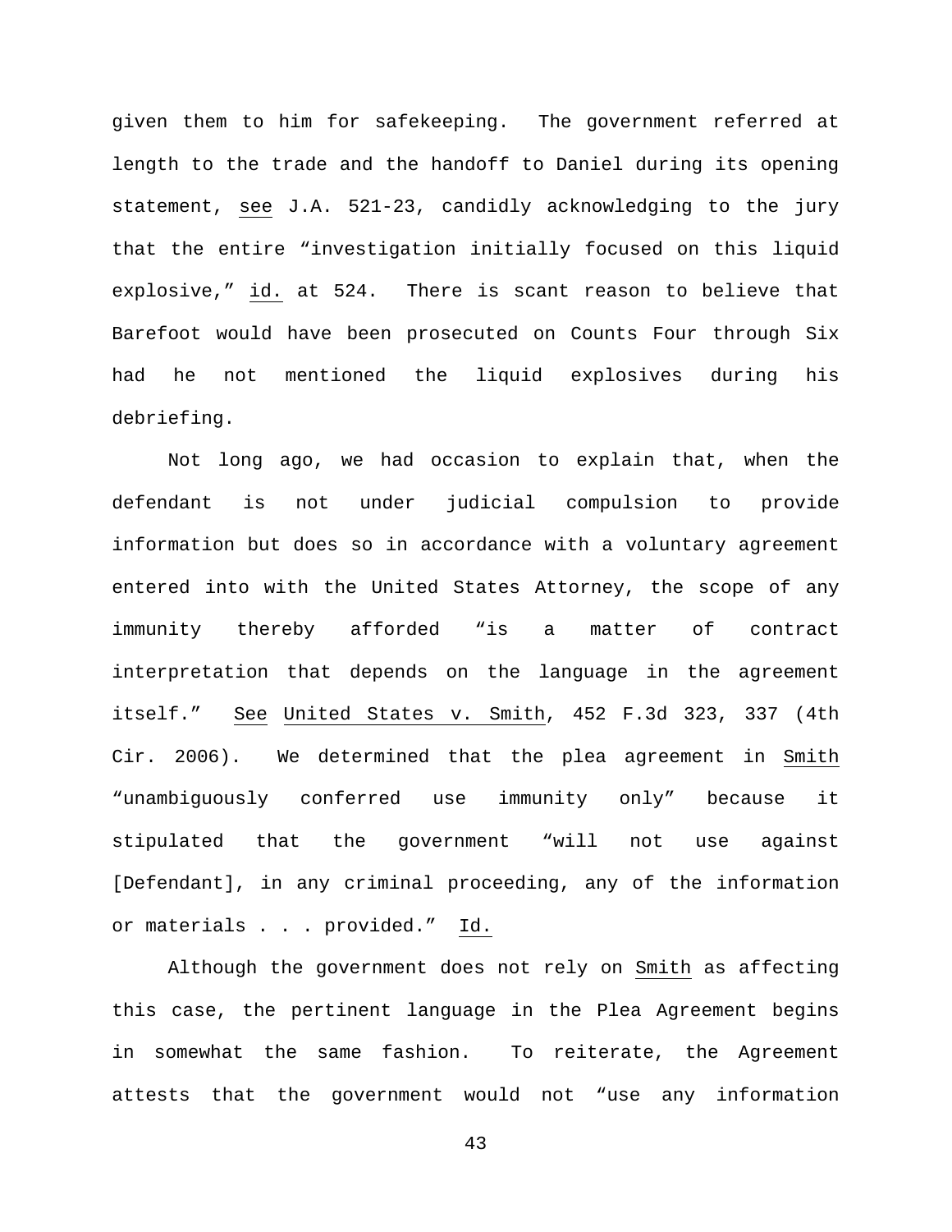given them to him for safekeeping. The government referred at length to the trade and the handoff to Daniel during its opening statement, see J.A. 521-23, candidly acknowledging to the jury that the entire "investigation initially focused on this liquid explosive," id. at 524. There is scant reason to believe that Barefoot would have been prosecuted on Counts Four through Six had he not mentioned the liquid explosives during his debriefing.

Not long ago, we had occasion to explain that, when the defendant is not under judicial compulsion to provide information but does so in accordance with a voluntary agreement entered into with the United States Attorney, the scope of any immunity thereby afforded "is a matter of contract interpretation that depends on the language in the agreement itself." See United States v. Smith, 452 F.3d 323, 337 (4th Cir. 2006). We determined that the plea agreement in Smith "unambiguously conferred use immunity only" because it stipulated that the government "will not use against [Defendant], in any criminal proceeding, any of the information or materials . . . provided." Id.

Although the government does not rely on Smith as affecting this case, the pertinent language in the Plea Agreement begins in somewhat the same fashion. To reiterate, the Agreement attests that the government would not "use any information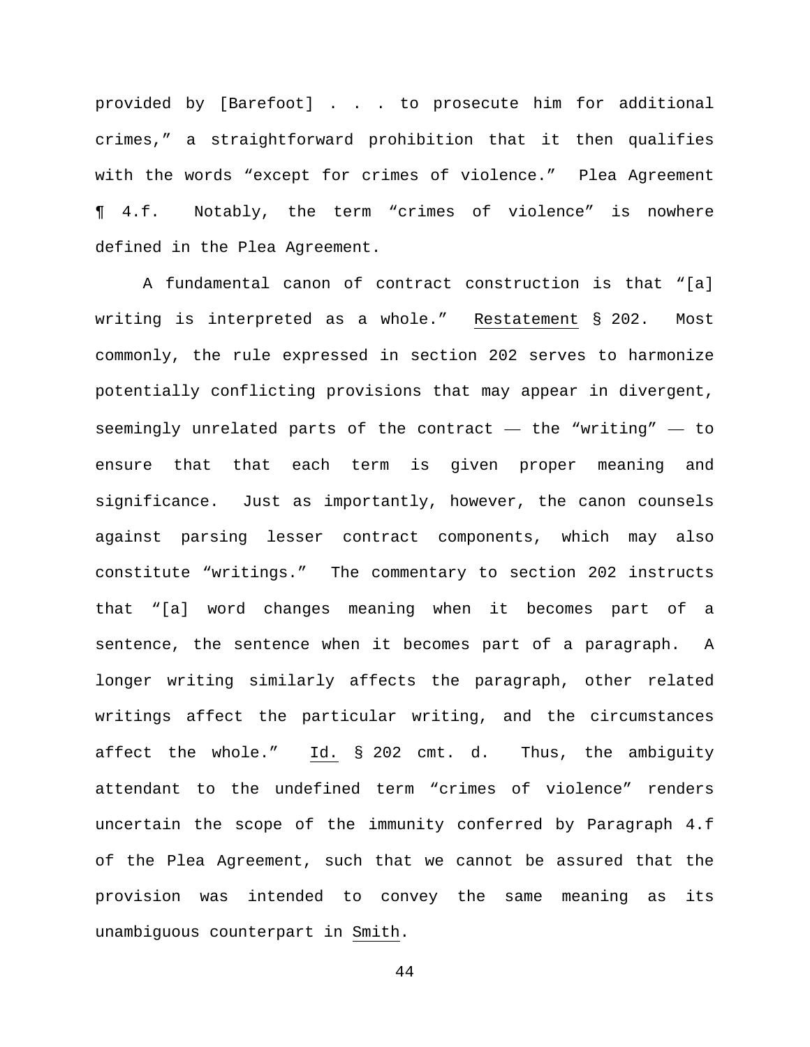provided by [Barefoot] . . . to prosecute him for additional crimes," a straightforward prohibition that it then qualifies with the words "except for crimes of violence." Plea Agreement ¶ 4.f. Notably, the term "crimes of violence" is nowhere defined in the Plea Agreement.

A fundamental canon of contract construction is that "[a] writing is interpreted as a whole." <u>Restatement</u> § 202. Most commonly, the rule expressed in section 202 serves to harmonize potentially conflicting provisions that may appear in divergent, seemingly unrelated parts of the contract — the "writing" — to ensure that that each term is given proper meaning and significance. Just as importantly, however, the canon counsels against parsing lesser contract components, which may also constitute "writings." The commentary to section 202 instructs that "[a] word changes meaning when it becomes part of a sentence, the sentence when it becomes part of a paragraph. A longer writing similarly affects the paragraph, other related writings affect the particular writing, and the circumstances affect the whole." <u>Id.</u> § 202 cmt. d. Thus, the ambiguity attendant to the undefined term "crimes of violence" renders uncertain the scope of the immunity conferred by Paragraph 4.f of the Plea Agreement, such that we cannot be assured that the provision was intended to convey the same meaning as its unambiguous counterpart in <u>Smith</u>.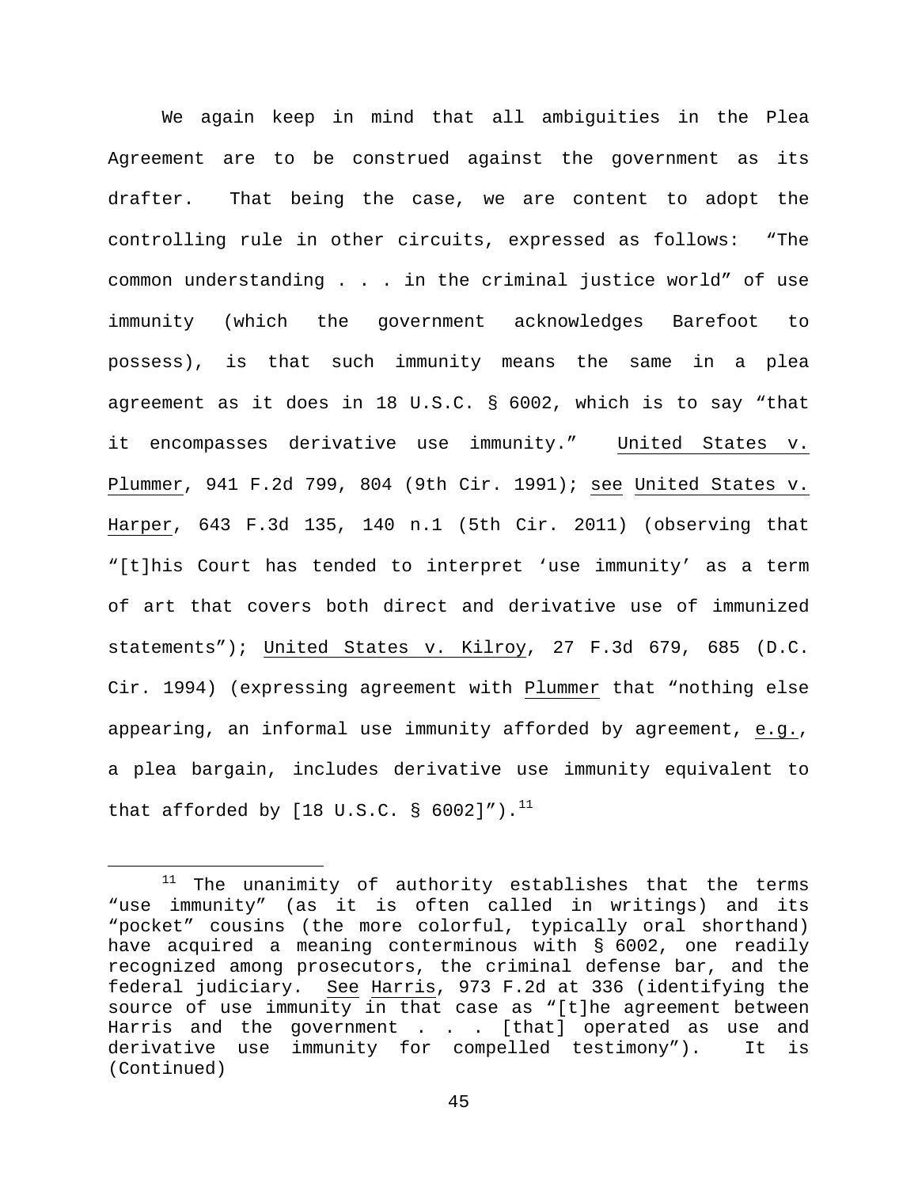We again keep in mind that all ambiguities in the Plea Agreement are to be construed against the government as its drafter. That being the case, we are content to adopt the controlling rule in other circuits, expressed as follows: "The common understanding . . . in the criminal justice world" of use immunity (which the government acknowledges Barefoot to possess), is that such immunity means the same in a plea agreement as it does in 18 U.S.C. § 6002, which is to say "that it encompasses derivative use immunity." United States v. Plummer, 941 F.2d 799, 804 (9th Cir. 1991); see United States v. Harper, 643 F.3d 135, 140 n.1 (5th Cir. 2011) (observing that "[t]his Court has tended to interpret 'use immunity' as a term of art that covers both direct and derivative use of immunized statements"); United States v. Kilroy, 27 F.3d 679, 685 (D.C. Cir. 1994) (expressing agreement with Plummer that "nothing else appearing, an informal use immunity afforded by agreement, e.g., a plea bargain, includes derivative use immunity equivalent to that afforded by [18 U.S.C. § 6002]").[11]

---

[11] The unanimity of authority establishes that the terms "use immunity" (as it is often called in writings) and its "pocket" cousins (the more colorful, typically oral shorthand) have acquired a meaning conterminous with § 6002, one readily recognized among prosecutors, the criminal defense bar, and the federal judiciary. See Harris, 973 F.2d at 336 (identifying the source of use immunity in that case as "[t]he agreement between Harris and the government . . . [that] operated as use and derivative use immunity for compelled testimony"). It is (Continued)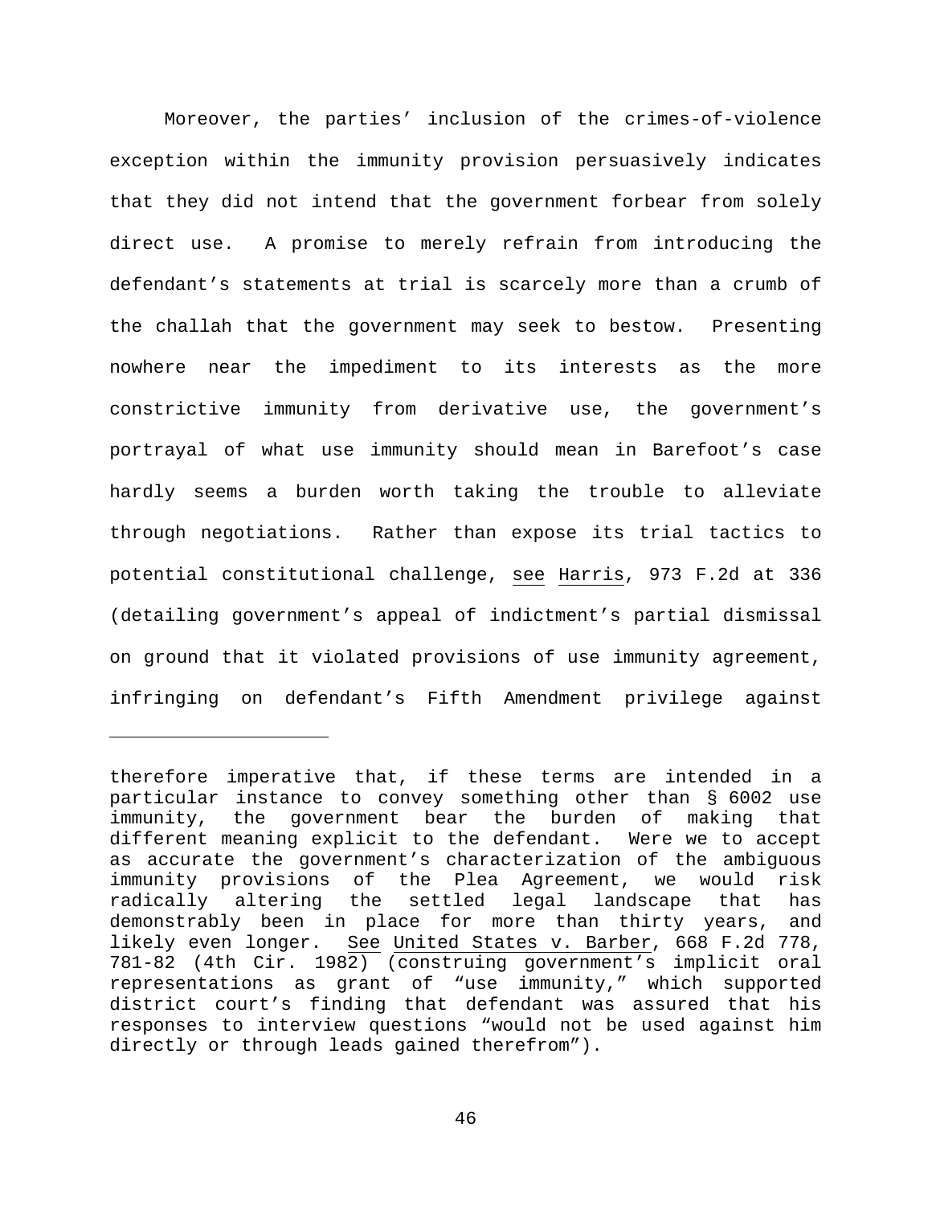Moreover, the parties' inclusion of the crimes-of-violence exception within the immunity provision persuasively indicates that they did not intend that the government forbear from solely direct use. A promise to merely refrain from introducing the defendant's statements at trial is scarcely more than a crumb of the challah that the government may seek to bestow. Presenting nowhere near the impediment to its interests as the more constrictive immunity from derivative use, the government's portrayal of what use immunity should mean in Barefoot's case hardly seems a burden worth taking the trouble to alleviate through negotiations. Rather than expose its trial tactics to potential constitutional challenge, see Harris, 973 F.2d at 336 (detailing government's appeal of indictment's partial dismissal on ground that it violated provisions of use immunity agreement, infringing on defendant's Fifth Amendment privilege against

---

therefore imperative that, if these terms are intended in a particular instance to convey something other than § 6002 use immunity, the government bear the burden of making that different meaning explicit to the defendant. Were we to accept as accurate the government's characterization of the ambiguous immunity provisions of the Plea Agreement, we would risk radically altering the settled legal landscape that has demonstrably been in place for more than thirty years, and likely even longer. See United States v. Barber, 668 F.2d 778, 781-82 (4th Cir. 1982) (construing government's implicit oral representations as grant of "use immunity," which supported district court's finding that defendant was assured that his responses to interview questions "would not be used against him directly or through leads gained therefrom").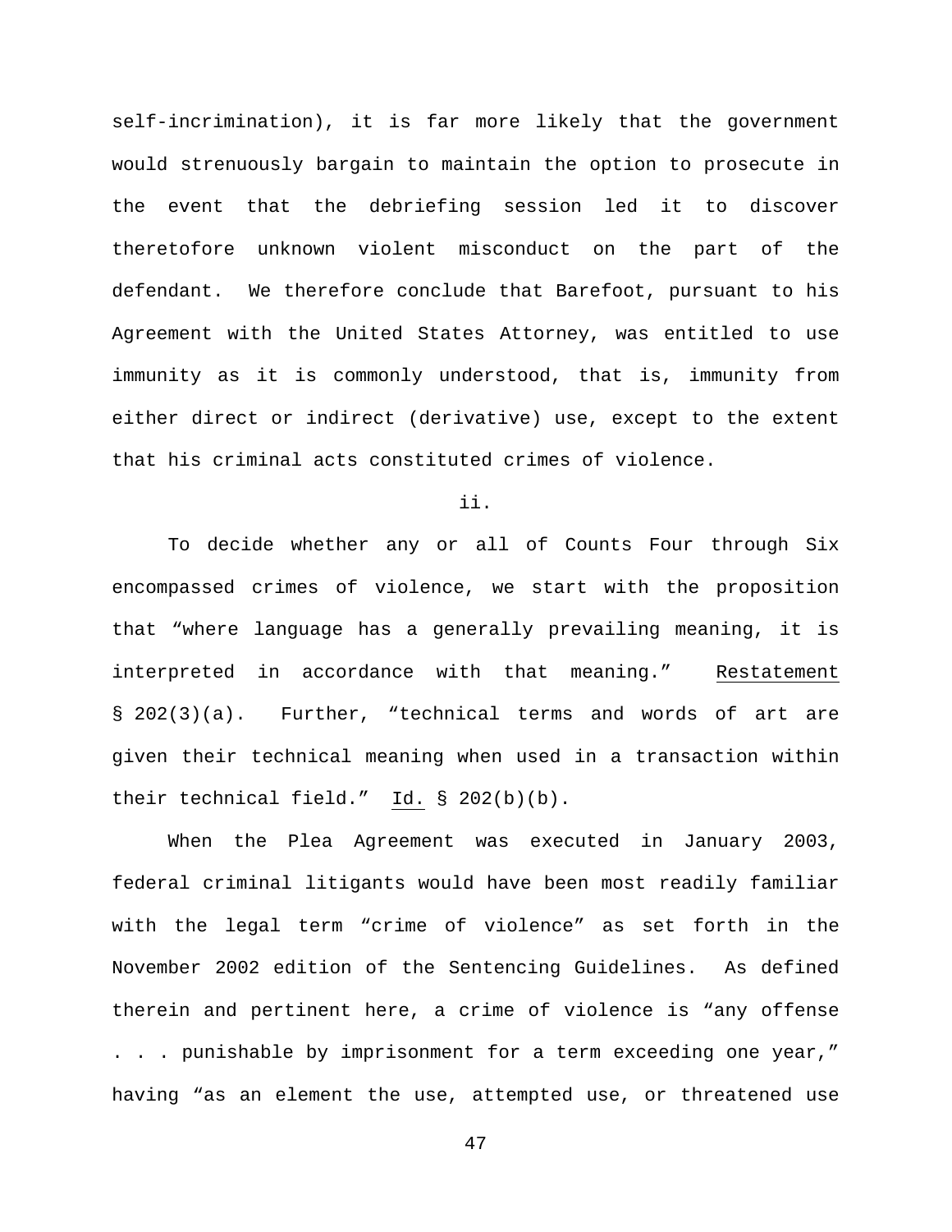self-incrimination), it is far more likely that the government would strenuously bargain to maintain the option to prosecute in the event that the debriefing session led it to discover theretofore unknown violent misconduct on the part of the defendant. We therefore conclude that Barefoot, pursuant to his Agreement with the United States Attorney, was entitled to use immunity as it is commonly understood, that is, immunity from either direct or indirect (derivative) use, except to the extent that his criminal acts constituted crimes of violence.

ii.

To decide whether any or all of Counts Four through Six encompassed crimes of violence, we start with the proposition that "where language has a generally prevailing meaning, it is interpreted in accordance with that meaning." Restatement § 202(3)(a). Further, "technical terms and words of art are given their technical meaning when used in a transaction within their technical field." Id. § 202(b)(b).

When the Plea Agreement was executed in January 2003, federal criminal litigants would have been most readily familiar with the legal term "crime of violence" as set forth in the November 2002 edition of the Sentencing Guidelines. As defined therein and pertinent here, a crime of violence is "any offense . . . punishable by imprisonment for a term exceeding one year," having "as an element the use, attempted use, or threatened use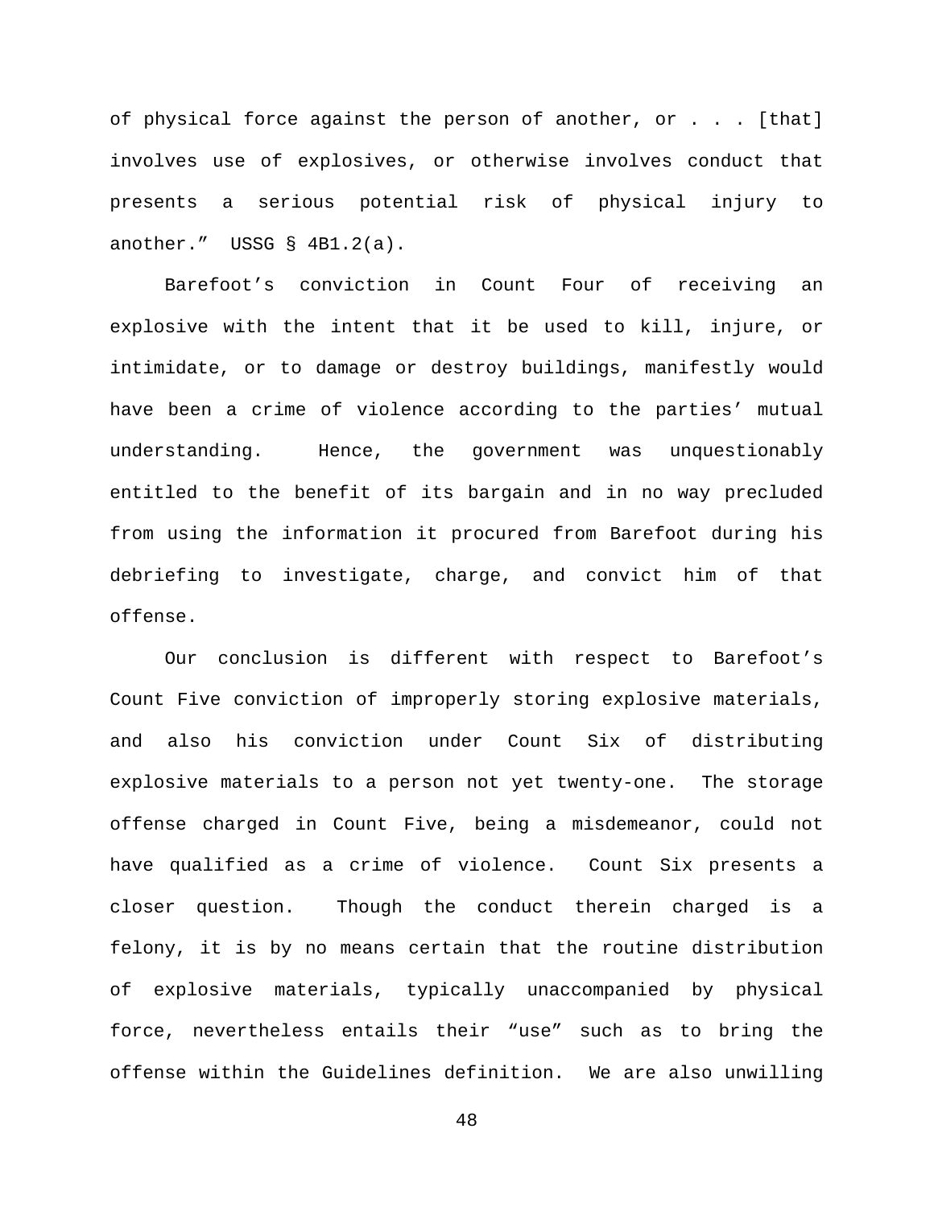of physical force against the person of another, or . . . [that] involves use of explosives, or otherwise involves conduct that presents a serious potential risk of physical injury to another." USSG § 4B1.2(a).

Barefoot's conviction in Count Four of receiving an explosive with the intent that it be used to kill, injure, or intimidate, or to damage or destroy buildings, manifestly would have been a crime of violence according to the parties' mutual understanding. Hence, the government was unquestionably entitled to the benefit of its bargain and in no way precluded from using the information it procured from Barefoot during his debriefing to investigate, charge, and convict him of that offense.

Our conclusion is different with respect to Barefoot's Count Five conviction of improperly storing explosive materials, and also his conviction under Count Six of distributing explosive materials to a person not yet twenty-one. The storage offense charged in Count Five, being a misdemeanor, could not have qualified as a crime of violence. Count Six presents a closer question. Though the conduct therein charged is a felony, it is by no means certain that the routine distribution of explosive materials, typically unaccompanied by physical force, nevertheless entails their "use" such as to bring the offense within the Guidelines definition. We are also unwilling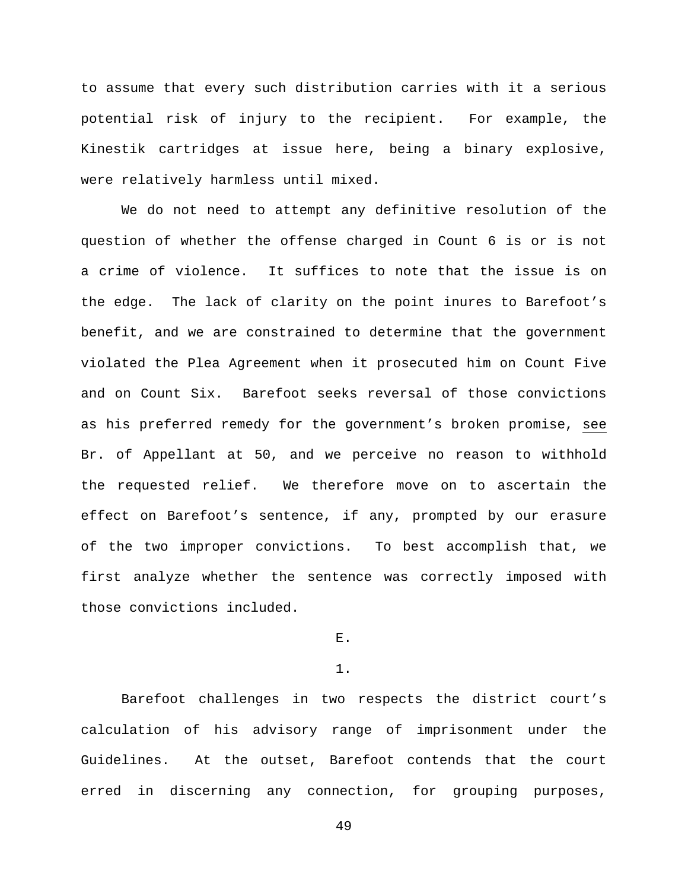to assume that every such distribution carries with it a serious potential risk of injury to the recipient. For example, the Kinestik cartridges at issue here, being a binary explosive, were relatively harmless until mixed.

We do not need to attempt any definitive resolution of the question of whether the offense charged in Count 6 is or is not a crime of violence. It suffices to note that the issue is on the edge. The lack of clarity on the point inures to Barefoot's benefit, and we are constrained to determine that the government violated the Plea Agreement when it prosecuted him on Count Five and on Count Six. Barefoot seeks reversal of those convictions as his preferred remedy for the government's broken promise, see Br. of Appellant at 50, and we perceive no reason to withhold the requested relief. We therefore move on to ascertain the effect on Barefoot's sentence, if any, prompted by our erasure of the two improper convictions. To best accomplish that, we first analyze whether the sentence was correctly imposed with those convictions included.

E.

1.

Barefoot challenges in two respects the district court's calculation of his advisory range of imprisonment under the Guidelines. At the outset, Barefoot contends that the court erred in discerning any connection, for grouping purposes,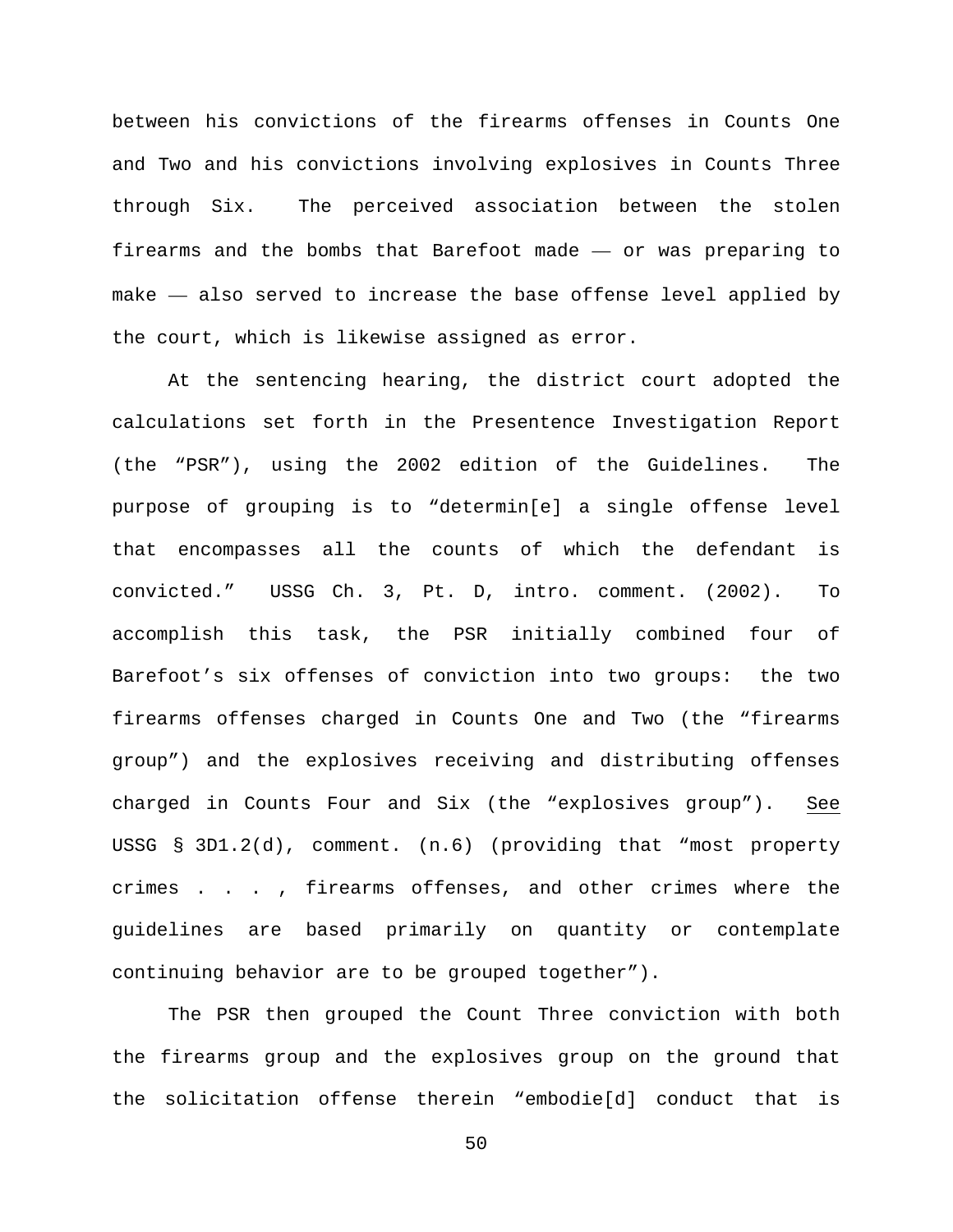between his convictions of the firearms offenses in Counts One and Two and his convictions involving explosives in Counts Three through Six. The perceived association between the stolen firearms and the bombs that Barefoot made — or was preparing to make — also served to increase the base offense level applied by the court, which is likewise assigned as error.

At the sentencing hearing, the district court adopted the calculations set forth in the Presentence Investigation Report (the "PSR"), using the 2002 edition of the Guidelines. The purpose of grouping is to "determin[e] a single offense level that encompasses all the counts of which the defendant is convicted." USSG Ch. 3, Pt. D, intro. comment. (2002). To accomplish this task, the PSR initially combined four of Barefoot's six offenses of conviction into two groups: the two firearms offenses charged in Counts One and Two (the "firearms group") and the explosives receiving and distributing offenses charged in Counts Four and Six (the "explosives group"). See USSG § 3D1.2(d), comment. (n.6) (providing that "most property crimes . . . , firearms offenses, and other crimes where the guidelines are based primarily on quantity or contemplate continuing behavior are to be grouped together").

The PSR then grouped the Count Three conviction with both the firearms group and the explosives group on the ground that the solicitation offense therein "embodie[d] conduct that is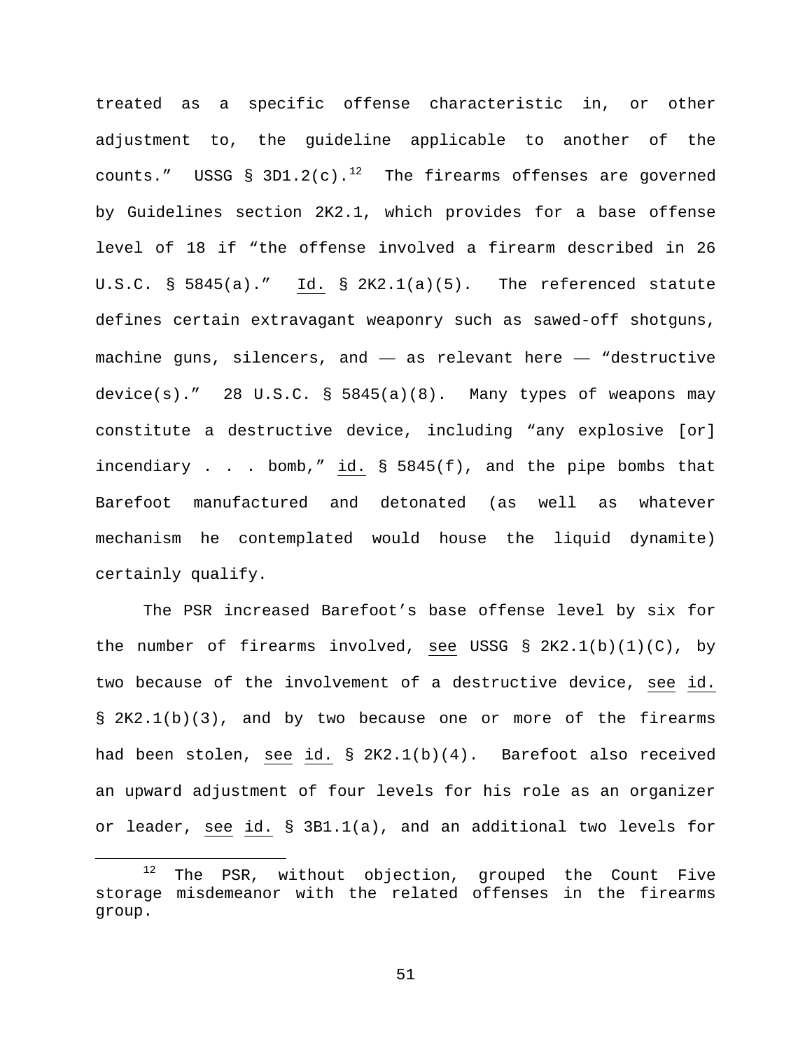treated as a specific offense characteristic in, or other adjustment to, the guideline applicable to another of the counts." USSG § 3D1.2(c).[12] The firearms offenses are governed by Guidelines section 2K2.1, which provides for a base offense level of 18 if "the offense involved a firearm described in 26 U.S.C. § 5845(a)." Id. § 2K2.1(a)(5). The referenced statute defines certain extravagant weaponry such as sawed-off shotguns, machine guns, silencers, and — as relevant here — "destructive device(s)." 28 U.S.C. § 5845(a)(8). Many types of weapons may constitute a destructive device, including "any explosive [or] incendiary . . . bomb," id. § 5845(f), and the pipe bombs that Barefoot manufactured and detonated (as well as whatever mechanism he contemplated would house the liquid dynamite) certainly qualify.

The PSR increased Barefoot's base offense level by six for the number of firearms involved, see USSG § 2K2.1(b)(1)(C), by two because of the involvement of a destructive device, see id. § 2K2.1(b)(3), and by two because one or more of the firearms had been stolen, see id. § 2K2.1(b)(4). Barefoot also received an upward adjustment of four levels for his role as an organizer or leader, see id. § 3B1.1(a), and an additional two levels for

[12] The PSR, without objection, grouped the Count Five storage misdemeanor with the related offenses in the firearms group.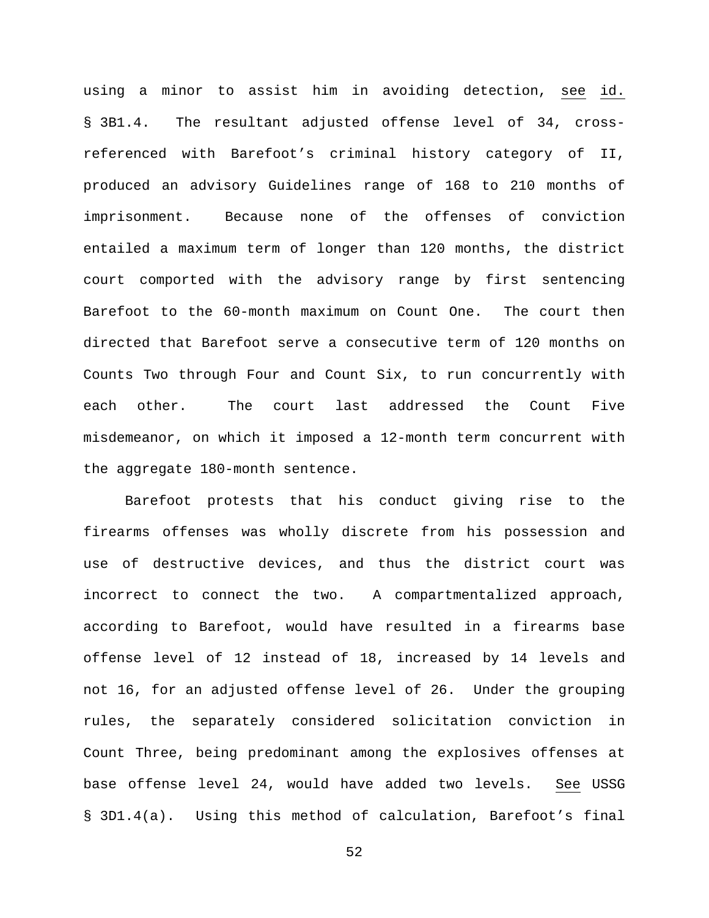using a minor to assist him in avoiding detection, see id. § 3B1.4. The resultant adjusted offense level of 34, cross-referenced with Barefoot's criminal history category of II, produced an advisory Guidelines range of 168 to 210 months of imprisonment. Because none of the offenses of conviction entailed a maximum term of longer than 120 months, the district court comported with the advisory range by first sentencing Barefoot to the 60-month maximum on Count One. The court then directed that Barefoot serve a consecutive term of 120 months on Counts Two through Four and Count Six, to run concurrently with each other. The court last addressed the Count Five misdemeanor, on which it imposed a 12-month term concurrent with the aggregate 180-month sentence.

Barefoot protests that his conduct giving rise to the firearms offenses was wholly discrete from his possession and use of destructive devices, and thus the district court was incorrect to connect the two. A compartmentalized approach, according to Barefoot, would have resulted in a firearms base offense level of 12 instead of 18, increased by 14 levels and not 16, for an adjusted offense level of 26. Under the grouping rules, the separately considered solicitation conviction in Count Three, being predominant among the explosives offenses at base offense level 24, would have added two levels. See USSG § 3D1.4(a). Using this method of calculation, Barefoot's final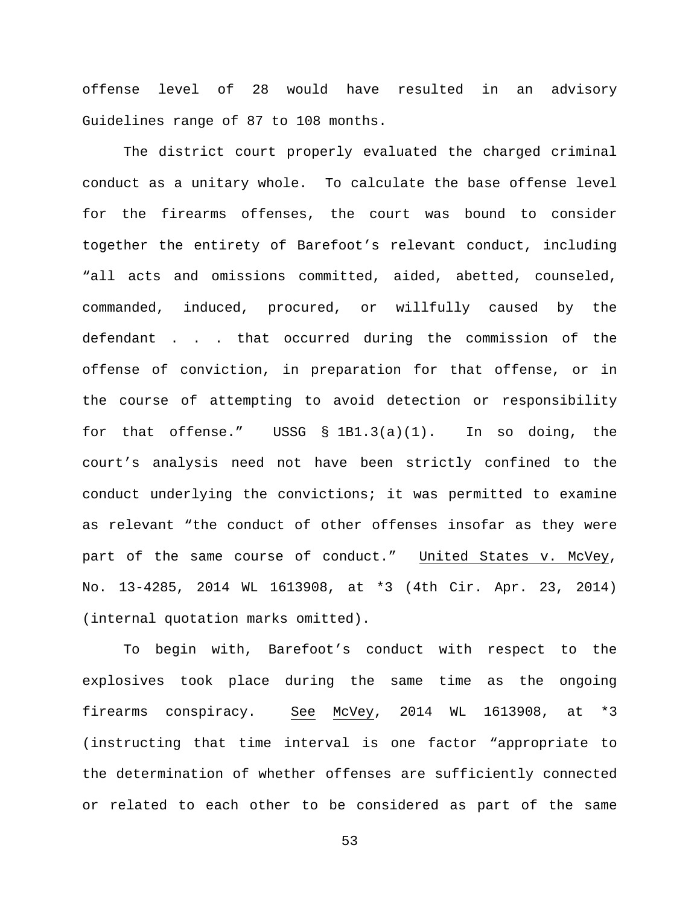offense level of 28 would have resulted in an advisory Guidelines range of 87 to 108 months.

The district court properly evaluated the charged criminal conduct as a unitary whole. To calculate the base offense level for the firearms offenses, the court was bound to consider together the entirety of Barefoot's relevant conduct, including "all acts and omissions committed, aided, abetted, counseled, commanded, induced, procured, or willfully caused by the defendant . . . that occurred during the commission of the offense of conviction, in preparation for that offense, or in the course of attempting to avoid detection or responsibility for that offense." USSG § 1B1.3(a)(1). In so doing, the court's analysis need not have been strictly confined to the conduct underlying the convictions; it was permitted to examine as relevant "the conduct of other offenses insofar as they were part of the same course of conduct." United States v. McVey, No. 13-4285, 2014 WL 1613908, at *3 (4th Cir. Apr. 23, 2014) (internal quotation marks omitted).

To begin with, Barefoot's conduct with respect to the explosives took place during the same time as the ongoing firearms conspiracy. See McVey, 2014 WL 1613908, at *3 (instructing that time interval is one factor "appropriate to the determination of whether offenses are sufficiently connected or related to each other to be considered as part of the same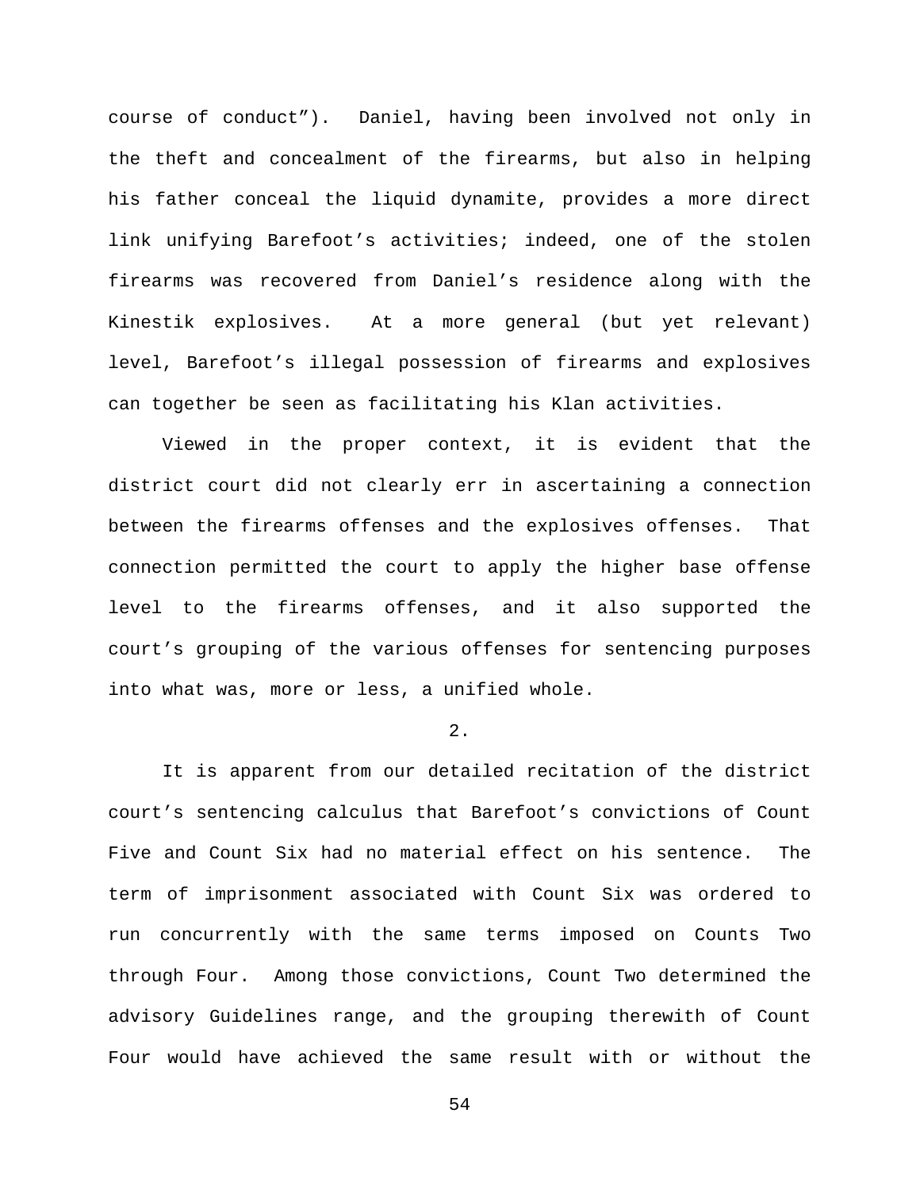course of conduct"). Daniel, having been involved not only in the theft and concealment of the firearms, but also in helping his father conceal the liquid dynamite, provides a more direct link unifying Barefoot's activities; indeed, one of the stolen firearms was recovered from Daniel's residence along with the Kinestik explosives. At a more general (but yet relevant) level, Barefoot's illegal possession of firearms and explosives can together be seen as facilitating his Klan activities.

Viewed in the proper context, it is evident that the district court did not clearly err in ascertaining a connection between the firearms offenses and the explosives offenses. That connection permitted the court to apply the higher base offense level to the firearms offenses, and it also supported the court's grouping of the various offenses for sentencing purposes into what was, more or less, a unified whole.

2.

It is apparent from our detailed recitation of the district court's sentencing calculus that Barefoot's convictions of Count Five and Count Six had no material effect on his sentence. The term of imprisonment associated with Count Six was ordered to run concurrently with the same terms imposed on Counts Two through Four. Among those convictions, Count Two determined the advisory Guidelines range, and the grouping therewith of Count Four would have achieved the same result with or without the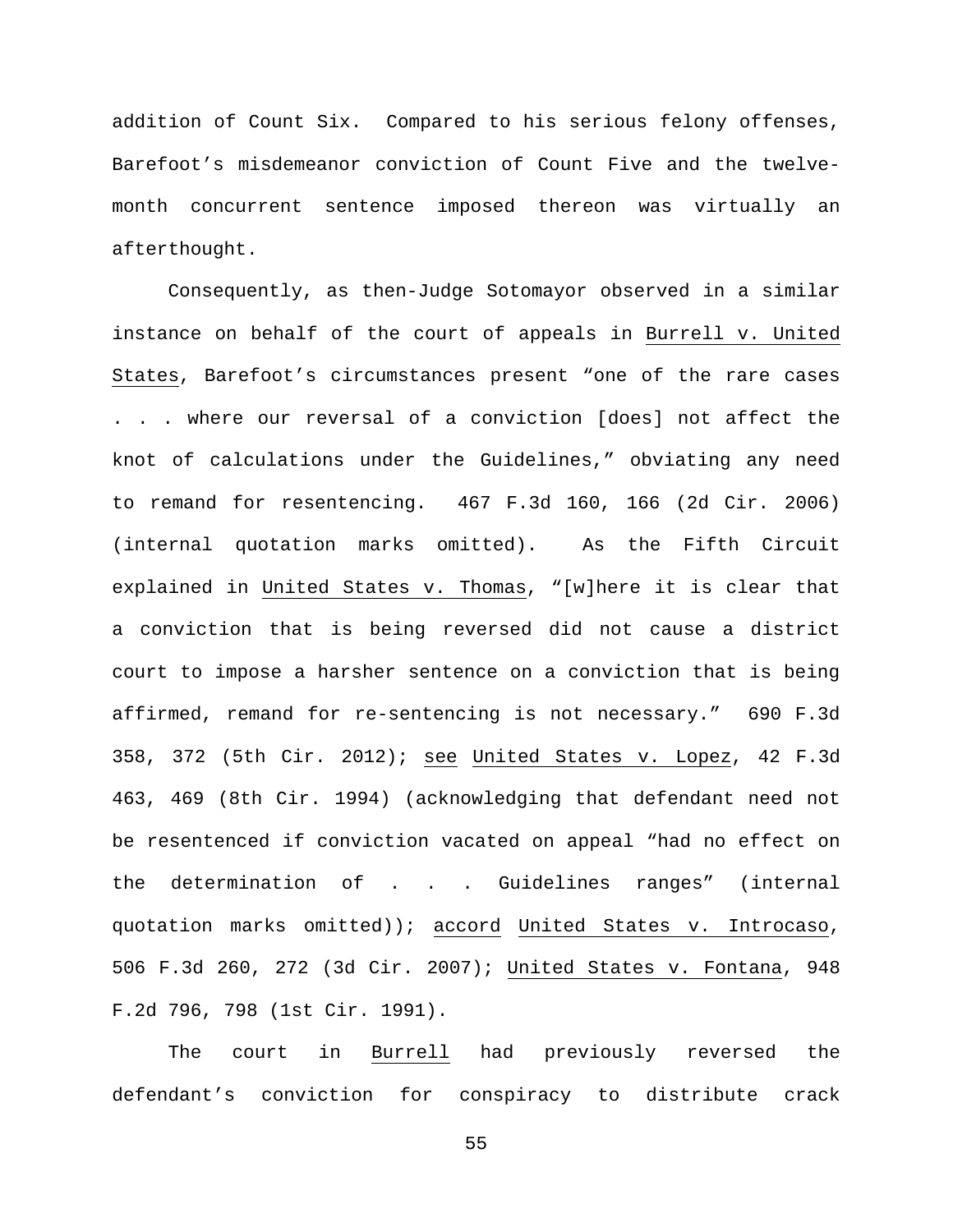addition of Count Six. Compared to his serious felony offenses, Barefoot's misdemeanor conviction of Count Five and the twelve-month concurrent sentence imposed thereon was virtually an afterthought.

Consequently, as then-Judge Sotomayor observed in a similar instance on behalf of the court of appeals in Burrell v. United States, Barefoot's circumstances present "one of the rare cases . . . where our reversal of a conviction [does] not affect the knot of calculations under the Guidelines," obviating any need to remand for resentencing. 467 F.3d 160, 166 (2d Cir. 2006) (internal quotation marks omitted). As the Fifth Circuit explained in United States v. Thomas, "[w]here it is clear that a conviction that is being reversed did not cause a district court to impose a harsher sentence on a conviction that is being affirmed, remand for re-sentencing is not necessary." 690 F.3d 358, 372 (5th Cir. 2012); see United States v. Lopez, 42 F.3d 463, 469 (8th Cir. 1994) (acknowledging that defendant need not be resentenced if conviction vacated on appeal "had no effect on the determination of . . . Guidelines ranges" (internal quotation marks omitted)); accord United States v. Introcaso, 506 F.3d 260, 272 (3d Cir. 2007); United States v. Fontana, 948 F.2d 796, 798 (1st Cir. 1991).

The court in Burrell had previously reversed the defendant's conviction for conspiracy to distribute crack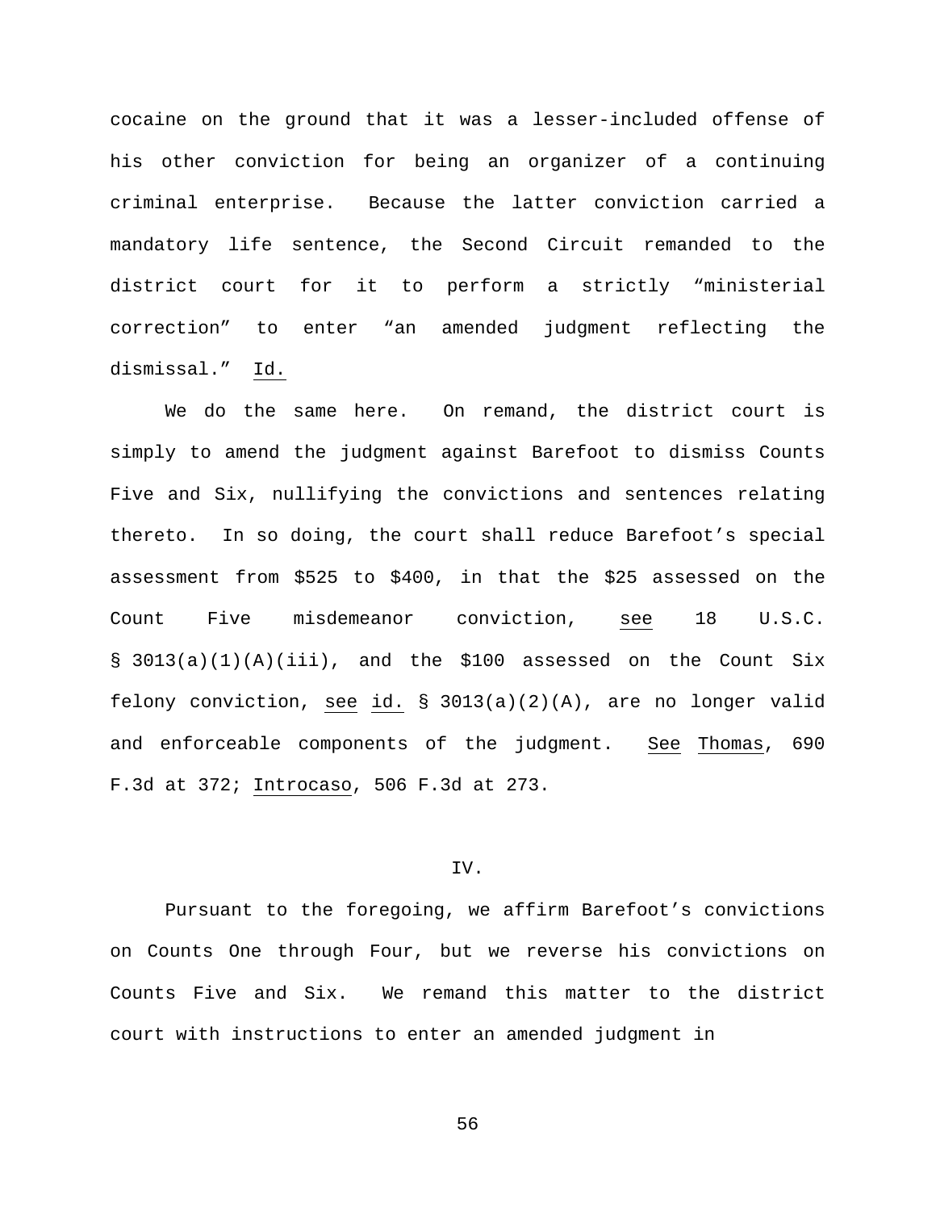cocaine on the ground that it was a lesser-included offense of his other conviction for being an organizer of a continuing criminal enterprise. Because the latter conviction carried a mandatory life sentence, the Second Circuit remanded to the district court for it to perform a strictly "ministerial correction" to enter "an amended judgment reflecting the dismissal." Id.

We do the same here. On remand, the district court is simply to amend the judgment against Barefoot to dismiss Counts Five and Six, nullifying the convictions and sentences relating thereto. In so doing, the court shall reduce Barefoot's special assessment from $525 to $400, in that the $25 assessed on the Count Five misdemeanor conviction, see 18 U.S.C. § 3013(a)(1)(A)(iii), and the $100 assessed on the Count Six felony conviction, see id. § 3013(a)(2)(A), are no longer valid and enforceable components of the judgment. See Thomas, 690 F.3d at 372; Introcaso, 506 F.3d at 273.

## IV.

Pursuant to the foregoing, we affirm Barefoot's convictions on Counts One through Four, but we reverse his convictions on Counts Five and Six. We remand this matter to the district court with instructions to enter an amended judgment in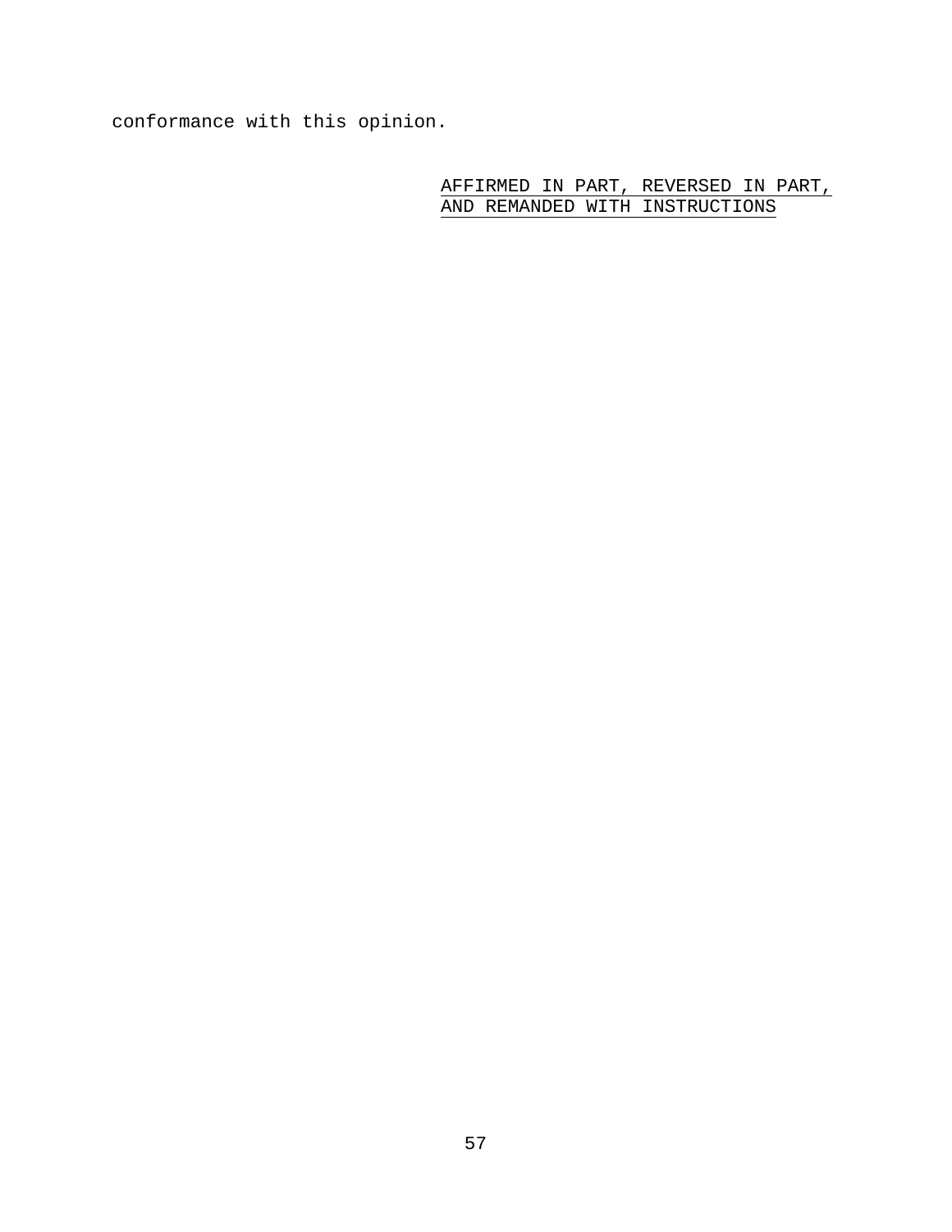conformance with this opinion.

AFFIRMED IN PART, REVERSED IN PART, AND REMANDED WITH INSTRUCTIONS